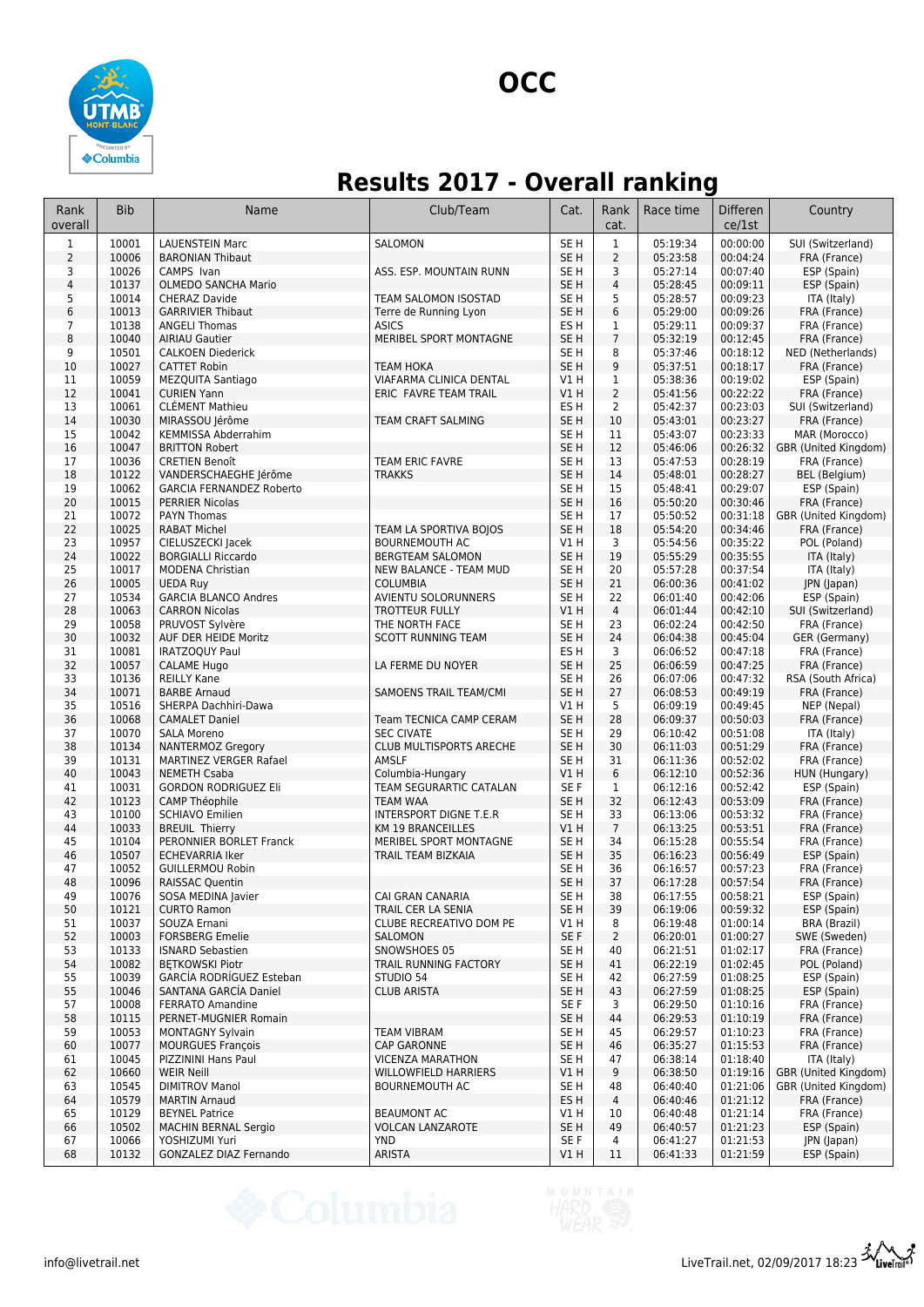# OCC

## Results 2017 - Overall ranking

| Rank overall | Bib | Name | Club/Team | Cat. | Rank cat. | Race time | Difference/1st | Country |
|---|---|---|---|---|---|---|---|---|
| 1 | 10001 | LAUENSTEIN Marc | SALOMON | SE H | 1 | 05:19:34 | 00:00:00 | SUI (Switzerland) |
| 2 | 10006 | BARONIAN Thibaut | | SE H | 2 | 05:23:58 | 00:04:24 | FRA (France) |
| 3 | 10026 | CAMPS Ivan | ASS. ESP. MOUNTAIN RUNN | SE H | 3 | 05:27:14 | 00:07:40 | ESP (Spain) |
| 4 | 10137 | OLMEDO SANCHA Mario | | SE H | 4 | 05:28:45 | 00:09:11 | ESP (Spain) |
| 5 | 10014 | CHERAZ Davide | TEAM SALOMON ISOSTAD | SE H | 5 | 05:28:57 | 00:09:23 | ITA (Italy) |
| 6 | 10013 | GARRIVIER Thibaut | Terre de Running Lyon | SE H | 6 | 05:29:00 | 00:09:26 | FRA (France) |
| 7 | 10138 | ANGELI Thomas | ASICS | ES H | 1 | 05:29:11 | 00:09:37 | FRA (France) |
| 8 | 10040 | AIRIAU Gautier | MERIBEL SPORT MONTAGNE | SE H | 7 | 05:32:19 | 00:12:45 | FRA (France) |
| 9 | 10501 | CALKOEN Diederick | | SE H | 8 | 05:37:46 | 00:18:12 | NED (Netherlands) |
| 10 | 10027 | CATTET Robin | TEAM HOKA | SE H | 9 | 05:37:51 | 00:18:17 | FRA (France) |
| 11 | 10059 | MEZQUITA Santiago | VIAFARMA CLINICA DENTAL | V1 H | 1 | 05:38:36 | 00:19:02 | ESP (Spain) |
| 12 | 10041 | CURIEN Yann | ERIC FAVRE TEAM TRAIL | V1 H | 2 | 05:41:56 | 00:22:22 | FRA (France) |
| 13 | 10061 | CLÉMENT Mathieu | | ES H | 2 | 05:42:37 | 00:23:03 | SUI (Switzerland) |
| 14 | 10030 | MIRASSOU Jérôme | TEAM CRAFT SALMING | SE H | 10 | 05:43:01 | 00:23:27 | FRA (France) |
| 15 | 10042 | KEMMISSA Abderrahim | | SE H | 11 | 05:43:07 | 00:23:33 | MAR (Morocco) |
| 16 | 10047 | BRITTON Robert | | SE H | 12 | 05:46:06 | 00:26:32 | GBR (United Kingdom) |
| 17 | 10036 | CRETIEN Benoît | TEAM ERIC FAVRE | SE H | 13 | 05:47:53 | 00:28:19 | FRA (France) |
| 18 | 10122 | VANDERSCHAEGHE Jérôme | TRAKKS | SE H | 14 | 05:48:01 | 00:28:27 | BEL (Belgium) |
| 19 | 10062 | GARCIA FERNANDEZ Roberto | | SE H | 15 | 05:48:41 | 00:29:07 | ESP (Spain) |
| 20 | 10015 | PERRIER Nicolas | | SE H | 16 | 05:50:20 | 00:30:46 | FRA (France) |
| 21 | 10072 | PAYN Thomas | | SE H | 17 | 05:50:52 | 00:31:18 | GBR (United Kingdom) |
| 22 | 10025 | RABAT Michel | TEAM LA SPORTIVA BOJOS | SE H | 18 | 05:54:20 | 00:34:46 | FRA (France) |
| 23 | 10957 | CIELUSZECKI Jacek | BOURNEMOUTH AC | V1 H | 3 | 05:54:56 | 00:35:22 | POL (Poland) |
| 24 | 10022 | BORGIALLI Riccardo | BERGTEAM SALOMON | SE H | 19 | 05:55:29 | 00:35:55 | ITA (Italy) |
| 25 | 10017 | MODENA Christian | NEW BALANCE - TEAM MUD | SE H | 20 | 05:57:28 | 00:37:54 | ITA (Italy) |
| 26 | 10005 | UEDA Ruy | COLUMBIA | SE H | 21 | 06:00:36 | 00:41:02 | JPN (Japan) |
| 27 | 10534 | GARCIA BLANCO Andres | AVIENTU SOLORUNNERS | SE H | 22 | 06:01:40 | 00:42:06 | ESP (Spain) |
| 28 | 10063 | CARRON Nicolas | TROTTEUR FULLY | V1 H | 4 | 06:01:44 | 00:42:10 | SUI (Switzerland) |
| 29 | 10058 | PRUVOST Sylvère | THE NORTH FACE | SE H | 23 | 06:02:24 | 00:42:50 | FRA (France) |
| 30 | 10032 | AUF DER HEIDE Moritz | SCOTT RUNNING TEAM | SE H | 24 | 06:04:38 | 00:45:04 | GER (Germany) |
| 31 | 10081 | IRATZOQUY Paul | | ES H | 3 | 06:06:52 | 00:47:18 | FRA (France) |
| 32 | 10057 | CALAME Hugo | LA FERME DU NOYER | SE H | 25 | 06:06:59 | 00:47:25 | FRA (France) |
| 33 | 10136 | REILLY Kane | | SE H | 26 | 06:07:06 | 00:47:32 | RSA (South Africa) |
| 34 | 10071 | BARBE Arnaud | SAMOENS TRAIL TEAM/CMI | SE H | 27 | 06:08:53 | 00:49:19 | FRA (France) |
| 35 | 10516 | SHERPA Dachhiri-Dawa | | V1 H | 5 | 06:09:19 | 00:49:45 | NEP (Nepal) |
| 36 | 10068 | CAMALET Daniel | Team TECNICA CAMP CERAM | SE H | 28 | 06:09:37 | 00:50:03 | FRA (France) |
| 37 | 10070 | SALA Moreno | SEC CIVATE | SE H | 29 | 06:10:42 | 00:51:08 | ITA (Italy) |
| 38 | 10134 | NANTERMOZ Gregory | CLUB MULTISPORTS ARECHE | SE H | 30 | 06:11:03 | 00:51:29 | FRA (France) |
| 39 | 10131 | MARTINEZ VERGER Rafael | AMSLF | SE H | 31 | 06:11:36 | 00:52:02 | ESP (Spain) |
| 40 | 10043 | NEMETH Csaba | Columbia-Hungary | V1 H | 6 | 06:12:10 | 00:52:36 | HUN (Hungary) |
| 41 | 10031 | GORDON RODRIGUEZ Eli | TEAM SEGURARTIC CATALAN | SE F | 1 | 06:12:16 | 00:52:42 | ESP (Spain) |
| 42 | 10123 | CAMP Théophile | TEAM WAA | SE H | 32 | 06:12:43 | 00:53:09 | FRA (France) |
| 43 | 10100 | SCHIAVO Emilien | INTERSPORT DIGNE T.E.R | SE H | 33 | 06:13:06 | 00:53:32 | FRA (France) |
| 44 | 10033 | BREUIL Thierry | KM 19 BRANCEILLES | V1 H | 7 | 06:13:25 | 00:53:51 | FRA (France) |
| 45 | 10104 | PERONNIER BORLET Franck | MERIBEL SPORT MONTAGNE | SE H | 34 | 06:15:28 | 00:55:54 | FRA (France) |
| 46 | 10507 | ECHEVARRIA Iker | TRAIL TEAM BIZKAIA | SE H | 35 | 06:16:23 | 00:56:49 | ESP (Spain) |
| 47 | 10052 | GUILLERMOU Robin | | SE H | 36 | 06:16:57 | 00:57:23 | FRA (France) |
| 48 | 10096 | RAISSAC Quentin | | SE H | 37 | 06:17:28 | 00:57:54 | FRA (France) |
| 49 | 10076 | SOSA MEDINA Javier | CAI GRAN CANARIA | SE H | 38 | 06:17:55 | 00:58:21 | ESP (Spain) |
| 50 | 10121 | CURTO Ramon | TRAIL CER LA SENIA | SE H | 39 | 06:19:06 | 00:59:32 | ESP (Spain) |
| 51 | 10037 | SOUZA Ernani | CLUBE RECREATIVO DOM PE | V1 H | 8 | 06:19:48 | 01:00:14 | BRA (Brazil) |
| 52 | 10003 | FORSBERG Emelie | SALOMON | SE F | 2 | 06:20:01 | 01:00:27 | SWE (Sweden) |
| 53 | 10133 | ISNARD Sebastien | SNOWSHOES 05 | SE H | 40 | 06:21:51 | 01:02:17 | FRA (France) |
| 54 | 10082 | BĘTKOWSKI Piotr | TRAIL RUNNING FACTORY | SE H | 41 | 06:22:19 | 01:02:45 | POL (Poland) |
| 55 | 10039 | GARCÍA RODRÍGUEZ Esteban | STUDIO 54 | SE H | 42 | 06:27:59 | 01:08:25 | ESP (Spain) |
| 55 | 10046 | SANTANA GARCÍA Daniel | CLUB ARISTA | SE H | 43 | 06:27:59 | 01:08:25 | ESP (Spain) |
| 57 | 10008 | FERRATO Amandine | | SE F | 3 | 06:29:50 | 01:10:16 | FRA (France) |
| 58 | 10115 | PERNET-MUGNIER Romain | | SE H | 44 | 06:29:53 | 01:10:19 | FRA (France) |
| 59 | 10053 | MONTAGNY Sylvain | TEAM VIBRAM | SE H | 45 | 06:29:57 | 01:10:23 | FRA (France) |
| 60 | 10077 | MOURGUES François | CAP GARONNE | SE H | 46 | 06:35:27 | 01:15:53 | FRA (France) |
| 61 | 10045 | PIZZININI Hans Paul | VICENZA MARATHON | SE H | 47 | 06:38:14 | 01:18:40 | ITA (Italy) |
| 62 | 10660 | WEIR Neill | WILLOWFIELD HARRIERS | V1 H | 9 | 06:38:50 | 01:19:16 | GBR (United Kingdom) |
| 63 | 10545 | DIMITROV Manol | BOURNEMOUTH AC | SE H | 48 | 06:40:40 | 01:21:06 | GBR (United Kingdom) |
| 64 | 10579 | MARTIN Arnaud | | ES H | 4 | 06:40:46 | 01:21:12 | FRA (France) |
| 65 | 10129 | BEYNEL Patrice | BEAUMONT AC | V1 H | 10 | 06:40:48 | 01:21:14 | FRA (France) |
| 66 | 10502 | MACHIN BERNAL Sergio | VOLCAN LANZAROTE | SE H | 49 | 06:40:57 | 01:21:23 | ESP (Spain) |
| 67 | 10066 | YOSHIZUMI Yuri | YND | SE F | 4 | 06:41:27 | 01:21:53 | JPN (Japan) |
| 68 | 10132 | GONZALEZ DIAZ Fernando | ARISTA | V1 H | 11 | 06:41:33 | 01:21:59 | ESP (Spain) |

info@livetrail.net

LiveTrail.net, 02/09/2017 18:23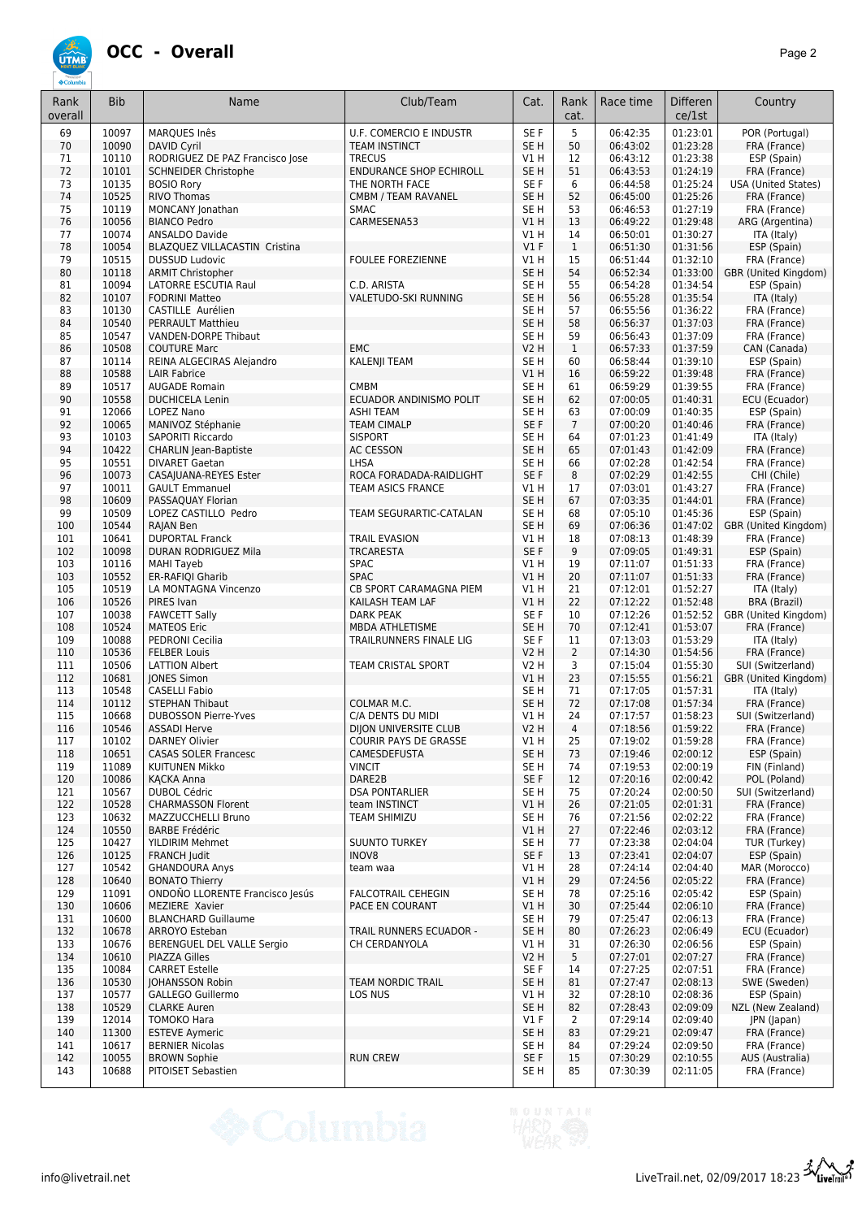# OCC - Overall

| Rank overall | Bib | Name | Club/Team | Cat. | Rank cat. | Race time | Differen ce/1st | Country |
|---|---|---|---|---|---|---|---|---|
| 69 | 10097 | MARQUES Inês | U.F. COMERCIO E INDUSTR | SE F | 5 | 06:42:35 | 01:23:01 | POR (Portugal) |
| 70 | 10090 | DAVID Cyril | TEAM INSTINCT | SE H | 50 | 06:43:02 | 01:23:28 | FRA (France) |
| 71 | 10110 | RODRIGUEZ DE PAZ Francisco Jose | TRECUS | V1 H | 12 | 06:43:12 | 01:23:38 | ESP (Spain) |
| 72 | 10101 | SCHNEIDER Christophe | ENDURANCE SHOP ECHIROLL | SE H | 51 | 06:43:53 | 01:24:19 | FRA (France) |
| 73 | 10135 | BOSIO Rory | THE NORTH FACE | SE F | 6 | 06:44:58 | 01:25:24 | USA (United States) |
| 74 | 10525 | RIVO Thomas | CMBM / TEAM RAVANEL | SE H | 52 | 06:45:00 | 01:25:26 | FRA (France) |
| 75 | 10119 | MONCANY Jonathan | SMAC | SE H | 53 | 06:46:53 | 01:27:19 | FRA (France) |
| 76 | 10056 | BIANCO Pedro | CARMESENA53 | V1 H | 13 | 06:49:22 | 01:29:48 | ARG (Argentina) |
| 77 | 10074 | ANSALDO Davide | | V1 H | 14 | 06:50:01 | 01:30:27 | ITA (Italy) |
| 78 | 10054 | BLAZQUEZ VILLACASTIN Cristina | | V1 F | 1 | 06:51:30 | 01:31:56 | ESP (Spain) |
| 79 | 10515 | DUSSUD Ludovic | FOULEE FOREZIENNE | V1 H | 15 | 06:51:44 | 01:32:10 | FRA (France) |
| 80 | 10118 | ARMIT Christopher | | SE H | 54 | 06:52:34 | 01:33:00 | GBR (United Kingdom) |
| 81 | 10094 | LATORRE ESCUTIA Raul | C.D. ARISTA | SE H | 55 | 06:54:28 | 01:34:54 | ESP (Spain) |
| 82 | 10107 | FODRINI Matteo | VALETUDO-SKI RUNNING | SE H | 56 | 06:55:28 | 01:35:54 | ITA (Italy) |
| 83 | 10130 | CASTILLE Aurélien | | SE H | 57 | 06:55:56 | 01:36:22 | FRA (France) |
| 84 | 10540 | PERRAULT Matthieu | | SE H | 58 | 06:56:37 | 01:37:03 | FRA (France) |
| 85 | 10547 | VANDEN-DORPE Thibaut | | SE H | 59 | 06:56:43 | 01:37:09 | FRA (France) |
| 86 | 10508 | COUTURE Marc | EMC | V2 H | 1 | 06:57:33 | 01:37:59 | CAN (Canada) |
| 87 | 10114 | REINA ALGECIRAS Alejandro | KALENJI TEAM | SE H | 60 | 06:58:44 | 01:39:10 | ESP (Spain) |
| 88 | 10588 | LAIR Fabrice | | V1 H | 16 | 06:59:22 | 01:39:48 | FRA (France) |
| 89 | 10517 | AUGADE Romain | CMBM | SE H | 61 | 06:59:29 | 01:39:55 | FRA (France) |
| 90 | 10558 | DUCHICELA Lenin | ECUADOR ANDINISMO POLIT | SE H | 62 | 07:00:05 | 01:40:31 | ECU (Ecuador) |
| 91 | 12066 | LOPEZ Nano | ASHI TEAM | SE H | 63 | 07:00:09 | 01:40:35 | ESP (Spain) |
| 92 | 10065 | MANIVOZ Stéphanie | TEAM CIMALP | SE F | 7 | 07:00:20 | 01:40:46 | FRA (France) |
| 93 | 10103 | SAPORITI Riccardo | SISPORT | SE H | 64 | 07:01:23 | 01:41:49 | ITA (Italy) |
| 94 | 10422 | CHARLIN Jean-Baptiste | AC CESSON | SE H | 65 | 07:01:43 | 01:42:09 | FRA (France) |
| 95 | 10551 | DIVARET Gaetan | LHSA | SE H | 66 | 07:02:28 | 01:42:54 | FRA (France) |
| 96 | 10073 | CASAJUANA-REYES Ester | ROCA FORADADA-RAIDLIGHT | SE F | 8 | 07:02:29 | 01:42:55 | CHI (Chile) |
| 97 | 10011 | GAULT Emmanuel | TEAM ASICS FRANCE | V1 H | 17 | 07:03:01 | 01:43:27 | FRA (France) |
| 98 | 10609 | PASSAQUAY Florian | | SE H | 67 | 07:03:35 | 01:44:01 | FRA (France) |
| 99 | 10509 | LOPEZ CASTILLO Pedro | TEAM SEGURARTIC-CATALAN | SE H | 68 | 07:05:10 | 01:45:36 | ESP (Spain) |
| 100 | 10544 | RAJAN Ben | | SE H | 69 | 07:06:36 | 01:47:02 | GBR (United Kingdom) |
| 101 | 10641 | DUPORTAL Franck | TRAIL EVASION | V1 H | 18 | 07:08:13 | 01:48:39 | FRA (France) |
| 102 | 10098 | DURAN RODRIGUEZ Mila | TRCARESTA | SE F | 9 | 07:09:05 | 01:49:31 | ESP (Spain) |
| 103 | 10116 | MAHI Tayeb | SPAC | V1 H | 19 | 07:11:07 | 01:51:33 | FRA (France) |
| 103 | 10552 | ER-RAFIQI Gharib | SPAC | V1 H | 20 | 07:11:07 | 01:51:33 | FRA (France) |
| 105 | 10519 | LA MONTAGNA Vincenzo | CB SPORT CARAMAGNA PIEM | V1 H | 21 | 07:12:01 | 01:52:27 | ITA (Italy) |
| 106 | 10526 | PIRES Ivan | KAILASH TEAM LAF | V1 H | 22 | 07:12:22 | 01:52:48 | BRA (Brazil) |
| 107 | 10038 | FAWCETT Sally | DARK PEAK | SE F | 10 | 07:12:26 | 01:52:52 | GBR (United Kingdom) |
| 108 | 10524 | MATEOS Eric | MBDA ATHLETISME | SE H | 70 | 07:12:41 | 01:53:07 | FRA (France) |
| 109 | 10088 | PEDRONI Cecilia | TRAILRUNNERS FINALE LIG | SE F | 11 | 07:13:03 | 01:53:29 | ITA (Italy) |
| 110 | 10536 | FELBER Louis | | V2 H | 2 | 07:14:30 | 01:54:56 | FRA (France) |
| 111 | 10506 | LATTION Albert | TEAM CRISTAL SPORT | V2 H | 3 | 07:15:04 | 01:55:30 | SUI (Switzerland) |
| 112 | 10681 | JONES Simon | | V1 H | 23 | 07:15:55 | 01:56:21 | GBR (United Kingdom) |
| 113 | 10548 | CASELLI Fabio | | SE H | 71 | 07:17:05 | 01:57:31 | ITA (Italy) |
| 114 | 10112 | STEPHAN Thibaut | COLMAR M.C. | SE H | 72 | 07:17:08 | 01:57:34 | FRA (France) |
| 115 | 10668 | DUBOSSON Pierre-Yves | C/A DENTS DU MIDI | V1 H | 24 | 07:17:57 | 01:58:23 | SUI (Switzerland) |
| 116 | 10546 | ASSADI Herve | DIJON UNIVERSITE CLUB | V2 H | 4 | 07:18:56 | 01:59:22 | FRA (France) |
| 117 | 10102 | DARNEY Olivier | COURIR PAYS DE GRASSE | V1 H | 25 | 07:19:02 | 01:59:28 | FRA (France) |
| 118 | 10651 | CASAS SOLER Francesc | CAMESDEFUSTA | SE H | 73 | 07:19:46 | 02:00:12 | ESP (Spain) |
| 119 | 11089 | KUITUNEN Mikko | VINCIT | SE H | 74 | 07:19:53 | 02:00:19 | FIN (Finland) |
| 120 | 10086 | KĄCKA Anna | DARE2B | SE F | 12 | 07:20:16 | 02:00:42 | POL (Poland) |
| 121 | 10567 | DUBOL Cédric | DSA PONTARLIER | SE H | 75 | 07:20:24 | 02:00:50 | SUI (Switzerland) |
| 122 | 10528 | CHARMASSON Florent | team INSTINCT | V1 H | 26 | 07:21:05 | 02:01:31 | FRA (France) |
| 123 | 10632 | MAZZUCCHELLI Bruno | TEAM SHIMIZU | SE H | 76 | 07:21:56 | 02:02:22 | FRA (France) |
| 124 | 10550 | BARBE Frédéric | | V1 H | 27 | 07:22:46 | 02:03:12 | FRA (France) |
| 125 | 10427 | YILDIRIM Mehmet | SUUNTO TURKEY | SE H | 77 | 07:23:38 | 02:04:04 | TUR (Turkey) |
| 126 | 10125 | FRANCH Judit | INOV8 | SE F | 13 | 07:23:41 | 02:04:07 | ESP (Spain) |
| 127 | 10542 | GHANDOURA Anys | team waa | V1 H | 28 | 07:24:14 | 02:04:40 | MAR (Morocco) |
| 128 | 10640 | BONATO Thierry | | V1 H | 29 | 07:24:56 | 02:05:22 | FRA (France) |
| 129 | 11091 | ONDOÑO LLORENTE Francisco Jesús | FALCOTRAIL CEHEGIN | SE H | 78 | 07:25:16 | 02:05:42 | ESP (Spain) |
| 130 | 10606 | MEZIERE Xavier | PACE EN COURANT | V1 H | 30 | 07:25:44 | 02:06:10 | FRA (France) |
| 131 | 10600 | BLANCHARD Guillaume | | SE H | 79 | 07:25:47 | 02:06:13 | FRA (France) |
| 132 | 10678 | ARROYO Esteban | TRAIL RUNNERS ECUADOR - | SE H | 80 | 07:26:23 | 02:06:49 | ECU (Ecuador) |
| 133 | 10676 | BERENGUEL DEL VALLE Sergio | CH CERDANYOLA | V1 H | 31 | 07:26:30 | 02:06:56 | ESP (Spain) |
| 134 | 10610 | PIAZZA Gilles | | V2 H | 5 | 07:27:01 | 02:07:27 | FRA (France) |
| 135 | 10084 | CARRET Estelle | | SE F | 14 | 07:27:25 | 02:07:51 | FRA (France) |
| 136 | 10530 | JOHANSSON Robin | TEAM NORDIC TRAIL | SE H | 81 | 07:27:47 | 02:08:13 | SWE (Sweden) |
| 137 | 10577 | GALLEGO Guillermo | LOS NUS | V1 H | 32 | 07:28:10 | 02:08:36 | ESP (Spain) |
| 138 | 10529 | CLARKE Auren | | SE H | 82 | 07:28:43 | 02:09:09 | NZL (New Zealand) |
| 139 | 12014 | TOMOKO Hara | | V1 F | 2 | 07:29:14 | 02:09:40 | JPN (Japan) |
| 140 | 11300 | ESTEVE Aymeric | | SE H | 83 | 07:29:21 | 02:09:47 | FRA (France) |
| 141 | 10617 | BERNIER Nicolas | | SE H | 84 | 07:29:24 | 02:09:50 | FRA (France) |
| 142 | 10055 | BROWN Sophie | RUN CREW | SE F | 15 | 07:30:29 | 02:10:55 | AUS (Australia) |
| 143 | 10688 | PITOISET Sebastien | | SE H | 85 | 07:30:39 | 02:11:05 | FRA (France) |

info@livetrail.net LiveTrail.net, 02/09/2017 18:23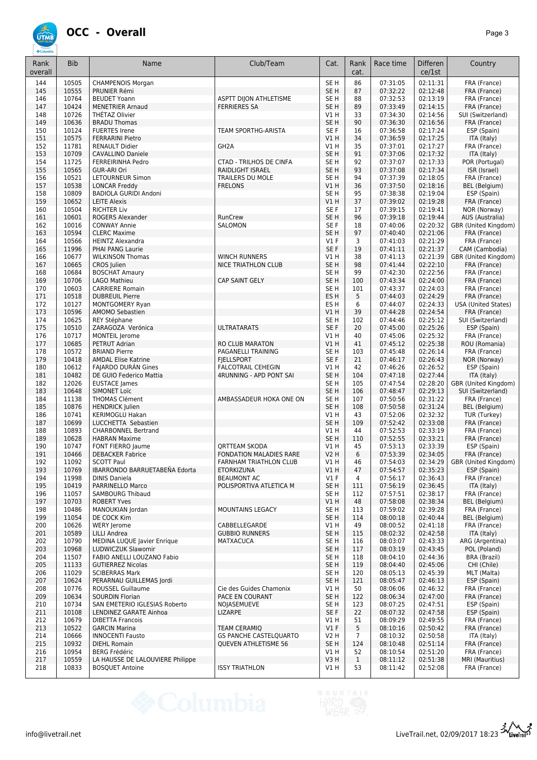# OCC - Overall

| Rank overall | Bib | Name | Club/Team | Cat. | Rank cat. | Race time | Differen ce/1st | Country |
|---|---|---|---|---|---|---|---|---|
| 144 | 10505 | CHAMPENOIS Morgan | | SE H | 86 | 07:31:05 | 02:11:31 | FRA (France) |
| 145 | 10555 | PRUNIER Rémi | | SE H | 87 | 07:32:22 | 02:12:48 | FRA (France) |
| 146 | 10764 | BEUDET Yoann | ASPTT DIJON ATHLETISME | SE H | 88 | 07:32:53 | 02:13:19 | FRA (France) |
| 147 | 10424 | MENETRIER Arnaud | FERRIERES SA | SE H | 89 | 07:33:49 | 02:14:15 | FRA (France) |
| 148 | 10726 | THÉTAZ Olivier | | V1 H | 33 | 07:34:30 | 02:14:56 | SUI (Switzerland) |
| 149 | 10636 | BRADU Thomas | | SE H | 90 | 07:36:30 | 02:16:56 | FRA (France) |
| 150 | 10124 | FUERTES Irene | TEAM SPORTHG-ARISTA | SE F | 16 | 07:36:58 | 02:17:24 | ESP (Spain) |
| 151 | 10575 | FERRARINI Pietro | | V1 H | 34 | 07:36:59 | 02:17:25 | ITA (Italy) |
| 152 | 11781 | RENAULT Didier | GH2A | V1 H | 35 | 07:37:01 | 02:17:27 | FRA (France) |
| 153 | 10709 | CAVALLINO Daniele | | SE H | 91 | 07:37:06 | 02:17:32 | ITA (Italy) |
| 154 | 11725 | FERREIRINHA Pedro | CTAD - TRILHOS DE CINFA | SE H | 92 | 07:37:07 | 02:17:33 | POR (Portugal) |
| 155 | 10565 | GUR-ARI Ori | RAIDLIGHT ISRAEL | SE H | 93 | 07:37:08 | 02:17:34 | ISR (Israel) |
| 156 | 10521 | LETOURNEUR Simon | TRAILERS DU MOLE | SE H | 94 | 07:37:39 | 02:18:05 | FRA (France) |
| 157 | 10538 | LONCAR Freddy | FRELONS | V1 H | 36 | 07:37:50 | 02:18:16 | BEL (Belgium) |
| 158 | 10809 | BADIOLA GURIDI Andoni | | SE H | 95 | 07:38:38 | 02:19:04 | ESP (Spain) |
| 159 | 10652 | LEITE Alexis | | V1 H | 37 | 07:39:02 | 02:19:28 | FRA (France) |
| 160 | 10504 | RICHTER Liv | | SE F | 17 | 07:39:15 | 02:19:41 | NOR (Norway) |
| 161 | 10601 | ROGERS Alexander | RunCrew | SE H | 96 | 07:39:18 | 02:19:44 | AUS (Australia) |
| 162 | 10016 | CONWAY Annie | SALOMON | SE F | 18 | 07:40:06 | 02:20:32 | GBR (United Kingdom) |
| 163 | 10594 | CLERC Maxime | | SE H | 97 | 07:40:40 | 02:21:06 | FRA (France) |
| 164 | 10566 | HEINTZ Alexandra | | V1 F | 3 | 07:41:03 | 02:21:29 | FRA (France) |
| 165 | 11996 | PHAI PANG Laurie | | SE F | 19 | 07:41:11 | 02:21:37 | CAM (Cambodia) |
| 166 | 10677 | WILKINSON Thomas | WINCH RUNNERS | V1 H | 38 | 07:41:13 | 02:21:39 | GBR (United Kingdom) |
| 167 | 10665 | CROS Julien | NICE TRIATHLON CLUB | SE H | 98 | 07:41:44 | 02:22:10 | FRA (France) |
| 168 | 10684 | BOSCHAT Amaury | | SE H | 99 | 07:42:30 | 02:22:56 | FRA (France) |
| 169 | 10706 | LAGO Mathieu | CAP SAINT GELY | SE H | 100 | 07:43:34 | 02:24:00 | FRA (France) |
| 170 | 10603 | CARRIERE Romain | | SE H | 101 | 07:43:37 | 02:24:03 | FRA (France) |
| 171 | 10518 | DUBREUIL Pierre | | ES H | 5 | 07:44:03 | 02:24:29 | FRA (France) |
| 172 | 10127 | MONTGOMERY Ryan | | ES H | 6 | 07:44:07 | 02:24:33 | USA (United States) |
| 173 | 10596 | AMOMO Sebastien | | V1 H | 39 | 07:44:28 | 02:24:54 | FRA (France) |
| 174 | 10625 | REY Stéphane | | SE H | 102 | 07:44:46 | 02:25:12 | SUI (Switzerland) |
| 175 | 10510 | ZARAGOZA Verónica | ULTRATARATS | SE F | 20 | 07:45:00 | 02:25:26 | ESP (Spain) |
| 176 | 10717 | MONTEIL Jerome | | V1 H | 40 | 07:45:06 | 02:25:32 | FRA (France) |
| 177 | 10685 | PETRUT Adrian | RO CLUB MARATON | V1 H | 41 | 07:45:12 | 02:25:38 | ROU (Romania) |
| 178 | 10572 | BRIAND Pierre | PAGANELLI TRAINING | SE H | 103 | 07:45:48 | 02:26:14 | FRA (France) |
| 179 | 10418 | AMDAL Elise Katrine | FJELLSPORT | SE F | 21 | 07:46:17 | 02:26:43 | NOR (Norway) |
| 180 | 10612 | FAJARDO DURÁN Gines | FALCOTRAIL CEHEGIN | V1 H | 42 | 07:46:26 | 02:26:52 | ESP (Spain) |
| 181 | 10482 | DE GUIO Federico Mattia | 4RUNNING - APD PONT SAI | SE H | 104 | 07:47:18 | 02:27:44 | ITA (Italy) |
| 182 | 12026 | EUSTACE James | | SE H | 105 | 07:47:54 | 02:28:20 | GBR (United Kingdom) |
| 183 | 10648 | SIMONET Loïc | | SE H | 106 | 07:48:47 | 02:29:13 | SUI (Switzerland) |
| 184 | 11138 | THOMAS Clément | AMBASSADEUR HOKA ONE ON | SE H | 107 | 07:50:56 | 02:31:22 | FRA (France) |
| 185 | 10876 | HENDRICK Julien | | SE H | 108 | 07:50:58 | 02:31:24 | BEL (Belgium) |
| 186 | 10741 | KERIMOGLU Hakan | | V1 H | 43 | 07:52:06 | 02:32:32 | TUR (Turkey) |
| 187 | 10699 | LUCCHETTA Sebastien | | SE H | 109 | 07:52:42 | 02:33:08 | FRA (France) |
| 188 | 10893 | CHARBONNEL Bertrand | | V1 H | 44 | 07:52:53 | 02:33:19 | FRA (France) |
| 189 | 10628 | HABRAN Maxime | | SE H | 110 | 07:52:55 | 02:33:21 | FRA (France) |
| 190 | 10747 | FONT FIERRO Jaume | QRTTEAM SKODA | V1 H | 45 | 07:53:13 | 02:33:39 | ESP (Spain) |
| 191 | 10466 | DEBACKER Fabrice | FONDATION MALADIES RARE | V2 H | 6 | 07:53:39 | 02:34:05 | FRA (France) |
| 192 | 11092 | SCOTT Paul | FARNHAM TRIATHLON CLUB | V1 H | 46 | 07:54:03 | 02:34:29 | GBR (United Kingdom) |
| 193 | 10769 | IBARRONDO BARRUETABEÑA Edorta | ETORKIZUNA | V1 H | 47 | 07:54:57 | 02:35:23 | ESP (Spain) |
| 194 | 11998 | DINIS Daniela | BEAUMONT AC | V1 F | 4 | 07:56:17 | 02:36:43 | FRA (France) |
| 195 | 10419 | PARRINELLO Marco | POLISPORTIVA ATLETICA M | SE H | 111 | 07:56:19 | 02:36:45 | ITA (Italy) |
| 196 | 11057 | SAMBOURG Thibaud | | SE H | 112 | 07:57:51 | 02:38:17 | FRA (France) |
| 197 | 10703 | ROBERT Yves | | V1 H | 48 | 07:58:08 | 02:38:34 | BEL (Belgium) |
| 198 | 10486 | MANOUKIAN Jordan | MOUNTAINS LEGACY | SE H | 113 | 07:59:02 | 02:39:28 | FRA (France) |
| 199 | 11054 | DE COCK Kim | | SE H | 114 | 08:00:18 | 02:40:44 | BEL (Belgium) |
| 200 | 10626 | WERY Jerome | CABBELLEGARDE | V1 H | 49 | 08:00:52 | 02:41:18 | FRA (France) |
| 201 | 10589 | LILLI Andrea | GUBBIO RUNNERS | SE H | 115 | 08:02:32 | 02:42:58 | ITA (Italy) |
| 202 | 10790 | MEDINA LUQUE Javier Enrique | MATXACUCA | SE H | 116 | 08:03:07 | 02:43:33 | ARG (Argentina) |
| 203 | 10968 | LUDWICZUK Slawomir | | SE H | 117 | 08:03:19 | 02:43:45 | POL (Poland) |
| 204 | 11507 | FABIO ANELLI LOUZANO Fabio | | SE H | 118 | 08:04:10 | 02:44:36 | BRA (Brazil) |
| 205 | 11133 | GUTIERREZ Nicolas | | SE H | 119 | 08:04:40 | 02:45:06 | CHI (Chile) |
| 206 | 11029 | SCIBERRAS Mark | | SE H | 120 | 08:05:13 | 02:45:39 | MLT (Malta) |
| 207 | 10624 | PERARNAU GUILLEMAS Jordi | | SE H | 121 | 08:05:47 | 02:46:13 | ESP (Spain) |
| 208 | 10776 | ROUSSEL Guillaume | Cie des Guides Chamonix | V1 H | 50 | 08:06:06 | 02:46:32 | FRA (France) |
| 209 | 10634 | SOURDIN Florian | PACE EN COURANT | SE H | 122 | 08:06:34 | 02:47:00 | FRA (France) |
| 210 | 10734 | SAN EMETERIO IGLESIAS Roberto | NOJASEMUEVE | SE H | 123 | 08:07:25 | 02:47:51 | ESP (Spain) |
| 211 | 10108 | LENDINEZ GARATE Ainhoa | LIZARPE | SE F | 22 | 08:07:32 | 02:47:58 | ESP (Spain) |
| 212 | 10679 | DIBETTA Francois | | V1 H | 51 | 08:09:29 | 02:49:55 | FRA (France) |
| 213 | 10522 | GARCIN Marina | TEAM CERAMIQ | V1 F | 5 | 08:10:16 | 02:50:42 | FRA (France) |
| 214 | 10666 | INNOCENTI Fausto | GS PANCHE CASTELQUARTO | V2 H | 7 | 08:10:32 | 02:50:58 | ITA (Italy) |
| 215 | 10932 | DIEHL Romain | QUEVEN ATHLETISME 56 | SE H | 124 | 08:10:48 | 02:51:14 | FRA (France) |
| 216 | 10954 | BERG Frédéric | | V1 H | 52 | 08:10:54 | 02:51:20 | FRA (France) |
| 217 | 10559 | LA HAUSSE DE LALOUVIERE Philippe | | V3 H | 1 | 08:11:12 | 02:51:38 | MRI (Mauritius) |
| 218 | 10833 | BOSQUET Antoine | ISSY TRIATHLON | V1 H | 53 | 08:11:42 | 02:52:08 | FRA (France) |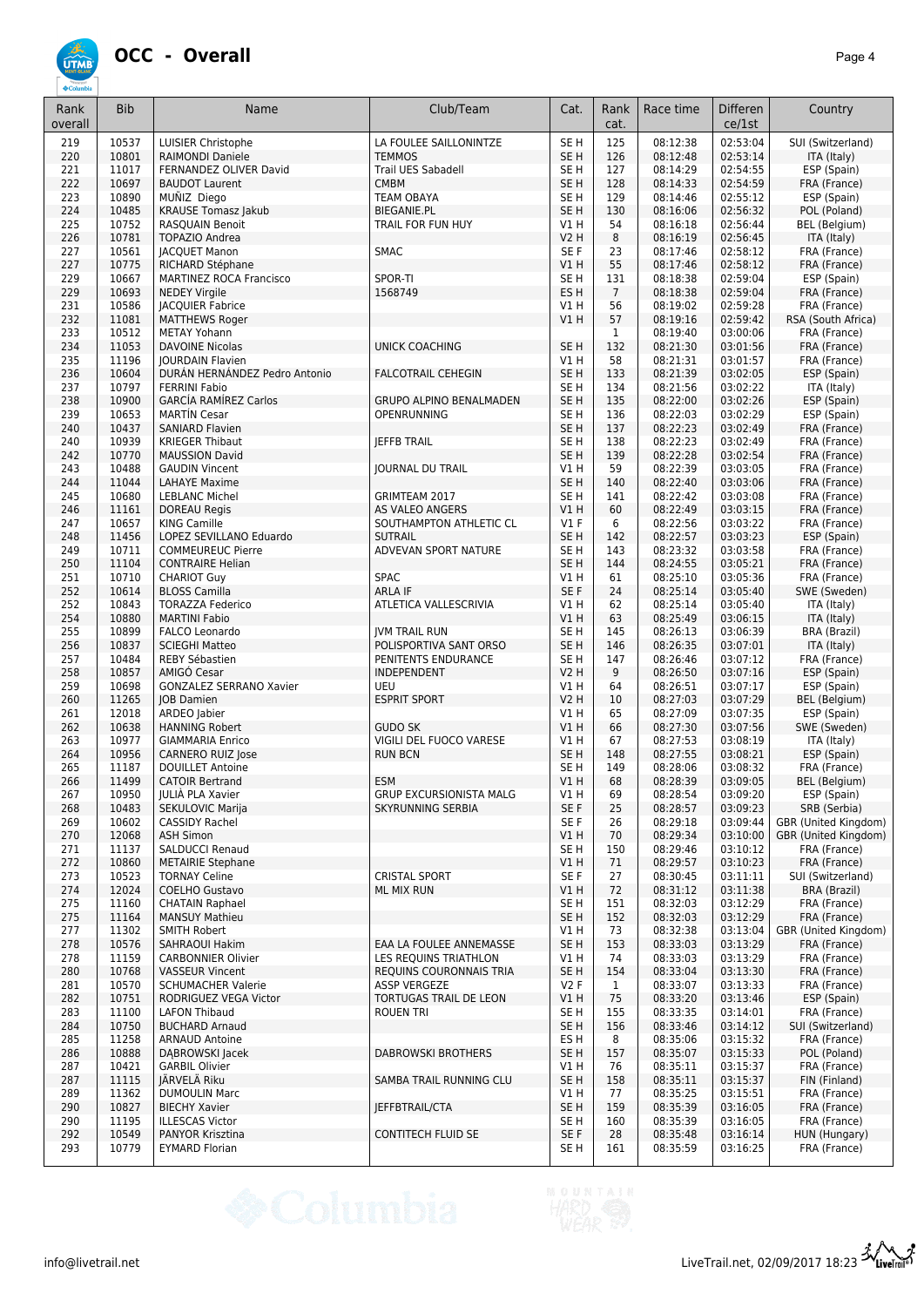# OCC - Overall

| Rank overall | Bib | Name | Club/Team | Cat. | Rank cat. | Race time | Differen ce/1st | Country |
|---|---|---|---|---|---|---|---|---|
| 219 | 10537 | LUISIER Christophe | LA FOULEE SAILLONINTZE | SE H | 125 | 08:12:38 | 02:53:04 | SUI (Switzerland) |
| 220 | 10801 | RAIMONDI Daniele | TEMMOS | SE H | 126 | 08:12:48 | 02:53:14 | ITA (Italy) |
| 221 | 11017 | FERNANDEZ OLIVER David | Trail UES Sabadell | SE H | 127 | 08:14:29 | 02:54:55 | ESP (Spain) |
| 222 | 10697 | BAUDOT Laurent | CMBM | SE H | 128 | 08:14:33 | 02:54:59 | FRA (France) |
| 223 | 10890 | MUÑIZ Diego | TEAM OBAYA | SE H | 129 | 08:14:46 | 02:55:12 | ESP (Spain) |
| 224 | 10485 | KRAUSE Tomasz Jakub | BIEGANIE.PL | SE H | 130 | 08:16:06 | 02:56:32 | POL (Poland) |
| 225 | 10752 | RASQUAIN Benoit | TRAIL FOR FUN HUY | V1 H | 54 | 08:16:18 | 02:56:44 | BEL (Belgium) |
| 226 | 10781 | TOPAZIO Andrea | | V2 H | 8 | 08:16:19 | 02:56:45 | ITA (Italy) |
| 227 | 10561 | JACQUET Manon | SMAC | SE F | 23 | 08:17:46 | 02:58:12 | FRA (France) |
| 227 | 10775 | RICHARD Stéphane | | V1 H | 55 | 08:17:46 | 02:58:12 | FRA (France) |
| 229 | 10667 | MARTINEZ ROCA Francisco | SPOR-TI | SE H | 131 | 08:18:38 | 02:59:04 | ESP (Spain) |
| 229 | 10693 | NEDEY Virgile | 1568749 | ES H | 7 | 08:18:38 | 02:59:04 | FRA (France) |
| 231 | 10586 | JACQUIER Fabrice | | V1 H | 56 | 08:19:02 | 02:59:28 | FRA (France) |
| 232 | 11081 | MATTHEWS Roger | | V1 H | 57 | 08:19:16 | 02:59:42 | RSA (South Africa) |
| 233 | 10512 | METAY Yohann | | | 1 | 08:19:40 | 03:00:06 | FRA (France) |
| 234 | 11053 | DAVOINE Nicolas | UNICK COACHING | SE H | 132 | 08:21:30 | 03:01:56 | FRA (France) |
| 235 | 11196 | JOURDAIN Flavien | | V1 H | 58 | 08:21:31 | 03:01:57 | FRA (France) |
| 236 | 10604 | DURÁN HERNÁNDEZ Pedro Antonio | FALCOTRAIL CEHEGIN | SE H | 133 | 08:21:39 | 03:02:05 | ESP (Spain) |
| 237 | 10797 | FERRINI Fabio | | SE H | 134 | 08:21:56 | 03:02:22 | ITA (Italy) |
| 238 | 10900 | GARCÍA RAMÍREZ Carlos | GRUPO ALPINO BENALMADEN | SE H | 135 | 08:22:00 | 03:02:26 | ESP (Spain) |
| 239 | 10653 | MARTÍN Cesar | OPENRUNNING | SE H | 136 | 08:22:03 | 03:02:29 | ESP (Spain) |
| 240 | 10437 | SANIARD Flavien | | SE H | 137 | 08:22:23 | 03:02:49 | FRA (France) |
| 240 | 10939 | KRIEGER Thibaut | JEFFB TRAIL | SE H | 138 | 08:22:23 | 03:02:49 | FRA (France) |
| 242 | 10770 | MAUSSION David | | SE H | 139 | 08:22:28 | 03:02:54 | FRA (France) |
| 243 | 10488 | GAUDIN Vincent | JOURNAL DU TRAIL | V1 H | 59 | 08:22:39 | 03:03:05 | FRA (France) |
| 244 | 11044 | LAHAYE Maxime | | SE H | 140 | 08:22:40 | 03:03:06 | FRA (France) |
| 245 | 10680 | LEBLANC Michel | GRIMTEAM 2017 | SE H | 141 | 08:22:42 | 03:03:08 | FRA (France) |
| 246 | 11161 | DOREAU Regis | AS VALEO ANGERS | V1 H | 60 | 08:22:49 | 03:03:15 | FRA (France) |
| 247 | 10657 | KING Camille | SOUTHAMPTON ATHLETIC CL | V1 F | 6 | 08:22:56 | 03:03:22 | FRA (France) |
| 248 | 11456 | LOPEZ SEVILLANO Eduardo | SUTRAIL | SE H | 142 | 08:22:57 | 03:03:23 | ESP (Spain) |
| 249 | 10711 | COMMEUREUC Pierre | ADVEVAN SPORT NATURE | SE H | 143 | 08:23:32 | 03:03:58 | FRA (France) |
| 250 | 11104 | CONTRAIRE Helian | | SE H | 144 | 08:24:55 | 03:05:21 | FRA (France) |
| 251 | 10710 | CHARIOT Guy | SPAC | V1 H | 61 | 08:25:10 | 03:05:36 | FRA (France) |
| 252 | 10614 | BLOSS Camilla | ARLA IF | SE F | 24 | 08:25:14 | 03:05:40 | SWE (Sweden) |
| 252 | 10843 | TORAZZA Federico | ATLETICA VALLESCRIVIA | V1 H | 62 | 08:25:14 | 03:05:40 | ITA (Italy) |
| 254 | 10880 | MARTINI Fabio | | V1 H | 63 | 08:25:49 | 03:06:15 | ITA (Italy) |
| 255 | 10899 | FALCO Leonardo | JVM TRAIL RUN | SE H | 145 | 08:26:13 | 03:06:39 | BRA (Brazil) |
| 256 | 10837 | SCIEGHI Matteo | POLISPORTIVA SANT ORSO | SE H | 146 | 08:26:35 | 03:07:01 | ITA (Italy) |
| 257 | 10484 | REBY Sébastien | PENITENTS ENDURANCE | SE H | 147 | 08:26:46 | 03:07:12 | FRA (France) |
| 258 | 10857 | AMIGÓ Cesar | INDEPENDENT | V2 H | 9 | 08:26:50 | 03:07:16 | ESP (Spain) |
| 259 | 10698 | GONZALEZ SERRANO Xavier | UEU | V1 H | 64 | 08:26:51 | 03:07:17 | ESP (Spain) |
| 260 | 11265 | JOB Damien | ESPRIT SPORT | V2 H | 10 | 08:27:03 | 03:07:29 | BEL (Belgium) |
| 261 | 12018 | ARDEO Jabier | | V1 H | 65 | 08:27:09 | 03:07:35 | ESP (Spain) |
| 262 | 10638 | HANNING Robert | GUDO SK | V1 H | 66 | 08:27:30 | 03:07:56 | SWE (Sweden) |
| 263 | 10977 | GIAMMARIA Enrico | VIGILI DEL FUOCO VARESE | V1 H | 67 | 08:27:53 | 03:08:19 | ITA (Italy) |
| 264 | 10956 | CARNERO RUIZ Jose | RUN BCN | SE H | 148 | 08:27:55 | 03:08:21 | ESP (Spain) |
| 265 | 11187 | DOUILLET Antoine | | SE H | 149 | 08:28:06 | 03:08:32 | FRA (France) |
| 266 | 11499 | CATOIR Bertrand | ESM | V1 H | 68 | 08:28:39 | 03:09:05 | BEL (Belgium) |
| 267 | 10950 | JULIÀ PLA Xavier | GRUP EXCURSIONISTA MALG | V1 H | 69 | 08:28:54 | 03:09:20 | ESP (Spain) |
| 268 | 10483 | SEKULOVIC Marija | SKYRUNNING SERBIA | SE F | 25 | 08:28:57 | 03:09:23 | SRB (Serbia) |
| 269 | 10602 | CASSIDY Rachel | | SE F | 26 | 08:29:18 | 03:09:44 | GBR (United Kingdom) |
| 270 | 12068 | ASH Simon | | V1 H | 70 | 08:29:34 | 03:10:00 | GBR (United Kingdom) |
| 271 | 11137 | SALDUCCI Renaud | | SE H | 150 | 08:29:46 | 03:10:12 | FRA (France) |
| 272 | 10860 | METAIRIE Stephane | | V1 H | 71 | 08:29:57 | 03:10:23 | FRA (France) |
| 273 | 10523 | TORNAY Celine | CRISTAL SPORT | SE F | 27 | 08:30:45 | 03:11:11 | SUI (Switzerland) |
| 274 | 12024 | COELHO Gustavo | ML MIX RUN | V1 H | 72 | 08:31:12 | 03:11:38 | BRA (Brazil) |
| 275 | 11160 | CHATAIN Raphael | | SE H | 151 | 08:32:03 | 03:12:29 | FRA (France) |
| 275 | 11164 | MANSUY Mathieu | | SE H | 152 | 08:32:03 | 03:12:29 | FRA (France) |
| 277 | 11302 | SMITH Robert | | V1 H | 73 | 08:32:38 | 03:13:04 | GBR (United Kingdom) |
| 278 | 10576 | SAHRAOUI Hakim | EAA LA FOULEE ANNEMASSE | SE H | 153 | 08:33:03 | 03:13:29 | FRA (France) |
| 278 | 11159 | CARBONNIER Olivier | LES REQUINS TRIATHLON | V1 H | 74 | 08:33:03 | 03:13:29 | FRA (France) |
| 280 | 10768 | VASSEUR Vincent | REQUINS COURONNAIS TRIA | SE H | 154 | 08:33:04 | 03:13:30 | FRA (France) |
| 281 | 10570 | SCHUMACHER Valerie | ASSP VERGEZE | V2 F | 1 | 08:33:07 | 03:13:33 | FRA (France) |
| 282 | 10751 | RODRIGUEZ VEGA Victor | TORTUGAS TRAIL DE LEON | V1 H | 75 | 08:33:20 | 03:13:46 | ESP (Spain) |
| 283 | 11100 | LAFON Thibaud | ROUEN TRI | SE H | 155 | 08:33:35 | 03:14:01 | FRA (France) |
| 284 | 10750 | BUCHARD Armand | | SE H | 156 | 08:33:46 | 03:14:12 | SUI (Switzerland) |
| 285 | 11258 | ARNAUD Antoine | | ES H | 8 | 08:35:06 | 03:15:32 | FRA (France) |
| 286 | 10888 | DĄBROWSKI Jacek | DABROWSKI BROTHERS | SE H | 157 | 08:35:07 | 03:15:33 | POL (Poland) |
| 287 | 10421 | GARBIL Olivier | | V1 H | 76 | 08:35:11 | 03:15:37 | FRA (France) |
| 287 | 11115 | JÄRVELÄ Riku | SAMBA TRAIL RUNNING CLU | SE H | 158 | 08:35:11 | 03:15:37 | FIN (Finland) |
| 289 | 11362 | DUMOULIN Marc | | V1 H | 77 | 08:35:25 | 03:15:51 | FRA (France) |
| 290 | 10827 | BIECHY Xavier | JEFFBTRAIL/CTA | SE H | 159 | 08:35:39 | 03:16:05 | FRA (France) |
| 290 | 11195 | ILLESCAS Victor | | SE H | 160 | 08:35:39 | 03:16:05 | FRA (France) |
| 292 | 10549 | PANYOR Krisztina | CONTITECH FLUID SE | SE F | 28 | 08:35:48 | 03:16:14 | HUN (Hungary) |
| 293 | 10779 | EYMARD Florian | | SE H | 161 | 08:35:59 | 03:16:25 | FRA (France) |

info@livetrail.net

LiveTrail.net, 02/09/2017 18:23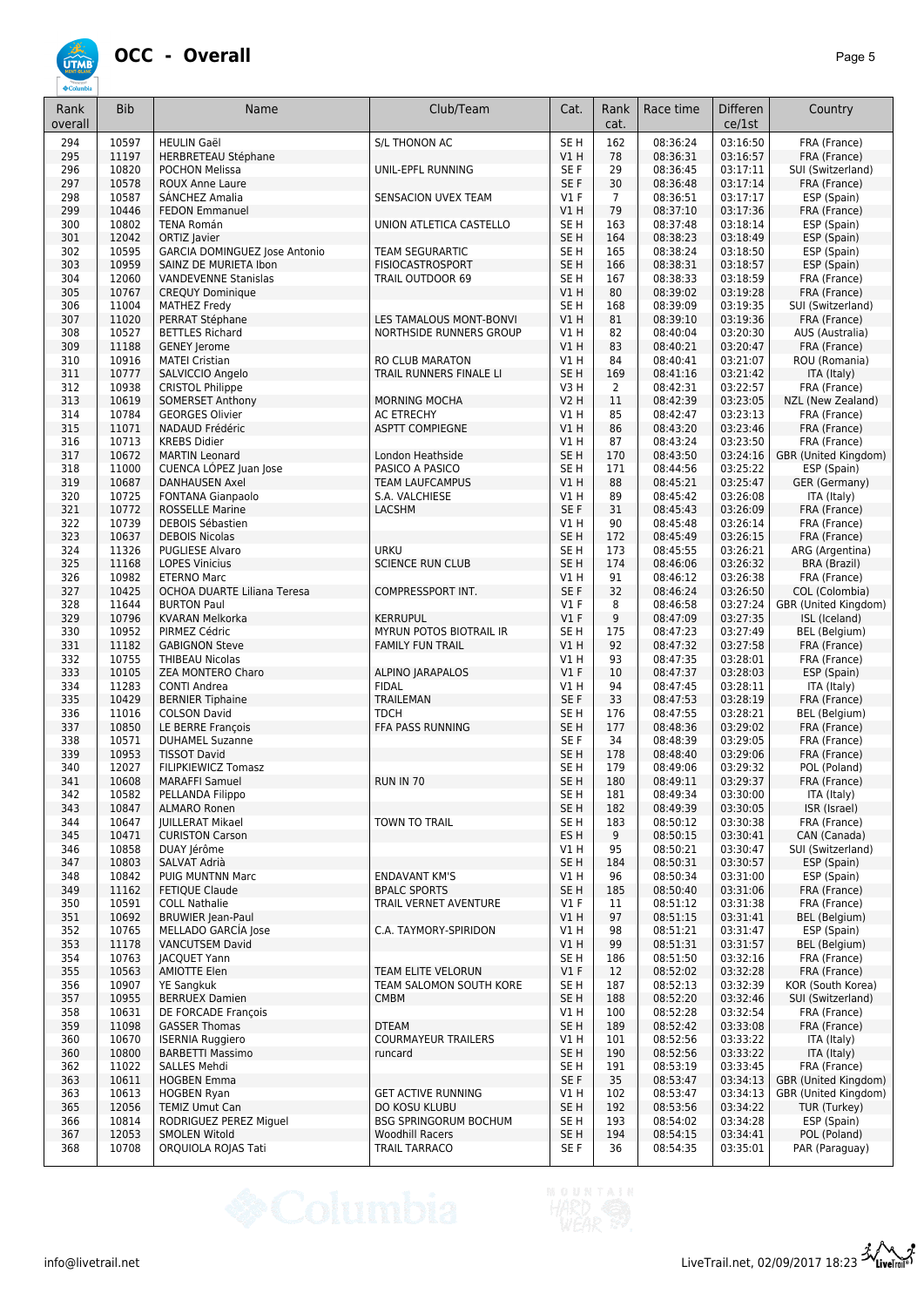# OCC - Overall

| Rank overall | Bib | Name | Club/Team | Cat. | Rank cat. | Race time | Difference/1st | Country |
|---|---|---|---|---|---|---|---|---|
| 294 | 10597 | HEULIN Gaël | S/L THONON AC | SE H | 162 | 08:36:24 | 03:16:50 | FRA (France) |
| 295 | 11197 | HERBRETEAU Stéphane | | V1 H | 78 | 08:36:31 | 03:16:57 | FRA (France) |
| 296 | 10820 | POCHON Melissa | UNIL-EPFL RUNNING | SE F | 29 | 08:36:45 | 03:17:11 | SUI (Switzerland) |
| 297 | 10578 | ROUX Anne Laure | | SE F | 30 | 08:36:48 | 03:17:14 | FRA (France) |
| 298 | 10587 | SÁNCHEZ Amalia | SENSACION UVEX TEAM | V1 F | 7 | 08:36:51 | 03:17:17 | ESP (Spain) |
| 299 | 10446 | FEDON Emmanuel | | V1 H | 79 | 08:37:10 | 03:17:36 | FRA (France) |
| 300 | 10802 | TENA Román | UNION ATLETICA CASTELLO | SE H | 163 | 08:37:48 | 03:18:14 | ESP (Spain) |
| 301 | 12042 | ORTIZ Javier | | SE H | 164 | 08:38:23 | 03:18:49 | ESP (Spain) |
| 302 | 10595 | GARCIA DOMINGUEZ Jose Antonio | TEAM SEGURARTIC | SE H | 165 | 08:38:24 | 03:18:50 | ESP (Spain) |
| 303 | 10959 | SAINZ DE MURIETA Ibon | FISIOCASTROSPORT | SE H | 166 | 08:38:31 | 03:18:57 | ESP (Spain) |
| 304 | 12060 | VANDEVENNE Stanislas | TRAIL OUTDOOR 69 | SE H | 167 | 08:38:33 | 03:18:59 | FRA (France) |
| 305 | 10767 | CREQUY Dominique | | V1 H | 80 | 08:39:02 | 03:19:28 | FRA (France) |
| 306 | 11004 | MATHEZ Fredy | | SE H | 168 | 08:39:09 | 03:19:35 | SUI (Switzerland) |
| 307 | 11020 | PERRAT Stéphane | LES TAMALOUS MONT-BONVI | V1 H | 81 | 08:39:10 | 03:19:36 | FRA (France) |
| 308 | 10527 | BETTLES Richard | NORTHSIDE RUNNERS GROUP | V1 H | 82 | 08:40:04 | 03:20:30 | AUS (Australia) |
| 309 | 11188 | GENEY Jerome | | V1 H | 83 | 08:40:21 | 03:20:47 | FRA (France) |
| 310 | 10916 | MATEI Cristian | RO CLUB MARATON | V1 H | 84 | 08:40:41 | 03:21:07 | ROU (Romania) |
| 311 | 10777 | SALVICCIO Angelo | TRAIL RUNNERS FINALE LI | SE H | 169 | 08:41:16 | 03:21:42 | ITA (Italy) |
| 312 | 10938 | CRISTOL Philippe | | V3 H | 2 | 08:42:31 | 03:22:57 | FRA (France) |
| 313 | 10619 | SOMERSET Anthony | MORNING MOCHA | V2 H | 11 | 08:42:39 | 03:23:05 | NZL (New Zealand) |
| 314 | 10784 | GEORGES Olivier | AC ETRECHY | V1 H | 85 | 08:42:47 | 03:23:13 | FRA (France) |
| 315 | 11071 | NADAUD Frédéric | ASPTT COMPIEGNE | V1 H | 86 | 08:43:20 | 03:23:46 | FRA (France) |
| 316 | 10713 | KREBS Didier | | V1 H | 87 | 08:43:24 | 03:23:50 | FRA (France) |
| 317 | 10672 | MARTIN Leonard | London Heathside | SE H | 170 | 08:43:50 | 03:24:16 | GBR (United Kingdom) |
| 318 | 11000 | CUENCA LÓPEZ Juan Jose | PASICO A PASICO | SE H | 171 | 08:44:56 | 03:25:22 | ESP (Spain) |
| 319 | 10687 | DANHAUSEN Axel | TEAM LAUFCAMPUS | V1 H | 88 | 08:45:21 | 03:25:47 | GER (Germany) |
| 320 | 10725 | FONTANA Gianpaolo | S.A. VALCHIESE | V1 H | 89 | 08:45:42 | 03:26:08 | ITA (Italy) |
| 321 | 10772 | ROSSELLE Marine | LACSHM | SE F | 31 | 08:45:43 | 03:26:09 | FRA (France) |
| 322 | 10739 | DEBOIS Sébastien | | V1 H | 90 | 08:45:48 | 03:26:14 | FRA (France) |
| 323 | 10637 | DEBOIS Nicolas | | SE H | 172 | 08:45:49 | 03:26:15 | FRA (France) |
| 324 | 11326 | PUGLIESE Alvaro | URKU | SE H | 173 | 08:45:55 | 03:26:21 | ARG (Argentina) |
| 325 | 11168 | LOPES Vinicius | SCIENCE RUN CLUB | SE H | 174 | 08:46:06 | 03:26:32 | BRA (Brazil) |
| 326 | 10982 | ETERNO Marc | | V1 H | 91 | 08:46:12 | 03:26:38 | FRA (France) |
| 327 | 10425 | OCHOA DUARTE Liliana Teresa | COMPRESSPORT INT. | SE F | 32 | 08:46:24 | 03:26:50 | COL (Colombia) |
| 328 | 11644 | BURTON Paul | | V1 F | 8 | 08:46:58 | 03:27:24 | GBR (United Kingdom) |
| 329 | 10796 | KVARAN Melkorka | KERRUPUL | V1 F | 9 | 08:47:09 | 03:27:35 | ISL (Iceland) |
| 330 | 10952 | PIRMEZ Cédric | MYRUN POTOS BIOTRAIL IR | SE H | 175 | 08:47:23 | 03:27:49 | BEL (Belgium) |
| 331 | 11182 | GABIGNON Steve | FAMILY FUN TRAIL | V1 H | 92 | 08:47:32 | 03:27:58 | FRA (France) |
| 332 | 10755 | THIBEAU Nicolas | | V1 H | 93 | 08:47:35 | 03:28:01 | FRA (France) |
| 333 | 10105 | ZEA MONTERO Charo | ALPINO JARAPALOS | V1 F | 10 | 08:47:37 | 03:28:03 | ESP (Spain) |
| 334 | 11283 | CONTI Andrea | FIDAL | V1 H | 94 | 08:47:45 | 03:28:11 | ITA (Italy) |
| 335 | 10429 | BERNIER Tiphaine | TRAILEMAN | SE F | 33 | 08:47:53 | 03:28:19 | FRA (France) |
| 336 | 11016 | COLSON David | TDCH | SE H | 176 | 08:47:55 | 03:28:21 | BEL (Belgium) |
| 337 | 10850 | LE BERRE François | FFA PASS RUNNING | SE H | 177 | 08:48:36 | 03:29:02 | FRA (France) |
| 338 | 10571 | DUHAMEL Suzanne | | SE F | 34 | 08:48:39 | 03:29:05 | FRA (France) |
| 339 | 10953 | TISSOT David | | SE H | 178 | 08:48:40 | 03:29:06 | FRA (France) |
| 340 | 12027 | FILIPKIEWICZ Tomasz | | SE H | 179 | 08:49:06 | 03:29:32 | POL (Poland) |
| 341 | 10608 | MARAFFI Samuel | RUN IN 70 | SE H | 180 | 08:49:11 | 03:29:37 | FRA (France) |
| 342 | 10582 | PELLANDA Filippo | | SE H | 181 | 08:49:34 | 03:30:00 | ITA (Italy) |
| 343 | 10847 | ALMARO Ronen | | SE H | 182 | 08:49:39 | 03:30:05 | ISR (Israel) |
| 344 | 10647 | JUILLERAT Mikael | TOWN TO TRAIL | SE H | 183 | 08:50:12 | 03:30:38 | FRA (France) |
| 345 | 10471 | CURISTON Carson | | ES H | 9 | 08:50:15 | 03:30:41 | CAN (Canada) |
| 346 | 10858 | DUAY Jérôme | | V1 H | 95 | 08:50:21 | 03:30:47 | SUI (Switzerland) |
| 347 | 10803 | SALVAT Adrià | | SE H | 184 | 08:50:31 | 03:30:57 | ESP (Spain) |
| 348 | 10842 | PUIG MUNTNN Marc | ENDAVANT KM'S | V1 H | 96 | 08:50:34 | 03:31:00 | ESP (Spain) |
| 349 | 11162 | FETIQUE Claude | BPALC SPORTS | SE H | 185 | 08:50:40 | 03:31:06 | FRA (France) |
| 350 | 10591 | COLL Nathalie | TRAIL VERNET AVENTURE | V1 F | 11 | 08:51:12 | 03:31:38 | FRA (France) |
| 351 | 10692 | BRUWIER Jean-Paul | | V1 H | 97 | 08:51:15 | 03:31:41 | BEL (Belgium) |
| 352 | 10765 | MELLADO GARCÍA Jose | C.A. TAYMORY-SPIRIDON | V1 H | 98 | 08:51:21 | 03:31:47 | ESP (Spain) |
| 353 | 11178 | VANCUTSEM David | | V1 H | 99 | 08:51:31 | 03:31:57 | BEL (Belgium) |
| 354 | 10763 | JACQUET Yann | | SE H | 186 | 08:51:50 | 03:32:16 | FRA (France) |
| 355 | 10563 | AMIOTTE Elen | TEAM ELITE VELORUN | V1 F | 12 | 08:52:02 | 03:32:28 | FRA (France) |
| 356 | 10907 | YE Sangkuk | TEAM SALOMON SOUTH KORE | SE H | 187 | 08:52:13 | 03:32:39 | KOR (South Korea) |
| 357 | 10955 | BERRUEX Damien | CMBM | SE H | 188 | 08:52:20 | 03:32:46 | SUI (Switzerland) |
| 358 | 10631 | DE FORCADE François | | V1 H | 100 | 08:52:28 | 03:32:54 | FRA (France) |
| 359 | 11098 | GASSER Thomas | DTEAM | SE H | 189 | 08:52:42 | 03:33:08 | FRA (France) |
| 360 | 10670 | ISERNIA Ruggiero | COURMAYEUR TRAILERS | V1 H | 101 | 08:52:56 | 03:33:22 | ITA (Italy) |
| 360 | 10800 | BARBETTI Massimo | runcard | SE H | 190 | 08:52:56 | 03:33:22 | ITA (Italy) |
| 362 | 11022 | SALLES Mehdi | | SE H | 191 | 08:53:19 | 03:33:45 | FRA (France) |
| 363 | 10611 | HOGBEN Emma | | SE F | 35 | 08:53:47 | 03:34:13 | GBR (United Kingdom) |
| 363 | 10613 | HOGBEN Ryan | GET ACTIVE RUNNING | V1 H | 102 | 08:53:47 | 03:34:13 | GBR (United Kingdom) |
| 365 | 12056 | TEMIZ Umut Can | DO KOSU KLUBU | SE H | 192 | 08:53:56 | 03:34:22 | TUR (Turkey) |
| 366 | 10814 | RODRIGUEZ PEREZ Miguel | BSG SPRINGORUM BOCHUM | SE H | 193 | 08:54:02 | 03:34:28 | ESP (Spain) |
| 367 | 12053 | SMOLEN Witold | Woodhill Racers | SE H | 194 | 08:54:15 | 03:34:41 | POL (Poland) |
| 368 | 10708 | ORQUIOLA ROJAS Tati | TRAIL TARRACO | SE F | 36 | 08:54:35 | 03:35:01 | PAR (Paraguay) |

info@livetrail.net

LiveTrail.net, 02/09/2017 18:23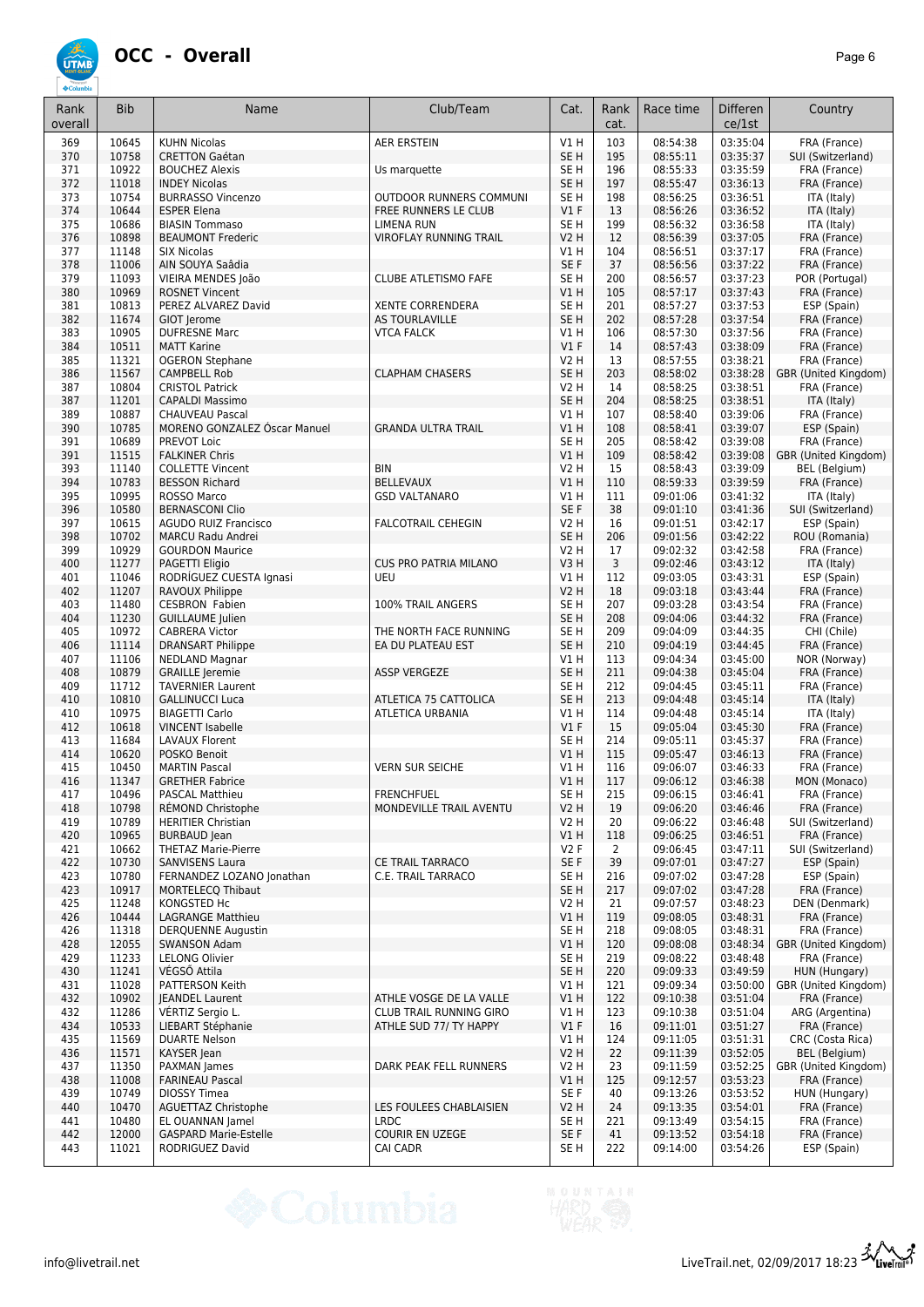# OCC - Overall

| Rank overall | Bib | Name | Club/Team | Cat. | Rank cat. | Race time | Differen ce/1st | Country |
|---|---|---|---|---|---|---|---|---|
| 369 | 10645 | KUHN Nicolas | AER ERSTEIN | V1 H | 103 | 08:54:38 | 03:35:04 | FRA (France) |
| 370 | 10758 | CRETTON Gaétan | | SE H | 195 | 08:55:11 | 03:35:37 | SUI (Switzerland) |
| 371 | 10922 | BOUCHEZ Alexis | Us marquette | SE H | 196 | 08:55:33 | 03:35:59 | FRA (France) |
| 372 | 11018 | INDEY Nicolas | | SE H | 197 | 08:55:47 | 03:36:13 | FRA (France) |
| 373 | 10754 | BURRASSO Vincenzo | OUTDOOR RUNNERS COMMUNI | SE H | 198 | 08:56:25 | 03:36:51 | ITA (Italy) |
| 374 | 10644 | ESPER Elena | FREE RUNNERS LE CLUB | V1 F | 13 | 08:56:26 | 03:36:52 | ITA (Italy) |
| 375 | 10686 | BIASIN Tommaso | LIMENA RUN | SE H | 199 | 08:56:32 | 03:36:58 | ITA (Italy) |
| 376 | 10898 | BEAUMONT Frederic | VIROFLAY RUNNING TRAIL | V2 H | 12 | 08:56:39 | 03:37:05 | FRA (France) |
| 377 | 11148 | SIX Nicolas | | V1 H | 104 | 08:56:51 | 03:37:17 | FRA (France) |
| 378 | 11006 | AIN SOUYA Saâdia | | SE F | 37 | 08:56:56 | 03:37:22 | FRA (France) |
| 379 | 11093 | VIEIRA MENDES João | CLUBE ATLETISMO FAFE | SE H | 200 | 08:56:57 | 03:37:23 | POR (Portugal) |
| 380 | 10969 | ROSNET Vincent | | V1 H | 105 | 08:57:17 | 03:37:43 | FRA (France) |
| 381 | 10813 | PEREZ ALVAREZ David | XENTE CORRENDERA | SE H | 201 | 08:57:27 | 03:37:53 | ESP (Spain) |
| 382 | 11674 | GIOT Jerome | AS TOURLAVILLE | SE H | 202 | 08:57:28 | 03:37:54 | FRA (France) |
| 383 | 10905 | DUFRESNE Marc | VTCA FALCK | V1 H | 106 | 08:57:30 | 03:37:56 | FRA (France) |
| 384 | 10511 | MATT Karine | | V1 F | 14 | 08:57:43 | 03:38:09 | FRA (France) |
| 385 | 11321 | OGERON Stephane | | V2 H | 13 | 08:57:55 | 03:38:21 | FRA (France) |
| 386 | 11567 | CAMPBELL Rob | CLAPHAM CHASERS | SE H | 203 | 08:58:02 | 03:38:28 | GBR (United Kingdom) |
| 387 | 10804 | CRISTOL Patrick | | V2 H | 14 | 08:58:25 | 03:38:51 | FRA (France) |
| 387 | 11201 | CAPALDI Massimo | | SE H | 204 | 08:58:25 | 03:38:51 | ITA (Italy) |
| 389 | 10887 | CHAUVEAU Pascal | | V1 H | 107 | 08:58:40 | 03:39:06 | FRA (France) |
| 390 | 10785 | MORENO GONZALEZ Óscar Manuel | GRANDA ULTRA TRAIL | V1 H | 108 | 08:58:41 | 03:39:07 | ESP (Spain) |
| 391 | 10689 | PREVOT Loic | | SE H | 205 | 08:58:42 | 03:39:08 | FRA (France) |
| 391 | 11515 | FALKINER Chris | | V1 H | 109 | 08:58:42 | 03:39:08 | GBR (United Kingdom) |
| 393 | 11140 | COLLETTE Vincent | BIN | V2 H | 15 | 08:58:43 | 03:39:09 | BEL (Belgium) |
| 394 | 10783 | BESSON Richard | BELLEVAUX | V1 H | 110 | 08:59:33 | 03:39:59 | FRA (France) |
| 395 | 10995 | ROSSO Marco | GSD VALTANARO | V1 H | 111 | 09:01:06 | 03:41:32 | ITA (Italy) |
| 396 | 10580 | BERNASCONI Clio | | SE F | 38 | 09:01:10 | 03:41:36 | SUI (Switzerland) |
| 397 | 10615 | AGUDO RUIZ Francisco | FALCOTRAIL CEHEGIN | V2 H | 16 | 09:01:51 | 03:42:17 | ESP (Spain) |
| 398 | 10702 | MARCU Radu Andrei | | SE H | 206 | 09:01:56 | 03:42:22 | ROU (Romania) |
| 399 | 10929 | GOURDON Maurice | | V2 H | 17 | 09:02:32 | 03:42:58 | FRA (France) |
| 400 | 11277 | PAGETTI Eligio | CUS PRO PATRIA MILANO | V3 H | 3 | 09:02:46 | 03:43:12 | ITA (Italy) |
| 401 | 11046 | RODRÍGUEZ CUESTA Ignasi | UEU | V1 H | 112 | 09:03:05 | 03:43:31 | ESP (Spain) |
| 402 | 11207 | RAVOUX Philippe | | V2 H | 18 | 09:03:18 | 03:43:44 | FRA (France) |
| 403 | 11480 | CESBRON Fabien | 100% TRAIL ANGERS | SE H | 207 | 09:03:28 | 03:43:54 | FRA (France) |
| 404 | 11230 | GUILLAUME Julien | | SE H | 208 | 09:04:06 | 03:44:32 | FRA (France) |
| 405 | 10972 | CABRERA Victor | THE NORTH FACE RUNNING | SE H | 209 | 09:04:09 | 03:44:35 | CHI (Chile) |
| 406 | 11114 | DRANSART Philippe | EA DU PLATEAU EST | SE H | 210 | 09:04:19 | 03:44:45 | FRA (France) |
| 407 | 11106 | NEDLAND Magnar | | V1 H | 113 | 09:04:34 | 03:45:00 | NOR (Norway) |
| 408 | 10879 | GRAILLE Jeremie | ASSP VERGEZE | SE H | 211 | 09:04:38 | 03:45:04 | FRA (France) |
| 409 | 11712 | TAVERNIER Laurent | | SE H | 212 | 09:04:45 | 03:45:11 | FRA (France) |
| 410 | 10810 | GALLINUCCI Luca | ATLETICA 75 CATTOLICA | SE H | 213 | 09:04:48 | 03:45:14 | ITA (Italy) |
| 410 | 10975 | BIAGETTI Carlo | ATLETICA URBANIA | V1 H | 114 | 09:04:48 | 03:45:14 | ITA (Italy) |
| 412 | 10618 | VINCENT Isabelle | | V1 F | 15 | 09:05:04 | 03:45:30 | FRA (France) |
| 413 | 11684 | LAVAUX Florent | | SE H | 214 | 09:05:11 | 03:45:37 | FRA (France) |
| 414 | 10620 | POSKO Benoit | | V1 H | 115 | 09:05:47 | 03:46:13 | FRA (France) |
| 415 | 10450 | MARTIN Pascal | VERN SUR SEICHE | V1 H | 116 | 09:06:07 | 03:46:33 | FRA (France) |
| 416 | 11347 | GRETHER Fabrice | | V1 H | 117 | 09:06:12 | 03:46:38 | MON (Monaco) |
| 417 | 10496 | PASCAL Matthieu | FRENCHFUEL | SE H | 215 | 09:06:15 | 03:46:41 | FRA (France) |
| 418 | 10798 | RÉMOND Christophe | MONDEVILLE TRAIL AVENTU | V2 H | 19 | 09:06:20 | 03:46:46 | FRA (France) |
| 419 | 10789 | HERITIER Christian | | V2 H | 20 | 09:06:22 | 03:46:48 | SUI (Switzerland) |
| 420 | 10965 | BURBAUD Jean | | V1 H | 118 | 09:06:25 | 03:46:51 | FRA (France) |
| 421 | 10662 | THETAZ Marie-Pierre | | V2 F | 2 | 09:06:45 | 03:47:11 | SUI (Switzerland) |
| 422 | 10730 | SANVISENS Laura | CE TRAIL TARRACO | SE F | 39 | 09:07:01 | 03:47:27 | ESP (Spain) |
| 423 | 10780 | FERNANDEZ LOZANO Jonathan | C.E. TRAIL TARRACO | SE H | 216 | 09:07:02 | 03:47:28 | ESP (Spain) |
| 423 | 10917 | MORTELECQ Thibaut | | SE H | 217 | 09:07:02 | 03:47:28 | FRA (France) |
| 425 | 11248 | KONGSTED Hc | | V2 H | 21 | 09:07:57 | 03:48:23 | DEN (Denmark) |
| 426 | 10444 | LAGRANGE Matthieu | | V1 H | 119 | 09:08:05 | 03:48:31 | FRA (France) |
| 426 | 11318 | DERQUENNE Augustin | | SE H | 218 | 09:08:05 | 03:48:31 | FRA (France) |
| 428 | 12055 | SWANSON Adam | | V1 H | 120 | 09:08:08 | 03:48:34 | GBR (United Kingdom) |
| 429 | 11233 | LELONG Olivier | | SE H | 219 | 09:08:22 | 03:48:48 | FRA (France) |
| 430 | 11241 | VÉGSŐ Attila | | SE H | 220 | 09:09:33 | 03:49:59 | HUN (Hungary) |
| 431 | 11028 | PATTERSON Keith | | V1 H | 121 | 09:09:34 | 03:50:00 | GBR (United Kingdom) |
| 432 | 10902 | JEANDEL Laurent | ATHLE VOSGE DE LA VALLE | V1 H | 122 | 09:10:38 | 03:51:04 | FRA (France) |
| 432 | 11286 | VÉRTIZ Sergio L. | CLUB TRAIL RUNNING GIRO | V1 H | 123 | 09:10:38 | 03:51:04 | ARG (Argentina) |
| 434 | 10533 | LIEBART Stéphanie | ATHLE SUD 77/ TY HAPPY | V1 F | 16 | 09:11:01 | 03:51:27 | FRA (France) |
| 435 | 11569 | DUARTE Nelson | | V1 H | 124 | 09:11:05 | 03:51:31 | CRC (Costa Rica) |
| 436 | 11571 | KAYSER Jean | | V2 H | 22 | 09:11:39 | 03:52:05 | BEL (Belgium) |
| 437 | 11350 | PAXMAN James | DARK PEAK FELL RUNNERS | V2 H | 23 | 09:11:59 | 03:52:25 | GBR (United Kingdom) |
| 438 | 11008 | FARINEAU Pascal | | V1 H | 125 | 09:12:57 | 03:53:23 | FRA (France) |
| 439 | 10749 | DIOSSY Timea | | SE F | 40 | 09:13:26 | 03:53:52 | HUN (Hungary) |
| 440 | 10470 | AGUETTAZ Christophe | LES FOULEES CHABLAISIEN | V2 H | 24 | 09:13:35 | 03:54:01 | FRA (France) |
| 441 | 10480 | EL OUANNAN Jamel | LRDC | SE H | 221 | 09:13:49 | 03:54:15 | FRA (France) |
| 442 | 12000 | GASPARD Marie-Estelle | COURIR EN UZEGE | SE F | 41 | 09:13:52 | 03:54:18 | FRA (France) |
| 443 | 11021 | RODRIGUEZ David | CAI CADR | SE H | 222 | 09:14:00 | 03:54:26 | ESP (Spain) |

info@livetrail.net

LiveTrail.net, 02/09/2017 18:23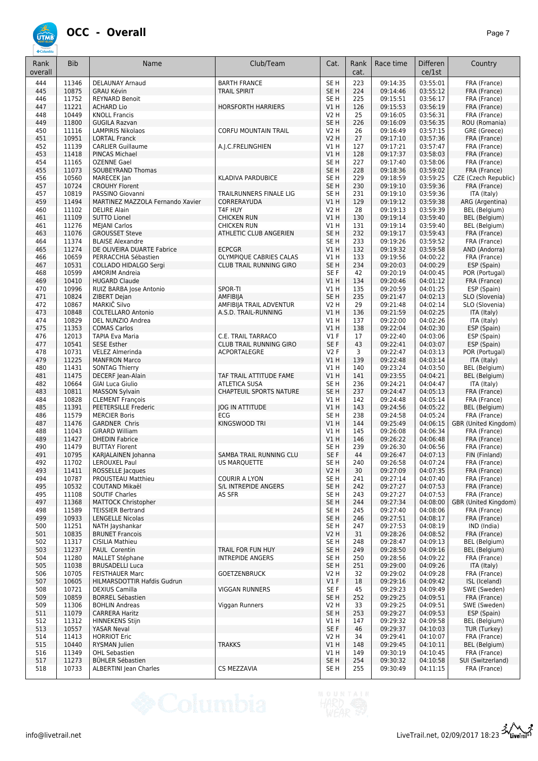# OCC - Overall

| Rank overall | Bib | Name | Club/Team | Cat. | Rank cat. | Race time | Differen ce/1st | Country |
|---|---|---|---|---|---|---|---|---|
| 444 | 11346 | DELAUNAY Arnaud | BARTH FRANCE | SE H | 223 | 09:14:35 | 03:55:01 | FRA (France) |
| 445 | 10875 | GRAU Kévin | TRAIL SPIRIT | SE H | 224 | 09:14:46 | 03:55:12 | FRA (France) |
| 446 | 11752 | REYNARD Benoit | | SE H | 225 | 09:15:51 | 03:56:17 | FRA (France) |
| 447 | 11221 | ACHARD Lio | HORSFORTH HARRIERS | V1 H | 126 | 09:15:53 | 03:56:19 | FRA (France) |
| 448 | 10449 | KNOLL Francis | | V2 H | 25 | 09:16:05 | 03:56:31 | FRA (France) |
| 449 | 11800 | GUGILA Razvan | | SE H | 226 | 09:16:09 | 03:56:35 | ROU (Romania) |
| 450 | 11116 | LAMPIRIS Nikolaos | CORFU MOUNTAIN TRAIL | V2 H | 26 | 09:16:49 | 03:57:15 | GRE (Greece) |
| 451 | 10951 | LORTAL Franck | | V2 H | 27 | 09:17:10 | 03:57:36 | FRA (France) |
| 452 | 11139 | CARLIER Guillaume | A.J.C.FRELINGHIEN | V1 H | 127 | 09:17:21 | 03:57:47 | FRA (France) |
| 453 | 11418 | PINCAS Michael | | V1 H | 128 | 09:17:37 | 03:58:03 | FRA (France) |
| 454 | 11165 | OZENNE Gael | | SE H | 227 | 09:17:40 | 03:58:06 | FRA (France) |
| 455 | 11073 | SOUBEYRAND Thomas | | SE H | 228 | 09:18:36 | 03:59:02 | FRA (France) |
| 456 | 10560 | MARECEK Jan | KLADIVA PARDUBICE | SE H | 229 | 09:18:59 | 03:59:25 | CZE (Czech Republic) |
| 457 | 10724 | CROUHY Florent | | SE H | 230 | 09:19:10 | 03:59:36 | FRA (France) |
| 457 | 10819 | PASSINO Giovanni | TRAILRUNNERS FINALE LIG | SE H | 231 | 09:19:10 | 03:59:36 | ITA (Italy) |
| 459 | 11494 | MARTINEZ MAZZOLA Fernando Xavier | CORRERAYUDA | V1 H | 129 | 09:19:12 | 03:59:38 | ARG (Argentina) |
| 460 | 11102 | DELIRE Alain | T4F HUY | V2 H | 28 | 09:19:13 | 03:59:39 | BEL (Belgium) |
| 461 | 11109 | SUTTO Lionel | CHICKEN RUN | V1 H | 130 | 09:19:14 | 03:59:40 | BEL (Belgium) |
| 461 | 11276 | MEJANI Carlos | CHICKEN RUN | V1 H | 131 | 09:19:14 | 03:59:40 | BEL (Belgium) |
| 463 | 11076 | GROUSSET Steve | ATHLETIC CLUB ANGERIEN | SE H | 232 | 09:19:17 | 03:59:43 | FRA (France) |
| 464 | 11374 | BLAISE Alexandre | | SE H | 233 | 09:19:26 | 03:59:52 | FRA (France) |
| 465 | 11274 | DE OLIVEIRA DUARTE Fabrice | ECPCGR | V1 H | 132 | 09:19:32 | 03:59:58 | AND (Andorra) |
| 466 | 10659 | PERRACCHIA Sébastien | OLYMPIQUE CABRIES CALAS | V1 H | 133 | 09:19:56 | 04:00:22 | FRA (France) |
| 467 | 10531 | COLLADO HIDALGO Sergi | CLUB TRAIL RUNNING GIRO | SE H | 234 | 09:20:03 | 04:00:29 | ESP (Spain) |
| 468 | 10599 | AMORIM Andreia | | SE F | 42 | 09:20:19 | 04:00:45 | POR (Portugal) |
| 469 | 10410 | HUGARD Claude | | V1 H | 134 | 09:20:46 | 04:01:12 | FRA (France) |
| 470 | 10996 | RUIZ BARBA Jose Antonio | SPOR-TI | V1 H | 135 | 09:20:59 | 04:01:25 | ESP (Spain) |
| 471 | 10824 | ZIBERT Dejan | AMFIBIJA | SE H | 235 | 09:21:47 | 04:02:13 | SLO (Slovenia) |
| 472 | 10867 | MARKIČ Silvo | AMFIBIJA TRAIL ADVENTUR | V2 H | 29 | 09:21:48 | 04:02:14 | SLO (Slovenia) |
| 473 | 10848 | COLTELLARO Antonio | A.S.D. TRAIL-RUNNING | V1 H | 136 | 09:21:59 | 04:02:25 | ITA (Italy) |
| 474 | 10829 | DEL NUNZIO Andrea | | V1 H | 137 | 09:22:00 | 04:02:26 | ITA (Italy) |
| 475 | 11353 | COMAS Carlos | | V1 H | 138 | 09:22:04 | 04:02:30 | ESP (Spain) |
| 476 | 12013 | TAPIA Eva Maria | C.E. TRAIL TARRACO | V1 F | 17 | 09:22:40 | 04:03:06 | ESP (Spain) |
| 477 | 10541 | SESE Esther | CLUB TRAIL RUNNING GIRO | SE F | 43 | 09:22:41 | 04:03:07 | ESP (Spain) |
| 478 | 10731 | VELEZ Almerinda | ACPORTALEGRE | V2 F | 3 | 09:22:47 | 04:03:13 | POR (Portugal) |
| 479 | 11225 | MANFRON Marco | | V1 H | 139 | 09:22:48 | 04:03:14 | ITA (Italy) |
| 480 | 11431 | SONTAG Thierry | | V1 H | 140 | 09:23:24 | 04:03:50 | BEL (Belgium) |
| 481 | 11475 | DECERF Jean-Alain | TAF TRAIL ATTITUDE FAME | V1 H | 141 | 09:23:55 | 04:04:21 | BEL (Belgium) |
| 482 | 10664 | GIAI Luca Giulio | ATLETICA SUSA | SE H | 236 | 09:24:21 | 04:04:47 | ITA (Italy) |
| 483 | 10811 | MASSON Sylvain | CHAPTEUIL SPORTS NATURE | SE H | 237 | 09:24:47 | 04:05:13 | FRA (France) |
| 484 | 10828 | CLEMENT François | | V1 H | 142 | 09:24:48 | 04:05:14 | FRA (France) |
| 485 | 11391 | PEETERSILLE Frederic | JOG IN ATTITUDE | V1 H | 143 | 09:24:56 | 04:05:22 | BEL (Belgium) |
| 486 | 11579 | MERCIER Boris | ECG | SE H | 238 | 09:24:58 | 04:05:24 | FRA (France) |
| 487 | 11476 | GARDNER Chris | KINGSWOOD TRI | V1 H | 144 | 09:25:49 | 04:06:15 | GBR (United Kingdom) |
| 488 | 11043 | GIRARD William | | V1 H | 145 | 09:26:08 | 04:06:34 | FRA (France) |
| 489 | 11427 | DHEDIN Fabrice | | V1 H | 146 | 09:26:22 | 04:06:48 | FRA (France) |
| 490 | 11479 | BUTTAY Florent | | SE H | 239 | 09:26:30 | 04:06:56 | FRA (France) |
| 491 | 10795 | KARJALAINEN Johanna | SAMBA TRAIL RUNNING CLU | SE F | 44 | 09:26:47 | 04:07:13 | FIN (Finland) |
| 492 | 11702 | LEROUXEL Paul | US MARQUETTE | SE H | 240 | 09:26:58 | 04:07:24 | FRA (France) |
| 493 | 11411 | ROSSELLE Jacques | | V2 H | 30 | 09:27:09 | 04:07:35 | FRA (France) |
| 494 | 10787 | PROUSTEAU Matthieu | COURIR A LYON | SE H | 241 | 09:27:14 | 04:07:40 | FRA (France) |
| 495 | 10532 | COUTAND Mikaël | S/L INTREPIDE ANGERS | SE H | 242 | 09:27:27 | 04:07:53 | FRA (France) |
| 495 | 11108 | SOUTIF Charles | AS SFR | SE H | 243 | 09:27:27 | 04:07:53 | FRA (France) |
| 497 | 11368 | MATTOCK Christopher | | SE H | 244 | 09:27:34 | 04:08:00 | GBR (United Kingdom) |
| 498 | 11589 | TEISSIER Bertrand | | SE H | 245 | 09:27:40 | 04:08:06 | FRA (France) |
| 499 | 10933 | LENGELLE Nicolas | | SE H | 246 | 09:27:51 | 04:08:17 | FRA (France) |
| 500 | 11251 | NATH Jayshankar | | SE H | 247 | 09:27:53 | 04:08:19 | IND (India) |
| 501 | 10835 | BRUNET Francois | | V2 H | 31 | 09:28:26 | 04:08:52 | FRA (France) |
| 502 | 11317 | CISILIA Mathieu | | SE H | 248 | 09:28:47 | 04:09:13 | BEL (Belgium) |
| 503 | 11237 | PAUL Corentin | TRAIL FOR FUN HUY | SE H | 249 | 09:28:50 | 04:09:16 | BEL (Belgium) |
| 504 | 11280 | MALLET Stéphane | INTREPIDE ANGERS | SE H | 250 | 09:28:56 | 04:09:22 | FRA (France) |
| 505 | 11038 | BRUSADELLI Luca | | SE H | 251 | 09:29:00 | 04:09:26 | ITA (Italy) |
| 506 | 10705 | FEISTHAUER Marc | GOETZENBRUCK | V2 H | 32 | 09:29:02 | 04:09:28 | FRA (France) |
| 507 | 10605 | HILMARSDOTTIR Hafdis Gudrun | | V1 F | 18 | 09:29:16 | 04:09:42 | ISL (Iceland) |
| 508 | 10721 | DEXIUS Camilla | VIGGAN RUNNERS | SE F | 45 | 09:29:23 | 04:09:49 | SWE (Sweden) |
| 509 | 10859 | BORREL Sébastien | | SE H | 252 | 09:29:25 | 04:09:51 | FRA (France) |
| 509 | 11306 | BOHLIN Andreas | Viggan Runners | V2 H | 33 | 09:29:25 | 04:09:51 | SWE (Sweden) |
| 511 | 11079 | CARRERA Haritz | | SE H | 253 | 09:29:27 | 04:09:53 | ESP (Spain) |
| 512 | 11312 | HINNEKENS Stijn | | V1 H | 147 | 09:29:32 | 04:09:58 | BEL (Belgium) |
| 513 | 10557 | YASAR Neval | | SE F | 46 | 09:29:37 | 04:10:03 | TUR (Turkey) |
| 514 | 11413 | HORRIOT Eric | | V2 H | 34 | 09:29:41 | 04:10:07 | FRA (France) |
| 515 | 10440 | RYSMAN Julien | TRAKKS | V1 H | 148 | 09:29:45 | 04:10:11 | BEL (Belgium) |
| 516 | 11349 | OHL Sebastien | | V1 H | 149 | 09:30:19 | 04:10:45 | FRA (France) |
| 517 | 11273 | BÜHLER Sébastien | | SE H | 254 | 09:30:32 | 04:10:58 | SUI (Switzerland) |
| 518 | 10733 | ALBERTINI Jean Charles | CS MEZZAVIA | SE H | 255 | 09:30:49 | 04:11:15 | FRA (France) |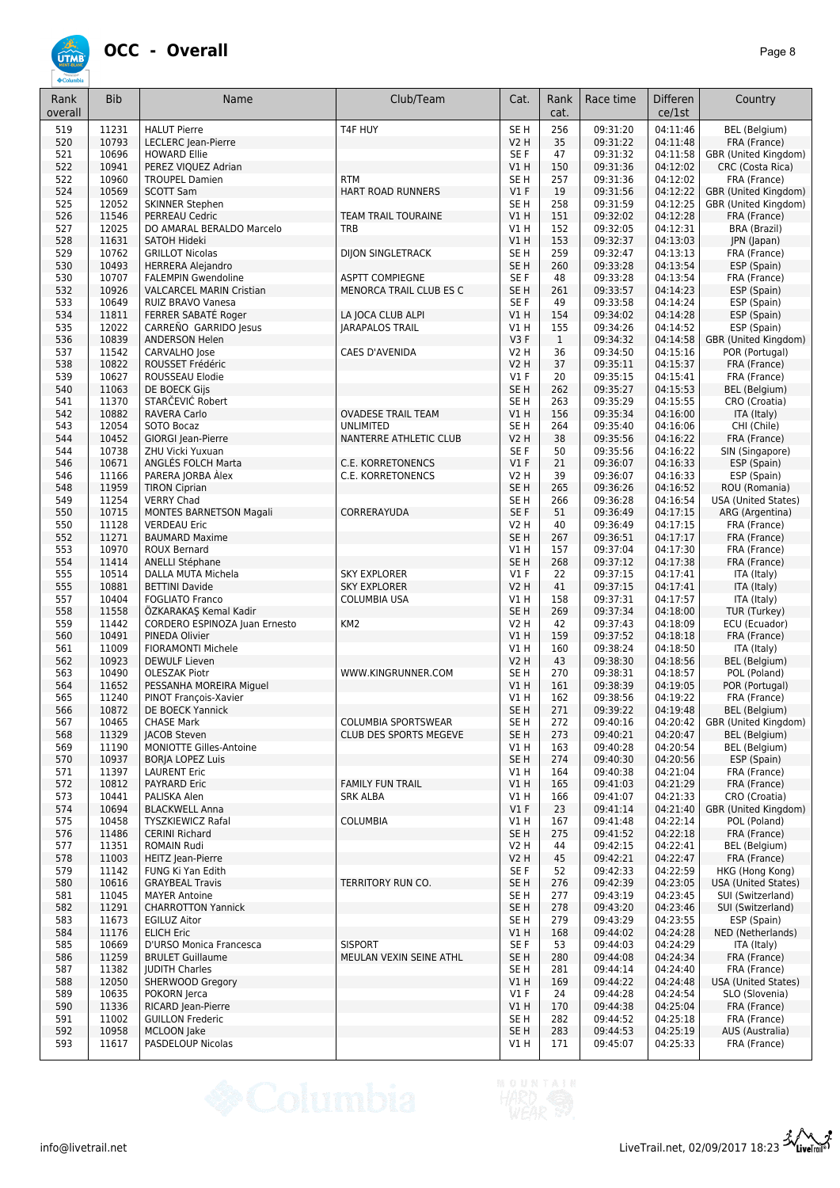# OCC - Overall

| Rank overall | Bib | Name | Club/Team | Cat. | Rank cat. | Race time | Difference/1st | Country |
|---|---|---|---|---|---|---|---|---|
| 519 | 11231 | HALUT Pierre | T4F HUY | SE H | 256 | 09:31:20 | 04:11:46 | BEL (Belgium) |
| 520 | 10793 | LECLERC Jean-Pierre | | V2 H | 35 | 09:31:22 | 04:11:48 | FRA (France) |
| 521 | 10696 | HOWARD Ellie | | SE F | 47 | 09:31:32 | 04:11:58 | GBR (United Kingdom) |
| 522 | 10941 | PEREZ VIQUEZ Adrian | | V1 H | 150 | 09:31:36 | 04:12:02 | CRC (Costa Rica) |
| 522 | 10960 | TROUPEL Damien | RTM | SE H | 257 | 09:31:36 | 04:12:02 | FRA (France) |
| 524 | 10569 | SCOTT Sam | HART ROAD RUNNERS | V1 F | 19 | 09:31:56 | 04:12:22 | GBR (United Kingdom) |
| 525 | 12052 | SKINNER Stephen | | SE H | 258 | 09:31:59 | 04:12:25 | GBR (United Kingdom) |
| 526 | 11546 | PERREAU Cedric | TEAM TRAIL TOURAINE | V1 H | 151 | 09:32:02 | 04:12:28 | FRA (France) |
| 527 | 12025 | DO AMARAL BERALDO Marcelo | TRB | V1 H | 152 | 09:32:05 | 04:12:31 | BRA (Brazil) |
| 528 | 11631 | SATOH Hideki | | V1 H | 153 | 09:32:37 | 04:13:03 | JPN (Japan) |
| 529 | 10762 | GRILLOT Nicolas | DIJON SINGLETRACK | SE H | 259 | 09:32:47 | 04:13:13 | FRA (France) |
| 530 | 10493 | HERRERA Alejandro | | SE H | 260 | 09:33:28 | 04:13:54 | ESP (Spain) |
| 530 | 10707 | FALEMPIN Gwendoline | ASPTT COMPIEGNE | SE F | 48 | 09:33:28 | 04:13:54 | FRA (France) |
| 532 | 10926 | VALCARCEL MARIN Cristian | MENORCA TRAIL CLUB ES C | SE H | 261 | 09:33:57 | 04:14:23 | ESP (Spain) |
| 533 | 10649 | RUIZ BRAVO Vanesa | | SE F | 49 | 09:33:58 | 04:14:24 | ESP (Spain) |
| 534 | 11811 | FERRER SABATÉ Roger | LA JOCA CLUB ALPI | V1 H | 154 | 09:34:02 | 04:14:28 | ESP (Spain) |
| 535 | 12022 | CARREÑO GARRIDO Jesus | JARAPALOS TRAIL | V1 H | 155 | 09:34:26 | 04:14:52 | ESP (Spain) |
| 536 | 10839 | ANDERSON Helen | | V3 F | 1 | 09:34:32 | 04:14:58 | GBR (United Kingdom) |
| 537 | 11542 | CARVALHO Jose | CAES D'AVENIDA | V2 H | 36 | 09:34:50 | 04:15:16 | POR (Portugal) |
| 538 | 10822 | ROUSSET Frédéric | | V2 H | 37 | 09:35:11 | 04:15:37 | FRA (France) |
| 539 | 10627 | ROUSSEAU Elodie | | V1 F | 20 | 09:35:15 | 04:15:41 | FRA (France) |
| 540 | 11063 | DE BOECK Gijs | | SE H | 262 | 09:35:27 | 04:15:53 | BEL (Belgium) |
| 541 | 11370 | STARČEVIĆ Robert | | SE H | 263 | 09:35:29 | 04:15:55 | CRO (Croatia) |
| 542 | 10882 | RAVERA Carlo | OVADESE TRAIL TEAM | V1 H | 156 | 09:35:34 | 04:16:00 | ITA (Italy) |
| 543 | 12054 | SOTO Bocaz | UNLIMITED | SE H | 264 | 09:35:40 | 04:16:06 | CHI (Chile) |
| 544 | 10452 | GIORGI Jean-Pierre | NANTERRE ATHLETIC CLUB | V2 H | 38 | 09:35:56 | 04:16:22 | FRA (France) |
| 544 | 10738 | ZHU Vicki Yuxuan | | SE F | 50 | 09:35:56 | 04:16:22 | SIN (Singapore) |
| 546 | 10671 | ANGLÉS FOLCH Marta | C.E. KORRETONENCS | V1 F | 21 | 09:36:07 | 04:16:33 | ESP (Spain) |
| 546 | 11166 | PARERA JORBA Àlex | C.E. KORRETONENCS | V2 H | 39 | 09:36:07 | 04:16:33 | ESP (Spain) |
| 548 | 11959 | TIRON Ciprian | | SE H | 265 | 09:36:26 | 04:16:52 | ROU (Romania) |
| 549 | 11254 | VERRY Chad | | SE H | 266 | 09:36:28 | 04:16:54 | USA (United States) |
| 550 | 10715 | MONTES BARNETSON Magali | CORRERAYUDA | SE F | 51 | 09:36:49 | 04:17:15 | ARG (Argentina) |
| 550 | 11128 | VERDEAU Eric | | V2 H | 40 | 09:36:49 | 04:17:15 | FRA (France) |
| 552 | 11271 | BAUMARD Maxime | | SE H | 267 | 09:36:51 | 04:17:17 | FRA (France) |
| 553 | 10970 | ROUX Bernard | | V1 H | 157 | 09:37:04 | 04:17:30 | FRA (France) |
| 554 | 11414 | ANELLI Stéphane | | SE H | 268 | 09:37:12 | 04:17:38 | FRA (France) |
| 555 | 10514 | DALLA MUTA Michela | SKY EXPLORER | V1 F | 22 | 09:37:15 | 04:17:41 | ITA (Italy) |
| 555 | 10881 | BETTINI Davide | SKY EXPLORER | V2 H | 41 | 09:37:15 | 04:17:41 | ITA (Italy) |
| 557 | 10404 | FOGLIATO Franco | COLUMBIA USA | V1 H | 158 | 09:37:31 | 04:17:57 | ITA (Italy) |
| 558 | 11558 | ÖZKARAKAŞ Kemal Kadir | | SE H | 269 | 09:37:34 | 04:18:00 | TUR (Turkey) |
| 559 | 11442 | CORDERO ESPINOZA Juan Ernesto | KM2 | V2 H | 42 | 09:37:43 | 04:18:09 | ECU (Ecuador) |
| 560 | 10491 | PINEDA Olivier | | V1 H | 159 | 09:37:52 | 04:18:18 | FRA (France) |
| 561 | 11009 | FIORAMONTI Michele | | V1 H | 160 | 09:38:24 | 04:18:50 | ITA (Italy) |
| 562 | 10923 | DEWULF Lieven | | V2 H | 43 | 09:38:30 | 04:18:56 | BEL (Belgium) |
| 563 | 10490 | OLESZAK Piotr | WWW.KINGRUNNER.COM | SE H | 270 | 09:38:31 | 04:18:57 | POL (Poland) |
| 564 | 11652 | PESSANHA MOREIRA Miguel | | V1 H | 161 | 09:38:39 | 04:19:05 | POR (Portugal) |
| 565 | 11240 | PINOT François-Xavier | | V1 H | 162 | 09:38:56 | 04:19:22 | FRA (France) |
| 566 | 10872 | DE BOECK Yannick | | SE H | 271 | 09:39:22 | 04:19:48 | BEL (Belgium) |
| 567 | 10465 | CHASE Mark | COLUMBIA SPORTSWEAR | SE H | 272 | 09:40:16 | 04:20:42 | GBR (United Kingdom) |
| 568 | 11329 | JACOB Steven | CLUB DES SPORTS MEGEVE | SE H | 273 | 09:40:21 | 04:20:47 | BEL (Belgium) |
| 569 | 11190 | MONIOTTE Gilles-Antoine | | V1 H | 163 | 09:40:28 | 04:20:54 | BEL (Belgium) |
| 570 | 10937 | BORJA LOPEZ Luis | | SE H | 274 | 09:40:30 | 04:20:56 | ESP (Spain) |
| 571 | 11397 | LAURENT Eric | | V1 H | 164 | 09:40:38 | 04:21:04 | FRA (France) |
| 572 | 10812 | PAYRARD Eric | FAMILY FUN TRAIL | V1 H | 165 | 09:41:03 | 04:21:29 | FRA (France) |
| 573 | 10441 | PALISKA Alen | SRK ALBA | V1 H | 166 | 09:41:07 | 04:21:33 | CRO (Croatia) |
| 574 | 10694 | BLACKWELL Anna | | V1 F | 23 | 09:41:14 | 04:21:40 | GBR (United Kingdom) |
| 575 | 10458 | TYSZKIEWICZ Rafal | COLUMBIA | V1 H | 167 | 09:41:48 | 04:22:14 | POL (Poland) |
| 576 | 11486 | CERINI Richard | | SE H | 275 | 09:41:52 | 04:22:18 | FRA (France) |
| 577 | 11351 | ROMAIN Rudi | | V2 H | 44 | 09:42:15 | 04:22:41 | BEL (Belgium) |
| 578 | 11003 | HEITZ Jean-Pierre | | V2 H | 45 | 09:42:21 | 04:22:47 | FRA (France) |
| 579 | 11142 | FUNG Ki Yan Edith | | SE F | 52 | 09:42:33 | 04:22:59 | HKG (Hong Kong) |
| 580 | 10616 | GRAYBEAL Travis | TERRITORY RUN CO. | SE H | 276 | 09:42:39 | 04:23:05 | USA (United States) |
| 581 | 11045 | MAYER Antoine | | SE H | 277 | 09:43:19 | 04:23:45 | SUI (Switzerland) |
| 582 | 11291 | CHARROTTON Yannick | | SE H | 278 | 09:43:20 | 04:23:46 | SUI (Switzerland) |
| 583 | 11673 | EGILUZ Aitor | | SE H | 279 | 09:43:29 | 04:23:55 | ESP (Spain) |
| 584 | 11176 | ELICH Eric | | V1 H | 168 | 09:44:02 | 04:24:28 | NED (Netherlands) |
| 585 | 10669 | D'URSO Monica Francesca | SISPORT | SE F | 53 | 09:44:03 | 04:24:29 | ITA (Italy) |
| 586 | 11259 | BRULET Guillaume | MEULAN VEXIN SEINE ATHL | SE H | 280 | 09:44:08 | 04:24:34 | FRA (France) |
| 587 | 11382 | JUDITH Charles | | SE H | 281 | 09:44:14 | 04:24:40 | FRA (France) |
| 588 | 12050 | SHERWOOD Gregory | | V1 H | 169 | 09:44:22 | 04:24:48 | USA (United States) |
| 589 | 10635 | POKORN Jerca | | V1 F | 24 | 09:44:28 | 04:24:54 | SLO (Slovenia) |
| 590 | 11336 | RICARD Jean-Pierre | | V1 H | 170 | 09:44:38 | 04:25:04 | FRA (France) |
| 591 | 11002 | GUILLON Frederic | | SE H | 282 | 09:44:52 | 04:25:18 | FRA (France) |
| 592 | 10958 | MCLOON Jake | | SE H | 283 | 09:44:53 | 04:25:19 | AUS (Australia) |
| 593 | 11617 | PASDELOUP Nicolas | | V1 H | 171 | 09:45:07 | 04:25:33 | FRA (France) |

info@livetrail.net — LiveTrail.net, 02/09/2017 18:23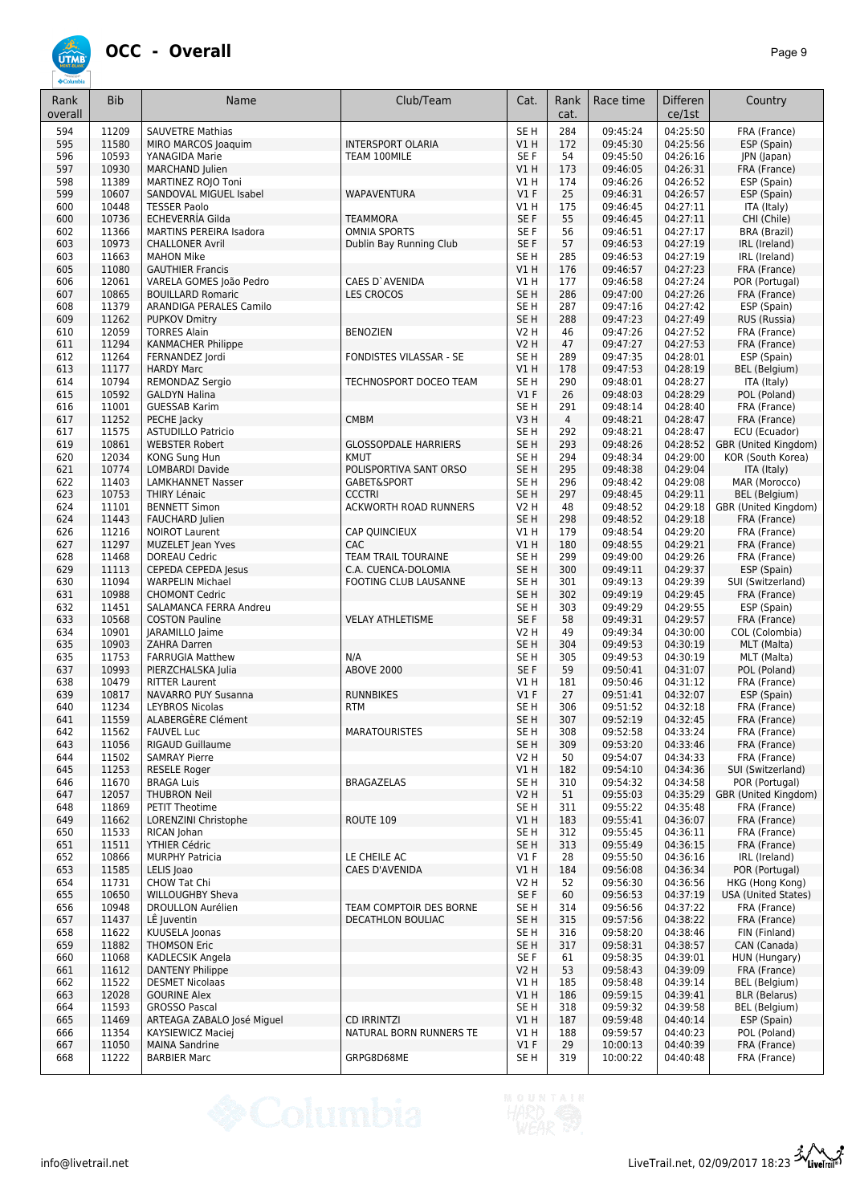# OCC - Overall

| Rank overall | Bib | Name | Club/Team | Cat. | Rank cat. | Race time | Differen ce/1st | Country |
|---|---|---|---|---|---|---|---|---|
| 594 | 11209 | SAUVETRE Mathias | | SE H | 284 | 09:45:24 | 04:25:50 | FRA (France) |
| 595 | 11580 | MIRO MARCOS Joaquim | INTERSPORT OLARIA | V1 H | 172 | 09:45:30 | 04:25:56 | ESP (Spain) |
| 596 | 10593 | YANAGIDA Marie | TEAM 100MILE | SE F | 54 | 09:45:50 | 04:26:16 | JPN (Japan) |
| 597 | 10930 | MARCHAND Julien | | V1 H | 173 | 09:46:05 | 04:26:31 | FRA (France) |
| 598 | 11389 | MARTINEZ ROJO Toni | | V1 H | 174 | 09:46:26 | 04:26:52 | ESP (Spain) |
| 599 | 10607 | SANDOVAL MIGUEL Isabel | WAPAVENTURA | V1 F | 25 | 09:46:31 | 04:26:57 | ESP (Spain) |
| 600 | 10448 | TESSER Paolo | | V1 H | 175 | 09:46:45 | 04:27:11 | ITA (Italy) |
| 600 | 10736 | ECHEVERRÍA Gilda | TEAMMORA | SE F | 55 | 09:46:45 | 04:27:11 | CHI (Chile) |
| 602 | 11366 | MARTINS PEREIRA Isadora | OMNIA SPORTS | SE F | 56 | 09:46:51 | 04:27:17 | BRA (Brazil) |
| 603 | 10973 | CHALLONER Avril | Dublin Bay Running Club | SE F | 57 | 09:46:53 | 04:27:19 | IRL (Ireland) |
| 603 | 11663 | MAHON Mike | | SE H | 285 | 09:46:53 | 04:27:19 | IRL (Ireland) |
| 605 | 11080 | GAUTHIER Francis | | V1 H | 176 | 09:46:57 | 04:27:23 | FRA (France) |
| 606 | 12061 | VARELA GOMES João Pedro | CAES D`AVENIDA | V1 H | 177 | 09:46:58 | 04:27:24 | POR (Portugal) |
| 607 | 10865 | BOUILLARD Romaric | LES CROCOS | SE H | 286 | 09:47:00 | 04:27:26 | FRA (France) |
| 608 | 11379 | ARANDIGA PERALES Camilo | | SE H | 287 | 09:47:16 | 04:27:42 | ESP (Spain) |
| 609 | 11262 | PUPKOV Dmitry | | SE H | 288 | 09:47:23 | 04:27:49 | RUS (Russia) |
| 610 | 12059 | TORRES Alain | BENOZIEN | V2 H | 46 | 09:47:26 | 04:27:52 | FRA (France) |
| 611 | 11294 | KANMACHER Philippe | | V2 H | 47 | 09:47:27 | 04:27:53 | FRA (France) |
| 612 | 11264 | FERNANDEZ Jordi | FONDISTES VILASSAR - SE | SE H | 289 | 09:47:35 | 04:28:01 | ESP (Spain) |
| 613 | 11177 | HARDY Marc | | V1 H | 178 | 09:47:53 | 04:28:19 | BEL (Belgium) |
| 614 | 10794 | REMONDAZ Sergio | TECHNOSPORT DOCEO TEAM | SE H | 290 | 09:48:01 | 04:28:27 | ITA (Italy) |
| 615 | 10592 | GALDYN Halina | | V1 F | 26 | 09:48:03 | 04:28:29 | POL (Poland) |
| 616 | 11001 | GUESSAB Karim | | SE H | 291 | 09:48:14 | 04:28:40 | FRA (France) |
| 617 | 11252 | PECHE Jacky | CMBM | V3 H | 4 | 09:48:21 | 04:28:47 | FRA (France) |
| 617 | 11575 | ASTUDILLO Patricio | | SE H | 292 | 09:48:21 | 04:28:47 | ECU (Ecuador) |
| 619 | 10861 | WEBSTER Robert | GLOSSOPDALE HARRIERS | SE H | 293 | 09:48:26 | 04:28:52 | GBR (United Kingdom) |
| 620 | 12034 | KONG Sung Hun | KMUT | SE H | 294 | 09:48:34 | 04:29:00 | KOR (South Korea) |
| 621 | 10774 | LOMBARDI Davide | POLISPORTIVA SANT ORSO | SE H | 295 | 09:48:38 | 04:29:04 | ITA (Italy) |
| 622 | 11403 | LAMKHANNET Nasser | GABET&SPORT | SE H | 296 | 09:48:42 | 04:29:08 | MAR (Morocco) |
| 623 | 10753 | THIRY Lénaic | CCCTRI | SE H | 297 | 09:48:45 | 04:29:11 | BEL (Belgium) |
| 624 | 11101 | BENNETT Simon | ACKWORTH ROAD RUNNERS | V2 H | 48 | 09:48:52 | 04:29:18 | GBR (United Kingdom) |
| 624 | 11443 | FAUCHARD Julien | | SE H | 298 | 09:48:52 | 04:29:18 | FRA (France) |
| 626 | 11216 | NOIROT Laurent | CAP QUINCIEUX | V1 H | 179 | 09:48:54 | 04:29:20 | FRA (France) |
| 627 | 11297 | MUZELET Jean Yves | CAC | V1 H | 180 | 09:48:55 | 04:29:21 | FRA (France) |
| 628 | 11468 | DOREAU Cedric | TEAM TRAIL TOURAINE | SE H | 299 | 09:49:00 | 04:29:26 | FRA (France) |
| 629 | 11113 | CEPEDA CEPEDA Jesus | C.A. CUENCA-DOLOMIA | SE H | 300 | 09:49:11 | 04:29:37 | ESP (Spain) |
| 630 | 11094 | WARPELIN Michael | FOOTING CLUB LAUSANNE | SE H | 301 | 09:49:13 | 04:29:39 | SUI (Switzerland) |
| 631 | 10988 | CHOMONT Cedric | | SE H | 302 | 09:49:19 | 04:29:45 | FRA (France) |
| 632 | 11451 | SALAMANCA FERRA Andreu | | SE H | 303 | 09:49:29 | 04:29:55 | ESP (Spain) |
| 633 | 10568 | COSTON Pauline | VELAY ATHLETISME | SE F | 58 | 09:49:31 | 04:29:57 | FRA (France) |
| 634 | 10901 | JARAMILLO Jaime | | V2 H | 49 | 09:49:34 | 04:30:00 | COL (Colombia) |
| 635 | 10903 | ZAHRA Darren | | SE H | 304 | 09:49:53 | 04:30:19 | MLT (Malta) |
| 635 | 11753 | FARRUGIA Matthew | N/A | SE H | 305 | 09:49:53 | 04:30:19 | MLT (Malta) |
| 637 | 10993 | PIERZCHALSKA Julia | ABOVE 2000 | SE F | 59 | 09:50:41 | 04:31:07 | POL (Poland) |
| 638 | 10479 | RITTER Laurent | | V1 H | 181 | 09:50:46 | 04:31:12 | FRA (France) |
| 639 | 10817 | NAVARRO PUY Susanna | RUNNBIKES | V1 F | 27 | 09:51:41 | 04:32:07 | ESP (Spain) |
| 640 | 11234 | LEYBROS Nicolas | RTM | SE H | 306 | 09:51:52 | 04:32:18 | FRA (France) |
| 641 | 11559 | ALABERGÈRE Clément | | SE H | 307 | 09:52:19 | 04:32:45 | FRA (France) |
| 642 | 11562 | FAUVEL Luc | MARATOURISTES | SE H | 308 | 09:52:58 | 04:33:24 | FRA (France) |
| 643 | 11056 | RIGAUD Guillaume | | SE H | 309 | 09:53:20 | 04:33:46 | FRA (France) |
| 644 | 11502 | SAMRAY Pierre | | V2 H | 50 | 09:54:07 | 04:34:33 | FRA (France) |
| 645 | 11253 | RESELE Roger | | V1 H | 182 | 09:54:10 | 04:34:36 | SUI (Switzerland) |
| 646 | 11670 | BRAGA Luis | BRAGAZELAS | SE H | 310 | 09:54:32 | 04:34:58 | POR (Portugal) |
| 647 | 12057 | THUBRON Neil | | V2 H | 51 | 09:55:03 | 04:35:29 | GBR (United Kingdom) |
| 648 | 11869 | PETIT Theotime | | SE H | 311 | 09:55:22 | 04:35:48 | FRA (France) |
| 649 | 11662 | LORENZINI Christophe | ROUTE 109 | V1 H | 183 | 09:55:41 | 04:36:07 | FRA (France) |
| 650 | 11533 | RICAN Johan | | SE H | 312 | 09:55:45 | 04:36:11 | FRA (France) |
| 651 | 11511 | YTHIER Cédric | | SE H | 313 | 09:55:49 | 04:36:15 | FRA (France) |
| 652 | 10866 | MURPHY Patricia | LE CHEILE AC | V1 F | 28 | 09:55:50 | 04:36:16 | IRL (Ireland) |
| 653 | 11585 | LELIS Joao | CAES D'AVENIDA | V1 H | 184 | 09:56:08 | 04:36:34 | POR (Portugal) |
| 654 | 11731 | CHOW Tat Chi | | V2 H | 52 | 09:56:30 | 04:36:56 | HKG (Hong Kong) |
| 655 | 10650 | WILLOUGHBY Sheva | | SE F | 60 | 09:56:53 | 04:37:19 | USA (United States) |
| 656 | 10948 | DROULLON Aurélien | TEAM COMPTOIR DES BORNE | SE H | 314 | 09:56:56 | 04:37:22 | FRA (France) |
| 657 | 11437 | LÊ Juventin | DECATHLON BOULIAC | SE H | 315 | 09:57:56 | 04:38:22 | FRA (France) |
| 658 | 11622 | KUUSELA Joonas | | SE H | 316 | 09:58:20 | 04:38:46 | FIN (Finland) |
| 659 | 11882 | THOMSON Eric | | SE H | 317 | 09:58:31 | 04:38:57 | CAN (Canada) |
| 660 | 11068 | KADLECSIK Angela | | SE F | 61 | 09:58:35 | 04:39:01 | HUN (Hungary) |
| 661 | 11612 | DANTENY Philippe | | V2 H | 53 | 09:58:43 | 04:39:09 | FRA (France) |
| 662 | 11522 | DESMET Nicolaas | | V1 H | 185 | 09:58:48 | 04:39:14 | BEL (Belgium) |
| 663 | 12028 | GOURINE Alex | | V1 H | 186 | 09:59:15 | 04:39:41 | BLR (Belarus) |
| 664 | 11593 | GROSSO Pascal | | SE H | 318 | 09:59:32 | 04:39:58 | BEL (Belgium) |
| 665 | 11469 | ARTEAGA ZABALO José Miguel | CD IRRINTZI | V1 H | 187 | 09:59:48 | 04:40:14 | ESP (Spain) |
| 666 | 11354 | KAYSIEWICZ Maciej | NATURAL BORN RUNNERS TE | V1 H | 188 | 09:59:57 | 04:40:23 | POL (Poland) |
| 667 | 11050 | MAINA Sandrine | | V1 F | 29 | 10:00:13 | 04:40:39 | FRA (France) |
| 668 | 11222 | BARBIER Marc | GRPG8D68ME | SE H | 319 | 10:00:22 | 04:40:48 | FRA (France) |

info@livetrail.net LiveTrail.net, 02/09/2017 18:23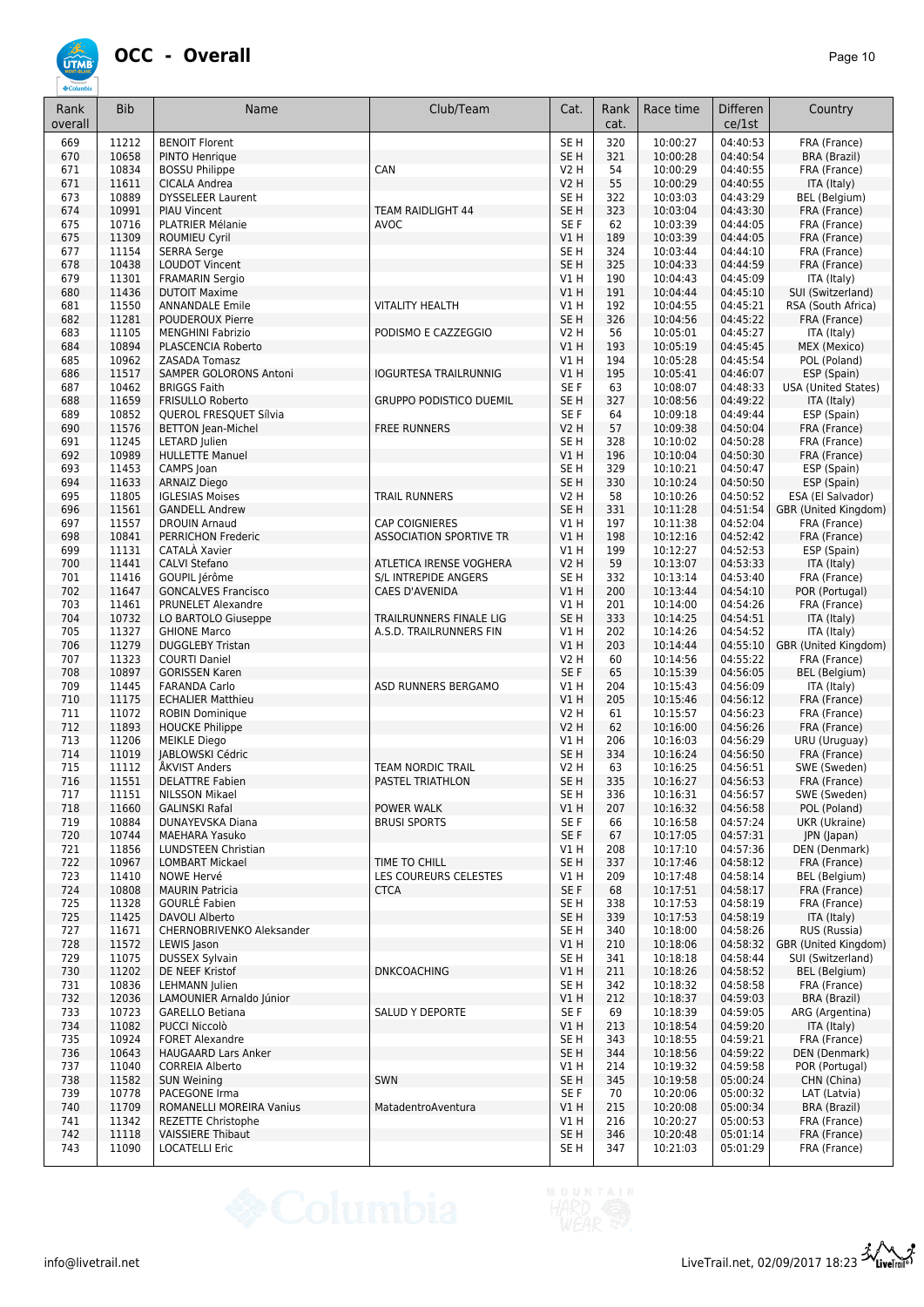# OCC - Overall

| Rank overall | Bib | Name | Club/Team | Cat. | Rank cat. | Race time | Difference/1st | Country |
|---|---|---|---|---|---|---|---|---|
| 669 | 11212 | BENOIT Florent | | SE H | 320 | 10:00:27 | 04:40:53 | FRA (France) |
| 670 | 10658 | PINTO Henrique | | SE H | 321 | 10:00:28 | 04:40:54 | BRA (Brazil) |
| 671 | 10834 | BOSSU Philippe | CAN | V2 H | 54 | 10:00:29 | 04:40:55 | FRA (France) |
| 671 | 11611 | CICALA Andrea | | V2 H | 55 | 10:00:29 | 04:40:55 | ITA (Italy) |
| 673 | 10889 | DYSSELEER Laurent | | SE H | 322 | 10:03:03 | 04:43:29 | BEL (Belgium) |
| 674 | 10991 | PIAU Vincent | TEAM RAIDLIGHT 44 | SE H | 323 | 10:03:04 | 04:43:30 | FRA (France) |
| 675 | 10716 | PLATRIER Mélanie | AVOC | SE F | 62 | 10:03:39 | 04:44:05 | FRA (France) |
| 675 | 11309 | ROUMIEU Cyril | | V1 H | 189 | 10:03:39 | 04:44:05 | FRA (France) |
| 677 | 11154 | SERRA Serge | | SE H | 324 | 10:03:44 | 04:44:10 | FRA (France) |
| 678 | 10438 | LOUDOT Vincent | | SE H | 325 | 10:04:33 | 04:44:59 | FRA (France) |
| 679 | 11301 | FRAMARIN Sergio | | V1 H | 190 | 10:04:43 | 04:45:09 | ITA (Italy) |
| 680 | 11436 | DUTOIT Maxime | | V1 H | 191 | 10:04:44 | 04:45:10 | SUI (Switzerland) |
| 681 | 11550 | ANNANDALE Emile | VITALITY HEALTH | V1 H | 192 | 10:04:55 | 04:45:21 | RSA (South Africa) |
| 682 | 11281 | POUDEROUX Pierre | | SE H | 326 | 10:04:56 | 04:45:22 | FRA (France) |
| 683 | 11105 | MENGHINI Fabrizio | PODISMO E CAZZEGGIO | V2 H | 56 | 10:05:01 | 04:45:27 | ITA (Italy) |
| 684 | 10894 | PLASCENCIA Roberto | | V1 H | 193 | 10:05:19 | 04:45:45 | MEX (Mexico) |
| 685 | 10962 | ZASADA Tomasz | | V1 H | 194 | 10:05:28 | 04:45:54 | POL (Poland) |
| 686 | 11517 | SAMPER GOLORONS Antoni | IOGURTESA TRAILRUNNIG | V1 H | 195 | 10:05:41 | 04:46:07 | ESP (Spain) |
| 687 | 10462 | BRIGGS Faith | | SE F | 63 | 10:08:07 | 04:48:33 | USA (United States) |
| 688 | 11659 | FRISULLO Roberto | GRUPPO PODISTICO DUEMIL | SE H | 327 | 10:08:56 | 04:49:22 | ITA (Italy) |
| 689 | 10852 | QUEROL FRESQUET Sílvia | | SE F | 64 | 10:09:18 | 04:49:44 | ESP (Spain) |
| 690 | 11576 | BETTON Jean-Michel | FREE RUNNERS | V2 H | 57 | 10:09:38 | 04:50:04 | FRA (France) |
| 691 | 11245 | LETARD Julien | | SE H | 328 | 10:10:02 | 04:50:28 | FRA (France) |
| 692 | 10989 | HULLETTE Manuel | | V1 H | 196 | 10:10:04 | 04:50:30 | FRA (France) |
| 693 | 11453 | CAMPS Joan | | SE H | 329 | 10:10:21 | 04:50:47 | ESP (Spain) |
| 694 | 11633 | ARNAIZ Diego | | SE H | 330 | 10:10:24 | 04:50:50 | ESP (Spain) |
| 695 | 11805 | IGLESIAS Moises | TRAIL RUNNERS | V2 H | 58 | 10:10:26 | 04:50:52 | ESA (El Salvador) |
| 696 | 11561 | GANDELL Andrew | | SE H | 331 | 10:11:28 | 04:51:54 | GBR (United Kingdom) |
| 697 | 11557 | DROUIN Arnaud | CAP COIGNIERES | V1 H | 197 | 10:11:38 | 04:52:04 | FRA (France) |
| 698 | 10841 | PERRICHON Frederic | ASSOCIATION SPORTIVE TR | V1 H | 198 | 10:12:16 | 04:52:42 | FRA (France) |
| 699 | 11131 | CATALÀ Xavier | | V1 H | 199 | 10:12:27 | 04:52:53 | ESP (Spain) |
| 700 | 11441 | CALVI Stefano | ATLETICA IRENSE VOGHERA | V2 H | 59 | 10:13:07 | 04:53:33 | ITA (Italy) |
| 701 | 11416 | GOUPIL Jérôme | S/L INTREPIDE ANGERS | SE H | 332 | 10:13:14 | 04:53:40 | FRA (France) |
| 702 | 11647 | GONCALVES Francisco | CAES D'AVENIDA | V1 H | 200 | 10:13:44 | 04:54:10 | POR (Portugal) |
| 703 | 11461 | PRUNELET Alexandre | | V1 H | 201 | 10:14:00 | 04:54:26 | FRA (France) |
| 704 | 10732 | LO BARTOLO Giuseppe | TRAILRUNNERS FINALE LIG | SE H | 333 | 10:14:25 | 04:54:51 | ITA (Italy) |
| 705 | 11327 | GHIONE Marco | A.S.D. TRAILRUNNERS FIN | V1 H | 202 | 10:14:26 | 04:54:52 | ITA (Italy) |
| 706 | 11279 | DUGGLEBY Tristan | | V1 H | 203 | 10:14:44 | 04:55:10 | GBR (United Kingdom) |
| 707 | 11323 | COURTI Daniel | | V2 H | 60 | 10:14:56 | 04:55:22 | FRA (France) |
| 708 | 10897 | GORISSEN Karen | | SE F | 65 | 10:15:39 | 04:56:05 | BEL (Belgium) |
| 709 | 11445 | FARANDA Carlo | ASD RUNNERS BERGAMO | V1 H | 204 | 10:15:43 | 04:56:09 | ITA (Italy) |
| 710 | 11175 | ECHALIER Matthieu | | V1 H | 205 | 10:15:46 | 04:56:12 | FRA (France) |
| 711 | 11072 | ROBIN Dominique | | V2 H | 61 | 10:15:57 | 04:56:23 | FRA (France) |
| 712 | 11893 | HOUCKE Philippe | | V2 H | 62 | 10:16:00 | 04:56:26 | FRA (France) |
| 713 | 11206 | MEIKLE Diego | | V1 H | 206 | 10:16:03 | 04:56:29 | URU (Uruguay) |
| 714 | 11019 | JABLOWSKI Cédric | | SE H | 334 | 10:16:24 | 04:56:50 | FRA (France) |
| 715 | 11112 | ÅKVIST Anders | TEAM NORDIC TRAIL | V2 H | 63 | 10:16:25 | 04:56:51 | SWE (Sweden) |
| 716 | 11551 | DELATTRE Fabien | PASTEL TRIATHLON | SE H | 335 | 10:16:27 | 04:56:53 | FRA (France) |
| 717 | 11151 | NILSSON Mikael | | SE H | 336 | 10:16:31 | 04:56:57 | SWE (Sweden) |
| 718 | 11660 | GALINSKI Rafal | POWER WALK | V1 H | 207 | 10:16:32 | 04:56:58 | POL (Poland) |
| 719 | 10884 | DUNAYEVSKA Diana | BRUSI SPORTS | SE F | 66 | 10:16:58 | 04:57:24 | UKR (Ukraine) |
| 720 | 10744 | MAEHARA Yasuko | | SE F | 67 | 10:17:05 | 04:57:31 | JPN (Japan) |
| 721 | 11856 | LUNDSTEEN Christian | | V1 H | 208 | 10:17:10 | 04:57:36 | DEN (Denmark) |
| 722 | 10967 | LOMBART Mickael | TIME TO CHILL | SE H | 337 | 10:17:46 | 04:58:12 | FRA (France) |
| 723 | 11410 | NOWE Hervé | LES COUREURS CELESTES | V1 H | 209 | 10:17:48 | 04:58:14 | BEL (Belgium) |
| 724 | 10808 | MAURIN Patricia | CTCA | SE F | 68 | 10:17:51 | 04:58:17 | FRA (France) |
| 725 | 11328 | GOURLÉ Fabien | | SE H | 338 | 10:17:53 | 04:58:19 | FRA (France) |
| 725 | 11425 | DAVOLI Alberto | | SE H | 339 | 10:17:53 | 04:58:19 | ITA (Italy) |
| 727 | 11671 | CHERNOBRIVENKO Aleksander | | SE H | 340 | 10:18:00 | 04:58:26 | RUS (Russia) |
| 728 | 11572 | LEWIS Jason | | V1 H | 210 | 10:18:06 | 04:58:32 | GBR (United Kingdom) |
| 729 | 11075 | DUSSEX Sylvain | | SE H | 341 | 10:18:18 | 04:58:44 | SUI (Switzerland) |
| 730 | 11202 | DE NEEF Kristof | DNKCOACHING | V1 H | 211 | 10:18:26 | 04:58:52 | BEL (Belgium) |
| 731 | 10836 | LEHMANN Julien | | SE H | 342 | 10:18:32 | 04:58:58 | FRA (France) |
| 732 | 12036 | LAMOUNIER Arnaldo Júnior | | V1 H | 212 | 10:18:37 | 04:59:03 | BRA (Brazil) |
| 733 | 10723 | GARELLO Betiana | SALUD Y DEPORTE | SE F | 69 | 10:18:39 | 04:59:05 | ARG (Argentina) |
| 734 | 11082 | PUCCI Niccolò | | V1 H | 213 | 10:18:54 | 04:59:20 | ITA (Italy) |
| 735 | 10924 | FORET Alexandre | | SE H | 343 | 10:18:55 | 04:59:21 | FRA (France) |
| 736 | 10643 | HAUGAARD Lars Anker | | SE H | 344 | 10:18:56 | 04:59:22 | DEN (Denmark) |
| 737 | 11040 | CORREIA Alberto | | V1 H | 214 | 10:19:32 | 04:59:58 | POR (Portugal) |
| 738 | 11582 | SUN Weining | SWN | SE H | 345 | 10:19:58 | 05:00:24 | CHN (China) |
| 739 | 10778 | PACEGONE Irma | | SE F | 70 | 10:20:06 | 05:00:32 | LAT (Latvia) |
| 740 | 11709 | ROMANELLI MOREIRA Vanius | MatadentroAventura | V1 H | 215 | 10:20:08 | 05:00:34 | BRA (Brazil) |
| 741 | 11342 | REZETTE Christophe | | V1 H | 216 | 10:20:27 | 05:00:53 | FRA (France) |
| 742 | 11118 | VAISSIERE Thibaut | | SE H | 346 | 10:20:48 | 05:01:14 | FRA (France) |
| 743 | 11090 | LOCATELLI Eric | | SE H | 347 | 10:21:03 | 05:01:29 | FRA (France) |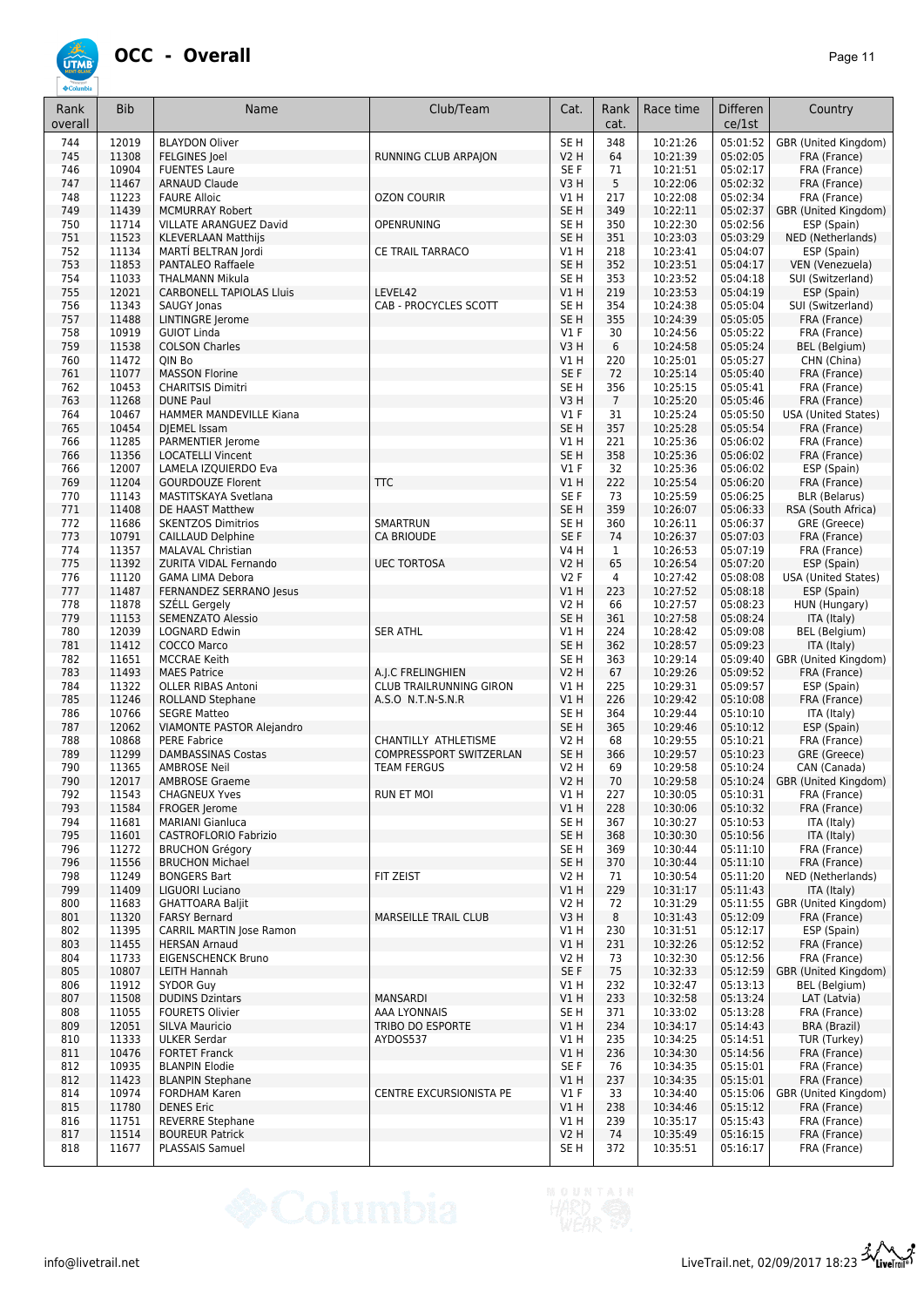# OCC - Overall

| Rank overall | Bib | Name | Club/Team | Cat. | Rank cat. | Race time | Differen ce/1st | Country |
|---|---|---|---|---|---|---|---|---|
| 744 | 12019 | BLAYDON Oliver | | SE H | 348 | 10:21:26 | 05:01:52 | GBR (United Kingdom) |
| 745 | 11308 | FELGINES Joel | RUNNING CLUB ARPAJON | V2 H | 64 | 10:21:39 | 05:02:05 | FRA (France) |
| 746 | 10904 | FUENTES Laure | | SE F | 71 | 10:21:51 | 05:02:17 | FRA (France) |
| 747 | 11467 | ARNAUD Claude | | V3 H | 5 | 10:22:06 | 05:02:32 | FRA (France) |
| 748 | 11223 | FAURE Alloic | OZON COURIR | V1 H | 217 | 10:22:08 | 05:02:34 | FRA (France) |
| 749 | 11439 | MCMURRAY Robert | | SE H | 349 | 10:22:11 | 05:02:37 | GBR (United Kingdom) |
| 750 | 11714 | VILLATE ARANGUEZ David | OPENRUNING | SE H | 350 | 10:22:30 | 05:02:56 | ESP (Spain) |
| 751 | 11523 | KLEVERLAAN Matthijs | | SE H | 351 | 10:23:03 | 05:03:29 | NED (Netherlands) |
| 752 | 11134 | MARTÍ BELTRAN Jordi | CE TRAIL TARRACO | V1 H | 218 | 10:23:41 | 05:04:07 | ESP (Spain) |
| 753 | 11853 | PANTALEO Raffaele | | SE H | 352 | 10:23:51 | 05:04:17 | VEN (Venezuela) |
| 754 | 11033 | THALMANN Mikula | | SE H | 353 | 10:23:52 | 05:04:18 | SUI (Switzerland) |
| 755 | 12021 | CARBONELL TAPIOLAS Lluis | LEVEL42 | V1 H | 219 | 10:23:53 | 05:04:19 | ESP (Spain) |
| 756 | 11343 | SAUGY Jonas | CAB - PROCYCLES SCOTT | SE H | 354 | 10:24:38 | 05:05:04 | SUI (Switzerland) |
| 757 | 11488 | LINTINGRE Jerome | | SE H | 355 | 10:24:39 | 05:05:05 | FRA (France) |
| 758 | 10919 | GUIOT Linda | | V1 F | 30 | 10:24:56 | 05:05:22 | FRA (France) |
| 759 | 11538 | COLSON Charles | | V3 H | 6 | 10:24:58 | 05:05:24 | BEL (Belgium) |
| 760 | 11472 | QIN Bo | | V1 H | 220 | 10:25:01 | 05:05:27 | CHN (China) |
| 761 | 11077 | MASSON Florine | | SE F | 72 | 10:25:14 | 05:05:40 | FRA (France) |
| 762 | 10453 | CHARITSIS Dimitri | | SE H | 356 | 10:25:15 | 05:05:41 | FRA (France) |
| 763 | 11268 | DUNE Paul | | V3 H | 7 | 10:25:20 | 05:05:46 | FRA (France) |
| 764 | 10467 | HAMMER MANDEVILLE Kiana | | V1 F | 31 | 10:25:24 | 05:05:50 | USA (United States) |
| 765 | 10454 | DJEMEL Issam | | SE H | 357 | 10:25:28 | 05:05:54 | FRA (France) |
| 766 | 11285 | PARMENTIER Jerome | | V1 H | 221 | 10:25:36 | 05:06:02 | FRA (France) |
| 766 | 11356 | LOCATELLI Vincent | | SE H | 358 | 10:25:36 | 05:06:02 | FRA (France) |
| 766 | 12007 | LAMELA IZQUIERDO Eva | | V1 F | 32 | 10:25:36 | 05:06:02 | ESP (Spain) |
| 769 | 11204 | GOURDOUZE Florent | TTC | V1 H | 222 | 10:25:54 | 05:06:20 | FRA (France) |
| 770 | 11143 | MASTITSKAYA Svetlana | | SE F | 73 | 10:25:59 | 05:06:25 | BLR (Belarus) |
| 771 | 11408 | DE HAAST Matthew | | SE H | 359 | 10:26:07 | 05:06:33 | RSA (South Africa) |
| 772 | 11686 | SKENTZOS Dimitrios | SMARTRUN | SE H | 360 | 10:26:11 | 05:06:37 | GRE (Greece) |
| 773 | 10791 | CAILLAUD Delphine | CA BRIOUDE | SE F | 74 | 10:26:37 | 05:07:03 | FRA (France) |
| 774 | 11357 | MALAVAL Christian | | V4 H | 1 | 10:26:53 | 05:07:19 | FRA (France) |
| 775 | 11392 | ZURITA VIDAL Fernando | UEC TORTOSA | V2 H | 65 | 10:26:54 | 05:07:20 | ESP (Spain) |
| 776 | 11120 | GAMA LIMA Debora | | V2 F | 4 | 10:27:42 | 05:08:08 | USA (United States) |
| 777 | 11487 | FERNANDEZ SERRANO Jesus | | V1 H | 223 | 10:27:52 | 05:08:18 | ESP (Spain) |
| 778 | 11878 | SZÉLL Gergely | | V2 H | 66 | 10:27:57 | 05:08:23 | HUN (Hungary) |
| 779 | 11153 | SEMENZATO Alessio | | SE H | 361 | 10:27:58 | 05:08:24 | ITA (Italy) |
| 780 | 12039 | LOGNARD Edwin | SER ATHL | V1 H | 224 | 10:28:42 | 05:09:08 | BEL (Belgium) |
| 781 | 11412 | COCCO Marco | | SE H | 362 | 10:28:57 | 05:09:23 | ITA (Italy) |
| 782 | 11651 | MCCRAE Keith | | SE H | 363 | 10:29:14 | 05:09:40 | GBR (United Kingdom) |
| 783 | 11493 | MAES Patrice | A.J.C FRELINGHIEN | V2 H | 67 | 10:29:26 | 05:09:52 | FRA (France) |
| 784 | 11322 | OLLER RIBAS Antoni | CLUB TRAILRUNNING GIRON | V1 H | 225 | 10:29:31 | 05:09:57 | ESP (Spain) |
| 785 | 11246 | ROLLAND Stephane | A.S.O N.T.N-S.N.R | V1 H | 226 | 10:29:42 | 05:10:08 | FRA (France) |
| 786 | 10766 | SEGRE Matteo | | SE H | 364 | 10:29:44 | 05:10:10 | ITA (Italy) |
| 787 | 12062 | VIAMONTE PASTOR Alejandro | | SE H | 365 | 10:29:46 | 05:10:12 | ESP (Spain) |
| 788 | 10868 | PERE Fabrice | CHANTILLY ATHLETISME | V2 H | 68 | 10:29:55 | 05:10:21 | FRA (France) |
| 789 | 11299 | DAMBASSINAS Costas | COMPRESSPORT SWITZERLAN | SE H | 366 | 10:29:57 | 05:10:23 | GRE (Greece) |
| 790 | 11365 | AMBROSE Neil | TEAM FERGUS | V2 H | 69 | 10:29:58 | 05:10:24 | CAN (Canada) |
| 790 | 12017 | AMBROSE Graeme | | V2 H | 70 | 10:29:58 | 05:10:24 | GBR (United Kingdom) |
| 792 | 11543 | CHAGNEUX Yves | RUN ET MOI | V1 H | 227 | 10:30:05 | 05:10:31 | FRA (France) |
| 793 | 11584 | FROGER Jerome | | V1 H | 228 | 10:30:06 | 05:10:32 | FRA (France) |
| 794 | 11681 | MARIANI Gianluca | | SE H | 367 | 10:30:27 | 05:10:53 | ITA (Italy) |
| 795 | 11601 | CASTROFLORIO Fabrizio | | SE H | 368 | 10:30:30 | 05:10:56 | ITA (Italy) |
| 796 | 11272 | BRUCHON Grégory | | SE H | 369 | 10:30:44 | 05:11:10 | FRA (France) |
| 796 | 11556 | BRUCHON Michael | | SE H | 370 | 10:30:44 | 05:11:10 | FRA (France) |
| 798 | 11249 | BONGERS Bart | FIT ZEIST | V2 H | 71 | 10:30:54 | 05:11:20 | NED (Netherlands) |
| 799 | 11409 | LIGUORI Luciano | | V1 H | 229 | 10:31:17 | 05:11:43 | ITA (Italy) |
| 800 | 11683 | GHATTOARA Baljit | | V2 H | 72 | 10:31:29 | 05:11:55 | GBR (United Kingdom) |
| 801 | 11320 | FARSY Bernard | MARSEILLE TRAIL CLUB | V3 H | 8 | 10:31:43 | 05:12:09 | FRA (France) |
| 802 | 11395 | CARRIL MARTIN Jose Ramon | | V1 H | 230 | 10:31:51 | 05:12:17 | ESP (Spain) |
| 803 | 11455 | HERSAN Arnaud | | V1 H | 231 | 10:32:26 | 05:12:52 | FRA (France) |
| 804 | 11733 | EIGENSCHENCK Bruno | | V2 H | 73 | 10:32:30 | 05:12:56 | FRA (France) |
| 805 | 10807 | LEITH Hannah | | SE F | 75 | 10:32:33 | 05:12:59 | GBR (United Kingdom) |
| 806 | 11912 | SYDOR Guy | | V1 H | 232 | 10:32:47 | 05:13:13 | BEL (Belgium) |
| 807 | 11508 | DUDINS Dzintars | MANSARDI | V1 H | 233 | 10:32:58 | 05:13:24 | LAT (Latvia) |
| 808 | 11055 | FOURETS Olivier | AAA LYONNAIS | SE H | 371 | 10:33:02 | 05:13:28 | FRA (France) |
| 809 | 12051 | SILVA Mauricio | TRIBO DO ESPORTE | V1 H | 234 | 10:34:17 | 05:14:43 | BRA (Brazil) |
| 810 | 11333 | ULKER Serdar | AYDOS537 | V1 H | 235 | 10:34:25 | 05:14:51 | TUR (Turkey) |
| 811 | 10476 | FORTET Franck | | V1 H | 236 | 10:34:30 | 05:14:56 | FRA (France) |
| 812 | 10935 | BLANPIN Elodie | | SE F | 76 | 10:34:35 | 05:15:01 | FRA (France) |
| 812 | 11423 | BLANPIN Stephane | | V1 H | 237 | 10:34:35 | 05:15:01 | FRA (France) |
| 814 | 10974 | FORDHAM Karen | CENTRE EXCURSIONISTA PE | V1 F | 33 | 10:34:40 | 05:15:06 | GBR (United Kingdom) |
| 815 | 11780 | DENES Eric | | V1 H | 238 | 10:34:46 | 05:15:12 | FRA (France) |
| 816 | 11751 | REVERRE Stephane | | V1 H | 239 | 10:35:17 | 05:15:43 | FRA (France) |
| 817 | 11514 | BOUREUR Patrick | | V2 H | 74 | 10:35:49 | 05:16:15 | FRA (France) |
| 818 | 11677 | PLASSAIS Samuel | | SE H | 372 | 10:35:51 | 05:16:17 | FRA (France) |

info@livetrail.net

LiveTrail.net, 02/09/2017 18:23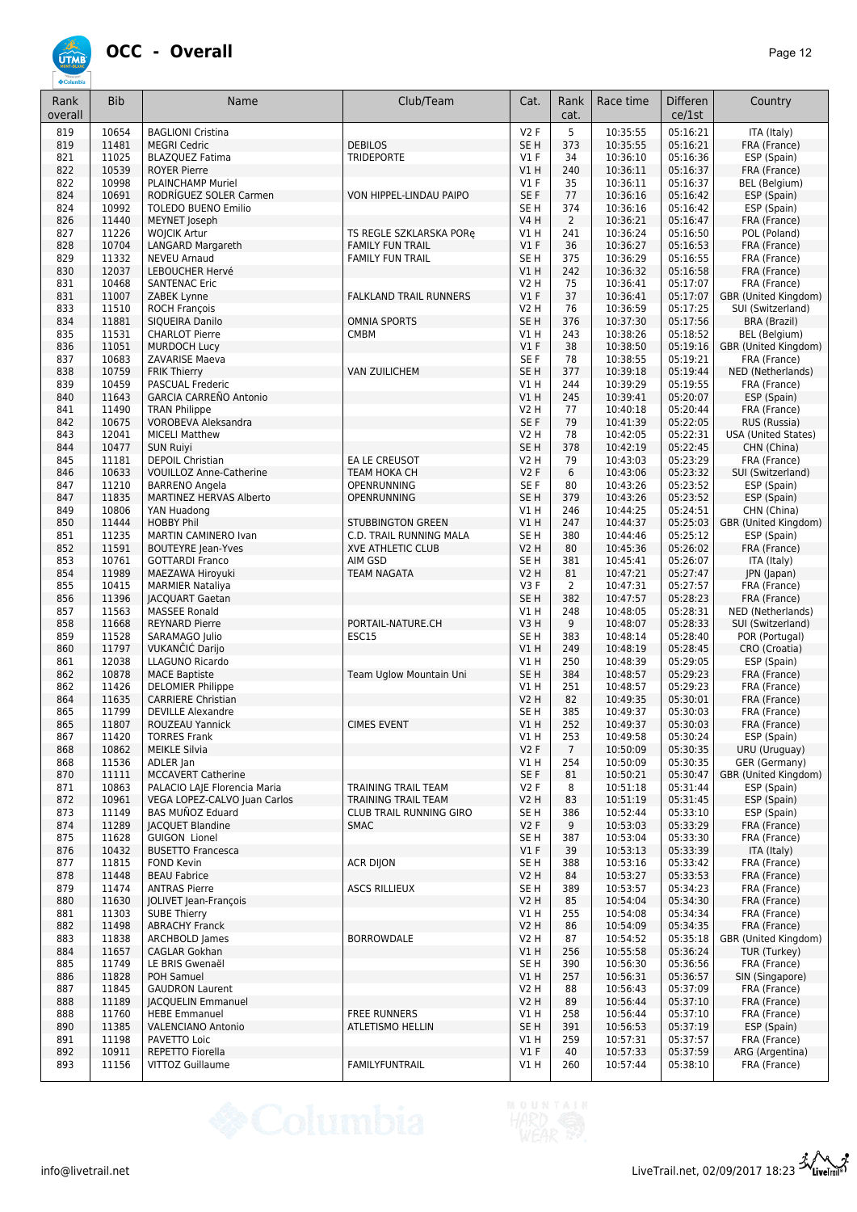# OCC - Overall

| Rank overall | Bib | Name | Club/Team | Cat. | Rank cat. | Race time | Difference/1st | Country |
|---|---|---|---|---|---|---|---|---|
| 819 | 10654 | BAGLIONI Cristina | | V2 F | 5 | 10:35:55 | 05:16:21 | ITA (Italy) |
| 819 | 11481 | MEGRI Cedric | DEBILOS | SE H | 373 | 10:35:55 | 05:16:21 | FRA (France) |
| 821 | 11025 | BLAZQUEZ Fatima | TRIDEPORTE | V1 F | 34 | 10:36:10 | 05:16:36 | ESP (Spain) |
| 822 | 10539 | ROYER Pierre | | V1 H | 240 | 10:36:11 | 05:16:37 | FRA (France) |
| 822 | 10998 | PLAINCHAMP Muriel | | V1 F | 35 | 10:36:11 | 05:16:37 | BEL (Belgium) |
| 824 | 10691 | RODRÍGUEZ SOLER Carmen | VON HIPPEL-LINDAU PAIPO | SE F | 77 | 10:36:16 | 05:16:42 | ESP (Spain) |
| 824 | 10992 | TOLEDO BUENO Emilio | | SE H | 374 | 10:36:16 | 05:16:42 | ESP (Spain) |
| 826 | 11440 | MEYNET Joseph | | V4 H | 2 | 10:36:21 | 05:16:47 | FRA (France) |
| 827 | 11226 | WOJCIK Artur | TS REGLE SZKLARSKA PORę | V1 H | 241 | 10:36:24 | 05:16:50 | POL (Poland) |
| 828 | 10704 | LANGARD Margareth | FAMILY FUN TRAIL | V1 F | 36 | 10:36:27 | 05:16:53 | FRA (France) |
| 829 | 11332 | NEVEU Arnaud | FAMILY FUN TRAIL | SE H | 375 | 10:36:29 | 05:16:55 | FRA (France) |
| 830 | 12037 | LEBOUCHER Hervé | | V1 H | 242 | 10:36:32 | 05:16:58 | FRA (France) |
| 831 | 10468 | SANTENAC Eric | | V2 H | 75 | 10:36:41 | 05:17:07 | FRA (France) |
| 831 | 11007 | ZABEK Lynne | FALKLAND TRAIL RUNNERS | V1 F | 37 | 10:36:41 | 05:17:07 | GBR (United Kingdom) |
| 833 | 11510 | ROCH François | | V2 H | 76 | 10:36:59 | 05:17:25 | SUI (Switzerland) |
| 834 | 11881 | SIQUEIRA Danilo | OMNIA SPORTS | SE H | 376 | 10:37:30 | 05:17:56 | BRA (Brazil) |
| 835 | 11531 | CHARLOT Pierre | CMBM | V1 H | 243 | 10:38:26 | 05:18:52 | BEL (Belgium) |
| 836 | 11051 | MURDOCH Lucy | | V1 F | 38 | 10:38:50 | 05:19:16 | GBR (United Kingdom) |
| 837 | 10683 | ZAVARISE Maeva | | SE F | 78 | 10:38:55 | 05:19:21 | FRA (France) |
| 838 | 10759 | FRIK Thierry | VAN ZUILICHEM | SE H | 377 | 10:39:18 | 05:19:44 | NED (Netherlands) |
| 839 | 10459 | PASCUAL Frederic | | V1 H | 244 | 10:39:29 | 05:19:55 | FRA (France) |
| 840 | 11643 | GARCIA CARREÑO Antonio | | V1 H | 245 | 10:39:41 | 05:20:07 | ESP (Spain) |
| 841 | 11490 | TRAN Philippe | | V2 H | 77 | 10:40:18 | 05:20:44 | FRA (France) |
| 842 | 10675 | VOROBEVA Aleksandra | | SE F | 79 | 10:41:39 | 05:22:05 | RUS (Russia) |
| 843 | 12041 | MICELI Matthew | | V2 H | 78 | 10:42:05 | 05:22:31 | USA (United States) |
| 844 | 10477 | SUN Ruiyi | | SE H | 378 | 10:42:19 | 05:22:45 | CHN (China) |
| 845 | 11181 | DEPOIL Christian | EA LE CREUSOT | V2 H | 79 | 10:43:03 | 05:23:29 | FRA (France) |
| 846 | 10633 | VOUILLOZ Anne-Catherine | TEAM HOKA CH | V2 F | 6 | 10:43:06 | 05:23:32 | SUI (Switzerland) |
| 847 | 11210 | BARRENO Angela | OPENRUNNING | SE F | 80 | 10:43:26 | 05:23:52 | ESP (Spain) |
| 847 | 11835 | MARTINEZ HERVAS Alberto | OPENRUNNING | SE H | 379 | 10:43:26 | 05:23:52 | ESP (Spain) |
| 849 | 10806 | YAN Huadong | | V1 H | 246 | 10:44:25 | 05:24:51 | CHN (China) |
| 850 | 11444 | HOBBY Phil | STUBBINGTON GREEN | V1 H | 247 | 10:44:37 | 05:25:03 | GBR (United Kingdom) |
| 851 | 11235 | MARTIN CAMINERO Ivan | C.D. TRAIL RUNNING MALA | SE H | 380 | 10:44:46 | 05:25:12 | ESP (Spain) |
| 852 | 11591 | BOUTEYRE Jean-Yves | XVE ATHLETIC CLUB | V2 H | 80 | 10:45:36 | 05:26:02 | FRA (France) |
| 853 | 10761 | GOTTARDI Franco | AIM GSD | SE H | 381 | 10:45:41 | 05:26:07 | ITA (Italy) |
| 854 | 11989 | MAEZAWA Hiroyuki | TEAM NAGATA | V2 H | 81 | 10:47:21 | 05:27:47 | JPN (Japan) |
| 855 | 10415 | MARMIER Nataliya | | V3 F | 2 | 10:47:31 | 05:27:57 | FRA (France) |
| 856 | 11396 | JACQUART Gaetan | | SE H | 382 | 10:47:57 | 05:28:23 | FRA (France) |
| 857 | 11563 | MASSEE Ronald | | V1 H | 248 | 10:48:05 | 05:28:31 | NED (Netherlands) |
| 858 | 11668 | REYNARD Pierre | PORTAIL-NATURE.CH | V3 H | 9 | 10:48:07 | 05:28:33 | SUI (Switzerland) |
| 859 | 11528 | SARAMAGO Julio | ESC15 | SE H | 383 | 10:48:14 | 05:28:40 | POR (Portugal) |
| 860 | 11797 | VUKANČIĆ Darijo | | V1 H | 249 | 10:48:19 | 05:28:45 | CRO (Croatia) |
| 861 | 12038 | LLAGUNO Ricardo | | V1 H | 250 | 10:48:39 | 05:29:05 | ESP (Spain) |
| 862 | 10878 | MACE Baptiste | Team Uglow Mountain Uni | SE H | 384 | 10:48:57 | 05:29:23 | FRA (France) |
| 862 | 11426 | DELOMIER Philippe | | V1 H | 251 | 10:48:57 | 05:29:23 | FRA (France) |
| 864 | 11635 | CARRIERE Christian | | V2 H | 82 | 10:49:35 | 05:30:01 | FRA (France) |
| 865 | 11799 | DEVILLE Alexandre | | SE H | 385 | 10:49:37 | 05:30:03 | FRA (France) |
| 865 | 11807 | ROUZEAU Yannick | CIMES EVENT | V1 H | 252 | 10:49:37 | 05:30:03 | FRA (France) |
| 867 | 11420 | TORRES Frank | | V1 H | 253 | 10:49:58 | 05:30:24 | ESP (Spain) |
| 868 | 10862 | MEIKLE Silvia | | V2 F | 7 | 10:50:09 | 05:30:35 | URU (Uruguay) |
| 868 | 11536 | ADLER Jan | | V1 H | 254 | 10:50:09 | 05:30:35 | GER (Germany) |
| 870 | 11111 | MCCAVERT Catherine | | SE F | 81 | 10:50:21 | 05:30:47 | GBR (United Kingdom) |
| 871 | 10863 | PALACIO LAJE Florencia Maria | TRAINING TRAIL TEAM | V2 F | 8 | 10:51:18 | 05:31:44 | ESP (Spain) |
| 872 | 10961 | VEGA LOPEZ-CALVO Juan Carlos | TRAINING TRAIL TEAM | V2 H | 83 | 10:51:19 | 05:31:45 | ESP (Spain) |
| 873 | 11149 | BAS MUÑOZ Eduard | CLUB TRAIL RUNNING GIRO | SE H | 386 | 10:52:44 | 05:33:10 | ESP (Spain) |
| 874 | 11289 | JACQUET Blandine | SMAC | V2 F | 9 | 10:53:03 | 05:33:29 | FRA (France) |
| 875 | 11628 | GUIGON Lionel | | SE H | 387 | 10:53:04 | 05:33:30 | FRA (France) |
| 876 | 10432 | BUSETTO Francesca | | V1 F | 39 | 10:53:13 | 05:33:39 | ITA (Italy) |
| 877 | 11815 | FOND Kevin | ACR DIJON | SE H | 388 | 10:53:16 | 05:33:42 | FRA (France) |
| 878 | 11448 | BEAU Fabrice | | V2 H | 84 | 10:53:27 | 05:33:53 | FRA (France) |
| 879 | 11474 | ANTRAS Pierre | ASCS RILLIEUX | SE H | 389 | 10:53:57 | 05:34:23 | FRA (France) |
| 880 | 11630 | JOLIVET Jean-François | | V2 H | 85 | 10:54:04 | 05:34:30 | FRA (France) |
| 881 | 11303 | SUBE Thierry | | V1 H | 255 | 10:54:08 | 05:34:34 | FRA (France) |
| 882 | 11498 | ABRACHY Franck | | V2 H | 86 | 10:54:09 | 05:34:35 | FRA (France) |
| 883 | 11838 | ARCHBOLD James | BORROWDALE | V2 H | 87 | 10:54:52 | 05:35:18 | GBR (United Kingdom) |
| 884 | 11657 | CAGLAR Gokhan | | V1 H | 256 | 10:55:58 | 05:36:24 | TUR (Turkey) |
| 885 | 11749 | LE BRIS Gwenaël | | SE H | 390 | 10:56:30 | 05:36:56 | FRA (France) |
| 886 | 11828 | POH Samuel | | V1 H | 257 | 10:56:31 | 05:36:57 | SIN (Singapore) |
| 887 | 11845 | GAUDRON Laurent | | V2 H | 88 | 10:56:43 | 05:37:09 | FRA (France) |
| 888 | 11189 | JACQUELIN Emmanuel | | V2 H | 89 | 10:56:44 | 05:37:10 | FRA (France) |
| 888 | 11760 | HEBE Emmanuel | FREE RUNNERS | V1 H | 258 | 10:56:44 | 05:37:10 | FRA (France) |
| 890 | 11385 | VALENCIANO Antonio | ATLETISMO HELLIN | SE H | 391 | 10:56:53 | 05:37:19 | ESP (Spain) |
| 891 | 11198 | PAVETTO Loic | | V1 H | 259 | 10:57:31 | 05:37:57 | FRA (France) |
| 892 | 10911 | REPETTO Fiorella | | V1 F | 40 | 10:57:33 | 05:37:59 | ARG (Argentina) |
| 893 | 11156 | VITTOZ Guillaume | FAMILYFUNTRAIL | V1 H | 260 | 10:57:44 | 05:38:10 | FRA (France) |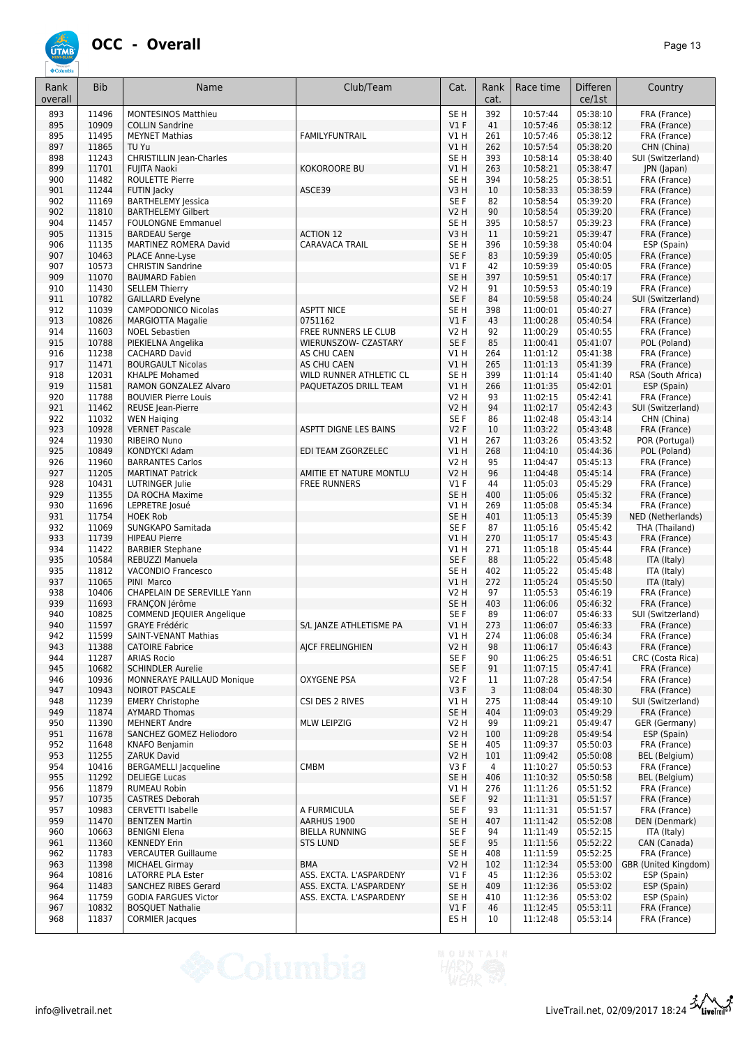# OCC - Overall

| Rank overall | Bib | Name | Club/Team | Cat. | Rank cat. | Race time | Difference/1st | Country |
|---|---|---|---|---|---|---|---|---|
| 893 | 11496 | MONTESINOS Matthieu | | SE H | 392 | 10:57:44 | 05:38:10 | FRA (France) |
| 895 | 10909 | COLLIN Sandrine | | V1 F | 41 | 10:57:46 | 05:38:12 | FRA (France) |
| 895 | 11495 | MEYNET Mathias | FAMILYFUNTRAIL | V1 H | 261 | 10:57:46 | 05:38:12 | FRA (France) |
| 897 | 11865 | TU Yu | | V1 H | 262 | 10:57:54 | 05:38:20 | CHN (China) |
| 898 | 11243 | CHRISTILLIN Jean-Charles | | SE H | 393 | 10:58:14 | 05:38:40 | SUI (Switzerland) |
| 899 | 11701 | FUJITA Naoki | KOKOROORE BU | V1 H | 263 | 10:58:21 | 05:38:47 | JPN (Japan) |
| 900 | 11482 | ROULETTE Pierre | | SE H | 394 | 10:58:25 | 05:38:51 | FRA (France) |
| 901 | 11244 | FUTIN Jacky | ASCE39 | V3 H | 10 | 10:58:33 | 05:38:59 | FRA (France) |
| 902 | 11169 | BARTHELEMY Jessica | | SE F | 82 | 10:58:54 | 05:39:20 | FRA (France) |
| 902 | 11810 | BARTHELEMY Gilbert | | V2 H | 90 | 10:58:54 | 05:39:20 | FRA (France) |
| 904 | 11457 | FOULONGNE Emmanuel | | SE H | 395 | 10:58:57 | 05:39:23 | FRA (France) |
| 905 | 11315 | BARDEAU Serge | ACTION 12 | V3 H | 11 | 10:59:21 | 05:39:47 | FRA (France) |
| 906 | 11135 | MARTINEZ ROMERA David | CARAVACA TRAIL | SE H | 396 | 10:59:38 | 05:40:04 | ESP (Spain) |
| 907 | 10463 | PLACE Anne-Lyse | | SE F | 83 | 10:59:39 | 05:40:05 | FRA (France) |
| 907 | 10573 | CHRISTIN Sandrine | | V1 F | 42 | 10:59:39 | 05:40:05 | FRA (France) |
| 909 | 11070 | BAUMARD Fabien | | SE H | 397 | 10:59:51 | 05:40:17 | FRA (France) |
| 910 | 11430 | SELLEM Thierry | | V2 H | 91 | 10:59:53 | 05:40:19 | FRA (France) |
| 911 | 10782 | GAILLARD Evelyne | | SE F | 84 | 10:59:58 | 05:40:24 | SUI (Switzerland) |
| 912 | 11039 | CAMPODONICO Nicolas | ASPTT NICE | SE H | 398 | 11:00:01 | 05:40:27 | FRA (France) |
| 913 | 10826 | MARGIOTTA Magalie | 0751162 | V1 F | 43 | 11:00:28 | 05:40:54 | FRA (France) |
| 914 | 11603 | NOEL Sebastien | FREE RUNNERS LE CLUB | V2 H | 92 | 11:00:29 | 05:40:55 | FRA (France) |
| 915 | 10788 | PIEKIELNA Angelika | WIERUNSZOW- CZASTARY | SE F | 85 | 11:00:41 | 05:41:07 | POL (Poland) |
| 916 | 11238 | CACHARD David | AS CHU CAEN | V1 H | 264 | 11:01:12 | 05:41:38 | FRA (France) |
| 917 | 11471 | BOURGAULT Nicolas | AS CHU CAEN | V1 H | 265 | 11:01:13 | 05:41:39 | FRA (France) |
| 918 | 12031 | KHALPE Mohamed | WILD RUNNER ATHLETIC CL | SE H | 399 | 11:01:14 | 05:41:40 | RSA (South Africa) |
| 919 | 11581 | RAMON GONZALEZ Alvaro | PAQUETAZOS DRILL TEAM | V1 H | 266 | 11:01:35 | 05:42:01 | ESP (Spain) |
| 920 | 11788 | BOUVIER Pierre Louis | | V2 H | 93 | 11:02:15 | 05:42:41 | FRA (France) |
| 921 | 11462 | REUSE Jean-Pierre | | V2 H | 94 | 11:02:17 | 05:42:43 | SUI (Switzerland) |
| 922 | 11032 | WEN Haiqing | | SE F | 86 | 11:02:48 | 05:43:14 | CHN (China) |
| 923 | 10928 | VERNET Pascale | ASPTT DIGNE LES BAINS | V2 F | 10 | 11:03:22 | 05:43:48 | FRA (France) |
| 924 | 11930 | RIBEIRO Nuno | | V1 H | 267 | 11:03:26 | 05:43:52 | POR (Portugal) |
| 925 | 10849 | KONDYCKI Adam | EDI TEAM ZGORZELEC | V1 H | 268 | 11:04:10 | 05:44:36 | POL (Poland) |
| 926 | 11960 | BARRANTES Carlos | | V2 H | 95 | 11:04:47 | 05:45:13 | FRA (France) |
| 927 | 11205 | MARTINAT Patrick | AMITIE ET NATURE MONTLU | V2 H | 96 | 11:04:48 | 05:45:14 | FRA (France) |
| 928 | 10431 | LUTRINGER Julie | FREE RUNNERS | V1 F | 44 | 11:05:03 | 05:45:29 | FRA (France) |
| 929 | 11355 | DA ROCHA Maxime | | SE H | 400 | 11:05:06 | 05:45:32 | FRA (France) |
| 930 | 11696 | LEPRETRE Josué | | V1 H | 269 | 11:05:08 | 05:45:34 | FRA (France) |
| 931 | 11754 | HOEK Rob | | SE H | 401 | 11:05:13 | 05:45:39 | NED (Netherlands) |
| 932 | 11069 | SUNGKAPO Samitada | | SE F | 87 | 11:05:16 | 05:45:42 | THA (Thailand) |
| 933 | 11739 | HIPEAU Pierre | | V1 H | 270 | 11:05:17 | 05:45:43 | FRA (France) |
| 934 | 11422 | BARBIER Stephane | | V1 H | 271 | 11:05:18 | 05:45:44 | FRA (France) |
| 935 | 10584 | REBUZZI Manuela | | SE F | 88 | 11:05:22 | 05:45:48 | ITA (Italy) |
| 935 | 11812 | VACONDIO Francesco | | SE H | 402 | 11:05:22 | 05:45:48 | ITA (Italy) |
| 937 | 11065 | PINI Marco | | V1 H | 272 | 11:05:24 | 05:45:50 | ITA (Italy) |
| 938 | 10406 | CHAPELAIN DE SEREVILLE Yann | | V2 H | 97 | 11:05:53 | 05:46:19 | FRA (France) |
| 939 | 11693 | FRANÇON Jérôme | | SE H | 403 | 11:06:06 | 05:46:32 | FRA (France) |
| 940 | 10825 | COMMEND JEQUIER Angelique | | SE F | 89 | 11:06:07 | 05:46:33 | SUI (Switzerland) |
| 940 | 11597 | GRAYE Frédéric | S/L JANZE ATHLETISME PA | V1 H | 273 | 11:06:07 | 05:46:33 | FRA (France) |
| 942 | 11599 | SAINT-VENANT Mathias | | V1 H | 274 | 11:06:08 | 05:46:34 | FRA (France) |
| 943 | 11388 | CATOIRE Fabrice | AJCF FRELINGHIEN | V2 H | 98 | 11:06:17 | 05:46:43 | FRA (France) |
| 944 | 11287 | ARIAS Rocio | | SE F | 90 | 11:06:25 | 05:46:51 | CRC (Costa Rica) |
| 945 | 10682 | SCHINDLER Aurelie | | SE F | 91 | 11:07:15 | 05:47:41 | FRA (France) |
| 946 | 10936 | MONNERAYE PAILLAUD Monique | OXYGENE PSA | V2 F | 11 | 11:07:28 | 05:47:54 | FRA (France) |
| 947 | 10943 | NOIROT PASCALE | | V3 F | 3 | 11:08:04 | 05:48:30 | FRA (France) |
| 948 | 11239 | EMERY Christophe | CSI DES 2 RIVES | V1 H | 275 | 11:08:44 | 05:49:10 | SUI (Switzerland) |
| 949 | 11874 | AYMARD Thomas | | SE H | 404 | 11:09:03 | 05:49:29 | FRA (France) |
| 950 | 11390 | MEHNERT Andre | MLW LEIPZIG | V2 H | 99 | 11:09:21 | 05:49:47 | GER (Germany) |
| 951 | 11678 | SANCHEZ GOMEZ Heliodoro | | V2 H | 100 | 11:09:28 | 05:49:54 | ESP (Spain) |
| 952 | 11648 | KNAFO Benjamin | | SE H | 405 | 11:09:37 | 05:50:03 | FRA (France) |
| 953 | 11255 | ZARUK David | | V2 H | 101 | 11:09:42 | 05:50:08 | BEL (Belgium) |
| 954 | 10416 | BERGAMELLI Jacqueline | CMBM | V3 F | 4 | 11:10:27 | 05:50:53 | FRA (France) |
| 955 | 11292 | DELIEGE Lucas | | SE H | 406 | 11:10:32 | 05:50:58 | BEL (Belgium) |
| 956 | 11879 | RUMEAU Robin | | V1 H | 276 | 11:11:26 | 05:51:52 | FRA (France) |
| 957 | 10735 | CASTRES Deborah | | SE F | 92 | 11:11:31 | 05:51:57 | FRA (France) |
| 957 | 10983 | CERVETTI Isabelle | A FURMICULA | SE F | 93 | 11:11:31 | 05:51:57 | FRA (France) |
| 959 | 11470 | BENTZEN Martin | AARHUS 1900 | SE H | 407 | 11:11:42 | 05:52:08 | DEN (Denmark) |
| 960 | 10663 | BENIGNI Elena | BIELLA RUNNING | SE F | 94 | 11:11:49 | 05:52:15 | ITA (Italy) |
| 961 | 11360 | KENNEDY Erin | STS LUND | SE F | 95 | 11:11:56 | 05:52:22 | CAN (Canada) |
| 962 | 11783 | VERCAUTER Guillaume | | SE H | 408 | 11:11:59 | 05:52:25 | FRA (France) |
| 963 | 11398 | MICHAEL Girmay | BMA | V2 H | 102 | 11:12:34 | 05:53:00 | GBR (United Kingdom) |
| 964 | 10816 | LATORRE PLA Ester | ASS. EXCTA. L'ASPARDENY | V1 F | 45 | 11:12:36 | 05:53:02 | ESP (Spain) |
| 964 | 11483 | SANCHEZ RIBES Gerard | ASS. EXCTA. L'ASPARDENY | SE H | 409 | 11:12:36 | 05:53:02 | ESP (Spain) |
| 964 | 11759 | GODIA FARGUES Victor | ASS. EXCTA. L'ASPARDENY | SE H | 410 | 11:12:36 | 05:53:02 | ESP (Spain) |
| 967 | 10832 | BOSQUET Nathalie | | V1 F | 46 | 11:12:45 | 05:53:11 | FRA (France) |
| 968 | 11837 | CORMIER Jacques | | ES H | 10 | 11:12:48 | 05:53:14 | FRA (France) |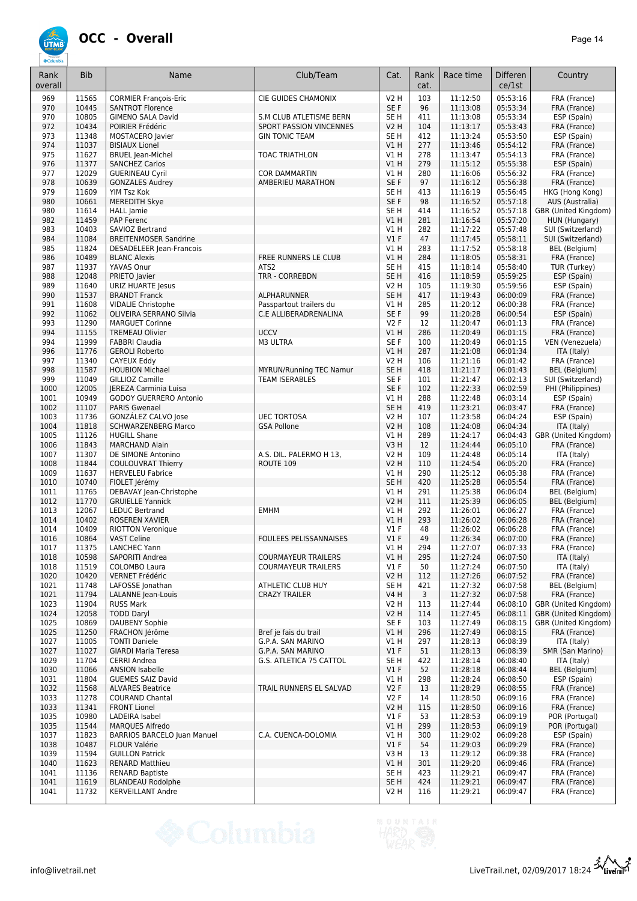# OCC - Overall

| Rank overall | Bib | Name | Club/Team | Cat. | Rank cat. | Race time | Difference/1st | Country |
|---|---|---|---|---|---|---|---|---|
| 969 | 11565 | CORMIER François-Eric | CIE GUIDES CHAMONIX | V2 H | 103 | 11:12:50 | 05:53:16 | FRA (France) |
| 970 | 10445 | SANTROT Florence | | SE F | 96 | 11:13:08 | 05:53:34 | FRA (France) |
| 970 | 10805 | GIMENO SALA David | S.M CLUB ATLETISME BERN | SE H | 411 | 11:13:08 | 05:53:34 | ESP (Spain) |
| 972 | 10434 | POIRIER Frédéric | SPORT PASSION VINCENNES | V2 H | 104 | 11:13:17 | 05:53:43 | FRA (France) |
| 973 | 11348 | MOSTACERO Javier | GIN TONIC TEAM | SE H | 412 | 11:13:24 | 05:53:50 | ESP (Spain) |
| 974 | 11037 | BISIAUX Lionel | | V1 H | 277 | 11:13:46 | 05:54:12 | FRA (France) |
| 975 | 11627 | BRUEL Jean-Michel | TOAC TRIATHLON | V1 H | 278 | 11:13:47 | 05:54:13 | FRA (France) |
| 976 | 11377 | SANCHEZ Carlos | | V1 H | 279 | 11:15:12 | 05:55:38 | ESP (Spain) |
| 977 | 12029 | GUERINEAU Cyril | COR DAMMARTIN | V1 H | 280 | 11:16:06 | 05:56:32 | FRA (France) |
| 978 | 10639 | GONZALES Audrey | AMBERIEU MARATHON | SE F | 97 | 11:16:12 | 05:56:38 | FRA (France) |
| 979 | 11609 | YIM Tsz Kok | | SE H | 413 | 11:16:19 | 05:56:45 | HKG (Hong Kong) |
| 980 | 10661 | MEREDITH Skye | | SE F | 98 | 11:16:52 | 05:57:18 | AUS (Australia) |
| 980 | 11614 | HALL Jamie | | SE H | 414 | 11:16:52 | 05:57:18 | GBR (United Kingdom) |
| 982 | 11459 | PAP Ferenc | | V1 H | 281 | 11:16:54 | 05:57:20 | HUN (Hungary) |
| 983 | 10403 | SAVIOZ Bertrand | | V1 H | 282 | 11:17:22 | 05:57:48 | SUI (Switzerland) |
| 984 | 11084 | BREITENMOSER Sandrine | | V1 F | 47 | 11:17:45 | 05:58:11 | SUI (Switzerland) |
| 985 | 11824 | DESADELEER Jean-Francois | | V1 H | 283 | 11:17:52 | 05:58:18 | BEL (Belgium) |
| 986 | 10489 | BLANC Alexis | FREE RUNNERS LE CLUB | V1 H | 284 | 11:18:05 | 05:58:31 | FRA (France) |
| 987 | 11937 | YAVAS Onur | ATS2 | SE H | 415 | 11:18:14 | 05:58:40 | TUR (Turkey) |
| 988 | 12048 | PRIETO Javier | TRR - CORREBDN | SE H | 416 | 11:18:59 | 05:59:25 | ESP (Spain) |
| 989 | 11640 | URIZ HUARTE Jesus | | V2 H | 105 | 11:19:30 | 05:59:56 | ESP (Spain) |
| 990 | 11537 | BRANDT Franck | ALPHARUNNER | SE H | 417 | 11:19:43 | 06:00:09 | FRA (France) |
| 991 | 11608 | VIDALIE Christophe | Passpartout trailers du | V1 H | 285 | 11:20:12 | 06:00:38 | FRA (France) |
| 992 | 11062 | OLIVEIRA SERRANO Silvia | C.E ALLIBERADRENALINA | SE F | 99 | 11:20:28 | 06:00:54 | ESP (Spain) |
| 993 | 11290 | MARGUET Corinne | | V2 F | 12 | 11:20:47 | 06:01:13 | FRA (France) |
| 994 | 11155 | TREMEAU Olivier | UCCV | V1 H | 286 | 11:20:49 | 06:01:15 | FRA (France) |
| 994 | 11999 | FABBRI Claudia | M3 ULTRA | SE F | 100 | 11:20:49 | 06:01:15 | VEN (Venezuela) |
| 996 | 11776 | GEROLI Roberto | | V1 H | 287 | 11:21:08 | 06:01:34 | ITA (Italy) |
| 997 | 11340 | CAYEUX Eddy | | V2 H | 106 | 11:21:16 | 06:01:42 | FRA (France) |
| 998 | 11587 | HOUBION Michael | MYRUN/Running TEC Namur | SE H | 418 | 11:21:17 | 06:01:43 | BEL (Belgium) |
| 999 | 11049 | GILLIOZ Camille | TEAM ISERABLES | SE F | 101 | 11:21:47 | 06:02:13 | SUI (Switzerland) |
| 1000 | 12005 | JEREZA Carminia Luisa | | SE F | 102 | 11:22:33 | 06:02:59 | PHI (Philippines) |
| 1001 | 10949 | GODOY GUERRERO Antonio | | V1 H | 288 | 11:22:48 | 06:03:14 | ESP (Spain) |
| 1002 | 11107 | PARIS Gwenael | | SE H | 419 | 11:23:21 | 06:03:47 | FRA (France) |
| 1003 | 11736 | GONZÁLEZ CALVO Jose | UEC TORTOSA | V2 H | 107 | 11:23:58 | 06:04:24 | ESP (Spain) |
| 1004 | 11818 | SCHWARZENBERG Marco | GSA Pollone | V2 H | 108 | 11:24:08 | 06:04:34 | ITA (Italy) |
| 1005 | 11126 | HUGILL Shane | | V1 H | 289 | 11:24:17 | 06:04:43 | GBR (United Kingdom) |
| 1006 | 11843 | MARCHAND Alain | | V3 H | 12 | 11:24:44 | 06:05:10 | FRA (France) |
| 1007 | 11307 | DE SIMONE Antonino | A.S. DIL. PALERMO H 13, | V2 H | 109 | 11:24:48 | 06:05:14 | ITA (Italy) |
| 1008 | 11844 | COULOUVRAT Thierry | ROUTE 109 | V2 H | 110 | 11:24:54 | 06:05:20 | FRA (France) |
| 1009 | 11637 | HERVELEU Fabrice | | V1 H | 290 | 11:25:12 | 06:05:38 | FRA (France) |
| 1010 | 10740 | FIOLET Jérémy | | SE H | 420 | 11:25:28 | 06:05:54 | FRA (France) |
| 1011 | 11765 | DEBAVAY Jean-Christophe | | V1 H | 291 | 11:25:38 | 06:06:04 | BEL (Belgium) |
| 1012 | 11770 | GRUIELLE Yannick | | V2 H | 111 | 11:25:39 | 06:06:05 | BEL (Belgium) |
| 1013 | 12067 | LEDUC Bertrand | EMHM | V1 H | 292 | 11:26:01 | 06:06:27 | FRA (France) |
| 1014 | 10402 | ROSEREN XAVIER | | V1 H | 293 | 11:26:02 | 06:06:28 | FRA (France) |
| 1014 | 10409 | RIOTTON Veronique | | V1 F | 48 | 11:26:02 | 06:06:28 | FRA (France) |
| 1016 | 10864 | VAST Celine | FOULEES PELISSANNAISES | V1 F | 49 | 11:26:34 | 06:07:00 | FRA (France) |
| 1017 | 11375 | LANCHEC Yann | | V1 H | 294 | 11:27:07 | 06:07:33 | FRA (France) |
| 1018 | 10598 | SAPORITI Andrea | COURMAYEUR TRAILERS | V1 H | 295 | 11:27:24 | 06:07:50 | ITA (Italy) |
| 1018 | 11519 | COLOMBO Laura | COURMAYEUR TRAILERS | V1 F | 50 | 11:27:24 | 06:07:50 | ITA (Italy) |
| 1020 | 10420 | VERNET Frédéric | | V2 H | 112 | 11:27:26 | 06:07:52 | FRA (France) |
| 1021 | 11748 | LAFOSSE Jonathan | ATHLETIC CLUB HUY | SE H | 421 | 11:27:32 | 06:07:58 | BEL (Belgium) |
| 1021 | 11794 | LALANNE Jean-Louis | CRAZY TRAILER | V4 H | 3 | 11:27:32 | 06:07:58 | FRA (France) |
| 1023 | 11904 | RUSS Mark | | V2 H | 113 | 11:27:44 | 06:08:10 | GBR (United Kingdom) |
| 1024 | 12058 | TODD Daryl | | V2 H | 114 | 11:27:45 | 06:08:11 | GBR (United Kingdom) |
| 1025 | 10869 | DAUBENY Sophie | | SE F | 103 | 11:27:49 | 06:08:15 | GBR (United Kingdom) |
| 1025 | 11250 | FRACHON Jérôme | Bref je fais du trail | V1 H | 296 | 11:27:49 | 06:08:15 | FRA (France) |
| 1027 | 11005 | TONTI Daniele | G.P.A. SAN MARINO | V1 H | 297 | 11:28:13 | 06:08:39 | ITA (Italy) |
| 1027 | 11027 | GIARDI Maria Teresa | G.P.A. SAN MARINO | V1 F | 51 | 11:28:13 | 06:08:39 | SMR (San Marino) |
| 1029 | 11704 | CERRI Andrea | G.S. ATLETICA 75 CATTOL | SE H | 422 | 11:28:14 | 06:08:40 | ITA (Italy) |
| 1030 | 11066 | ANSION Isabelle | | V1 F | 52 | 11:28:18 | 06:08:44 | BEL (Belgium) |
| 1031 | 11804 | GUEMES SAIZ David | | V1 H | 298 | 11:28:24 | 06:08:50 | ESP (Spain) |
| 1032 | 11568 | ALVARES Beatrice | TRAIL RUNNERS EL SALVAD | V2 F | 13 | 11:28:29 | 06:08:55 | FRA (France) |
| 1033 | 11278 | COURAND Chantal | | V2 F | 14 | 11:28:50 | 06:09:16 | FRA (France) |
| 1033 | 11341 | FRONT Lionel | | V2 H | 115 | 11:28:50 | 06:09:16 | FRA (France) |
| 1035 | 10980 | LADEIRA Isabel | | V1 F | 53 | 11:28:53 | 06:09:19 | POR (Portugal) |
| 1035 | 11544 | MARQUES Alfredo | | V1 H | 299 | 11:28:53 | 06:09:19 | POR (Portugal) |
| 1037 | 11823 | BARRIOS BARCELO Juan Manuel | C.A. CUENCA-DOLOMIA | V1 H | 300 | 11:29:02 | 06:09:28 | ESP (Spain) |
| 1038 | 10487 | FLOUR Valérie | | V1 F | 54 | 11:29:03 | 06:09:29 | FRA (France) |
| 1039 | 11594 | GUILLON Patrick | | V3 H | 13 | 11:29:12 | 06:09:38 | FRA (France) |
| 1040 | 11623 | RENARD Matthieu | | V1 H | 301 | 11:29:20 | 06:09:46 | FRA (France) |
| 1041 | 11136 | RENARD Baptiste | | SE H | 423 | 11:29:21 | 06:09:47 | FRA (France) |
| 1041 | 11619 | BLANDEAU Rodolphe | | SE H | 424 | 11:29:21 | 06:09:47 | FRA (France) |
| 1041 | 11732 | KERVEILLANT Andre | | V2 H | 116 | 11:29:21 | 06:09:47 | FRA (France) |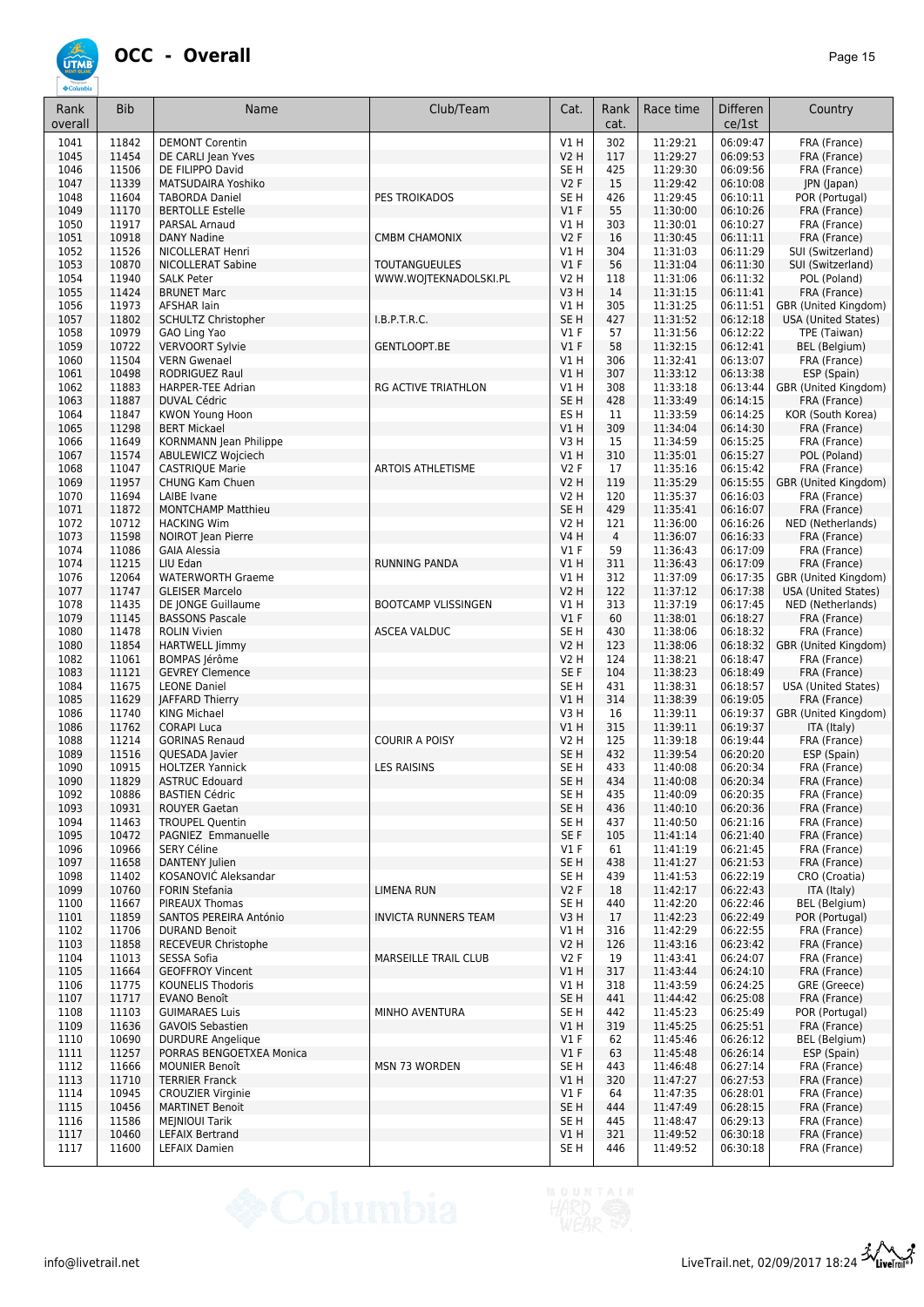# OCC - Overall

| Rank overall | Bib | Name | Club/Team | Cat. | Rank cat. | Race time | Difference/1st | Country |
|---|---|---|---|---|---|---|---|---|
| 1041 | 11842 | DEMONT Corentin | | V1 H | 302 | 11:29:21 | 06:09:47 | FRA (France) |
| 1045 | 11454 | DE CARLI Jean Yves | | V2 H | 117 | 11:29:27 | 06:09:53 | FRA (France) |
| 1046 | 11506 | DE FILIPPO David | | SE H | 425 | 11:29:30 | 06:09:56 | FRA (France) |
| 1047 | 11339 | MATSUDAIRA Yoshiko | | V2 F | 15 | 11:29:42 | 06:10:08 | JPN (Japan) |
| 1048 | 11604 | TABORDA Daniel | PES TROIKADOS | SE H | 426 | 11:29:45 | 06:10:11 | POR (Portugal) |
| 1049 | 11170 | BERTOLLE Estelle | | V1 F | 55 | 11:30:00 | 06:10:26 | FRA (France) |
| 1050 | 11917 | PARSAL Arnaud | | V1 H | 303 | 11:30:01 | 06:10:27 | FRA (France) |
| 1051 | 10918 | DANY Nadine | CMBM CHAMONIX | V2 F | 16 | 11:30:45 | 06:11:11 | FRA (France) |
| 1052 | 11526 | NICOLLERAT Henri | | V1 H | 304 | 11:31:03 | 06:11:29 | SUI (Switzerland) |
| 1053 | 10870 | NICOLLERAT Sabine | TOUTANGUEULES | V1 F | 56 | 11:31:04 | 06:11:30 | SUI (Switzerland) |
| 1054 | 11940 | SALK Peter | WWW.WOJTEKNADOLSKI.PL | V2 H | 118 | 11:31:06 | 06:11:32 | POL (Poland) |
| 1055 | 11424 | BRUNET Marc | | V3 H | 14 | 11:31:15 | 06:11:41 | FRA (France) |
| 1056 | 11973 | AFSHAR Iain | | V1 H | 305 | 11:31:25 | 06:11:51 | GBR (United Kingdom) |
| 1057 | 11802 | SCHULTZ Christopher | I.B.P.T.R.C. | SE H | 427 | 11:31:52 | 06:12:18 | USA (United States) |
| 1058 | 10979 | GAO Ling Yao | | V1 F | 57 | 11:31:56 | 06:12:22 | TPE (Taiwan) |
| 1059 | 10722 | VERVOORT Sylvie | GENTLOOPT.BE | V1 F | 58 | 11:32:15 | 06:12:41 | BEL (Belgium) |
| 1060 | 11504 | VERN Gwenael | | V1 H | 306 | 11:32:41 | 06:13:07 | FRA (France) |
| 1061 | 10498 | RODRIGUEZ Raul | | V1 H | 307 | 11:33:12 | 06:13:38 | ESP (Spain) |
| 1062 | 11883 | HARPER-TEE Adrian | RG ACTIVE TRIATHLON | V1 H | 308 | 11:33:18 | 06:13:44 | GBR (United Kingdom) |
| 1063 | 11887 | DUVAL Cédric | | SE H | 428 | 11:33:49 | 06:14:15 | FRA (France) |
| 1064 | 11847 | KWON Young Hoon | | ES H | 11 | 11:33:59 | 06:14:25 | KOR (South Korea) |
| 1065 | 11298 | BERT Mickael | | V1 H | 309 | 11:34:04 | 06:14:30 | FRA (France) |
| 1066 | 11649 | KORNMANN Jean Philippe | | V3 H | 15 | 11:34:59 | 06:15:25 | FRA (France) |
| 1067 | 11574 | ABULEWICZ Wojciech | | V1 H | 310 | 11:35:01 | 06:15:27 | POL (Poland) |
| 1068 | 11047 | CASTRIQUE Marie | ARTOIS ATHLETISME | V2 F | 17 | 11:35:16 | 06:15:42 | FRA (France) |
| 1069 | 11957 | CHUNG Kam Chuen | | V2 H | 119 | 11:35:29 | 06:15:55 | GBR (United Kingdom) |
| 1070 | 11694 | LAIBE Ivane | | V2 H | 120 | 11:35:37 | 06:16:03 | FRA (France) |
| 1071 | 11872 | MONTCHAMP Matthieu | | SE H | 429 | 11:35:41 | 06:16:07 | FRA (France) |
| 1072 | 10712 | HACKING Wim | | V2 H | 121 | 11:36:00 | 06:16:26 | NED (Netherlands) |
| 1073 | 11598 | NOIROT Jean Pierre | | V4 H | 4 | 11:36:07 | 06:16:33 | FRA (France) |
| 1074 | 11086 | GAIA Alessia | | V1 F | 59 | 11:36:43 | 06:17:09 | FRA (France) |
| 1074 | 11215 | LIU Edan | RUNNING PANDA | V1 H | 311 | 11:36:43 | 06:17:09 | FRA (France) |
| 1076 | 12064 | WATERWORTH Graeme | | V1 H | 312 | 11:37:09 | 06:17:35 | GBR (United Kingdom) |
| 1077 | 11747 | GLEISER Marcelo | | V2 H | 122 | 11:37:12 | 06:17:38 | USA (United States) |
| 1078 | 11435 | DE JONGE Guillaume | BOOTCAMP VLISSINGEN | V1 H | 313 | 11:37:19 | 06:17:45 | NED (Netherlands) |
| 1079 | 11145 | BASSONS Pascale | | V1 F | 60 | 11:38:01 | 06:18:27 | FRA (France) |
| 1080 | 11478 | ROLIN Vivien | ASCEA VALDUC | SE H | 430 | 11:38:06 | 06:18:32 | FRA (France) |
| 1080 | 11854 | HARTWELL Jimmy | | V2 H | 123 | 11:38:06 | 06:18:32 | GBR (United Kingdom) |
| 1082 | 11061 | BOMPAS Jérôme | | V2 H | 124 | 11:38:21 | 06:18:47 | FRA (France) |
| 1083 | 11121 | GEVREY Clemence | | SE F | 104 | 11:38:23 | 06:18:49 | FRA (France) |
| 1084 | 11675 | LEONE Daniel | | SE H | 431 | 11:38:31 | 06:18:57 | USA (United States) |
| 1085 | 11629 | JAFFARD Thierry | | V1 H | 314 | 11:38:39 | 06:19:05 | FRA (France) |
| 1086 | 11740 | KING Michael | | V3 H | 16 | 11:39:11 | 06:19:37 | GBR (United Kingdom) |
| 1086 | 11762 | CORAPI Luca | | V1 H | 315 | 11:39:11 | 06:19:37 | ITA (Italy) |
| 1088 | 11214 | GORINAS Renaud | COURIR A POISY | V2 H | 125 | 11:39:18 | 06:19:44 | FRA (France) |
| 1089 | 11516 | QUESADA Javier | | SE H | 432 | 11:39:54 | 06:20:20 | ESP (Spain) |
| 1090 | 10915 | HOLTZER Yannick | LES RAISINS | SE H | 433 | 11:40:08 | 06:20:34 | FRA (France) |
| 1090 | 11829 | ASTRUC Edouard | | SE H | 434 | 11:40:08 | 06:20:34 | FRA (France) |
| 1092 | 10886 | BASTIEN Cédric | | SE H | 435 | 11:40:09 | 06:20:35 | FRA (France) |
| 1093 | 10931 | ROUYER Gaetan | | SE H | 436 | 11:40:10 | 06:20:36 | FRA (France) |
| 1094 | 11463 | TROUPEL Quentin | | SE H | 437 | 11:40:50 | 06:21:16 | FRA (France) |
| 1095 | 10472 | PAGNIEZ Emmanuelle | | SE F | 105 | 11:41:14 | 06:21:40 | FRA (France) |
| 1096 | 10966 | SERY Céline | | V1 F | 61 | 11:41:19 | 06:21:45 | FRA (France) |
| 1097 | 11658 | DANTENY Julien | | SE H | 438 | 11:41:27 | 06:21:53 | FRA (France) |
| 1098 | 11402 | KOSANOVIĆ Aleksandar | | SE H | 439 | 11:41:53 | 06:22:19 | CRO (Croatia) |
| 1099 | 10760 | FORIN Stefania | LIMENA RUN | V2 F | 18 | 11:42:17 | 06:22:43 | ITA (Italy) |
| 1100 | 11667 | PIREAUX Thomas | | SE H | 440 | 11:42:20 | 06:22:46 | BEL (Belgium) |
| 1101 | 11859 | SANTOS PEREIRA António | INVICTA RUNNERS TEAM | V3 H | 17 | 11:42:23 | 06:22:49 | POR (Portugal) |
| 1102 | 11706 | DURAND Benoit | | V1 H | 316 | 11:42:29 | 06:22:55 | FRA (France) |
| 1103 | 11858 | RECEVEUR Christophe | | V2 H | 126 | 11:43:16 | 06:23:42 | FRA (France) |
| 1104 | 11013 | SESSA Sofia | MARSEILLE TRAIL CLUB | V2 F | 19 | 11:43:41 | 06:24:07 | FRA (France) |
| 1105 | 11664 | GEOFFROY Vincent | | V1 H | 317 | 11:43:44 | 06:24:10 | FRA (France) |
| 1106 | 11775 | KOUNELIS Thodoris | | V1 H | 318 | 11:43:59 | 06:24:25 | GRE (Greece) |
| 1107 | 11717 | EVANO Benoît | | SE H | 441 | 11:44:42 | 06:25:08 | FRA (France) |
| 1108 | 11103 | GUIMARAES Luis | MINHO AVENTURA | SE H | 442 | 11:45:23 | 06:25:49 | POR (Portugal) |
| 1109 | 11636 | GAVOIS Sebastien | | V1 H | 319 | 11:45:25 | 06:25:51 | FRA (France) |
| 1110 | 10690 | DURDURE Angelique | | V1 F | 62 | 11:45:46 | 06:26:12 | BEL (Belgium) |
| 1111 | 11257 | PORRAS BENGOETXEA Monica | | V1 F | 63 | 11:45:48 | 06:26:14 | ESP (Spain) |
| 1112 | 11666 | MOUNIER Benoît | MSN 73 WORDEN | SE H | 443 | 11:46:48 | 06:27:14 | FRA (France) |
| 1113 | 11710 | TERRIER Franck | | V1 H | 320 | 11:47:27 | 06:27:53 | FRA (France) |
| 1114 | 10945 | CROUZIER Virginie | | V1 F | 64 | 11:47:35 | 06:28:01 | FRA (France) |
| 1115 | 10456 | MARTINET Benoit | | SE H | 444 | 11:47:49 | 06:28:15 | FRA (France) |
| 1116 | 11586 | MEJNIOUI Tarik | | SE H | 445 | 11:48:47 | 06:29:13 | FRA (France) |
| 1117 | 10460 | LEFAIX Bertrand | | V1 H | 321 | 11:49:52 | 06:30:18 | FRA (France) |
| 1117 | 11600 | LEFAIX Damien | | SE H | 446 | 11:49:52 | 06:30:18 | FRA (France) |

info@livetrail.net

LiveTrail.net, 02/09/2017 18:24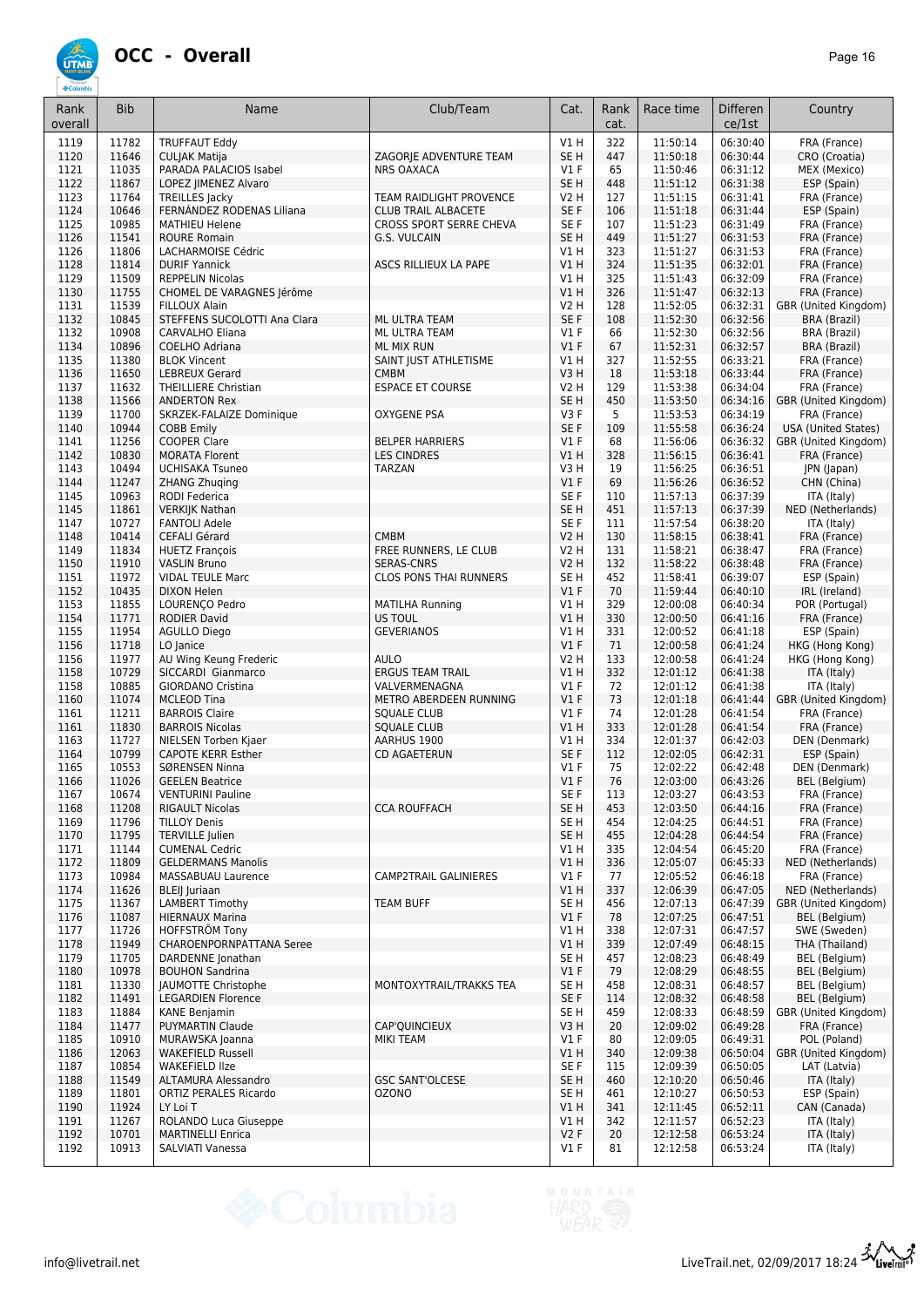# OCC - Overall

| Rank overall | Bib | Name | Club/Team | Cat. | Rank cat. | Race time | Differen ce/1st | Country |
|---|---|---|---|---|---|---|---|---|
| 1119 | 11782 | TRUFFAUT Eddy | | V1 H | 322 | 11:50:14 | 06:30:40 | FRA (France) |
| 1120 | 11646 | CULJAK Matija | ZAGORJE ADVENTURE TEAM | SE H | 447 | 11:50:18 | 06:30:44 | CRO (Croatia) |
| 1121 | 11035 | PARADA PALACIOS Isabel | NRS OAXACA | V1 F | 65 | 11:50:46 | 06:31:12 | MEX (Mexico) |
| 1122 | 11867 | LOPEZ JIMENEZ Alvaro | | SE H | 448 | 11:51:12 | 06:31:38 | ESP (Spain) |
| 1123 | 11764 | TREILLES Jacky | TEAM RAIDLIGHT PROVENCE | V2 H | 127 | 11:51:15 | 06:31:41 | FRA (France) |
| 1124 | 10646 | FERNÁNDEZ RODENAS Liliana | CLUB TRAIL ALBACETE | SE F | 106 | 11:51:18 | 06:31:44 | ESP (Spain) |
| 1125 | 10985 | MATHIEU Helene | CROSS SPORT SERRE CHEVA | SE F | 107 | 11:51:23 | 06:31:49 | FRA (France) |
| 1126 | 11541 | ROURE Romain | G.S. VULCAIN | SE H | 449 | 11:51:27 | 06:31:53 | FRA (France) |
| 1126 | 11806 | LACHARMOISE Cédric | | V1 H | 323 | 11:51:27 | 06:31:53 | FRA (France) |
| 1128 | 11814 | DURIF Yannick | ASCS RILLIEUX LA PAPE | V1 H | 324 | 11:51:35 | 06:32:01 | FRA (France) |
| 1129 | 11509 | REPPELIN Nicolas | | V1 H | 325 | 11:51:43 | 06:32:09 | FRA (France) |
| 1130 | 11755 | CHOMEL DE VARAGNES Jérôme | | V1 H | 326 | 11:51:47 | 06:32:13 | FRA (France) |
| 1131 | 11539 | FILLOUX Alain | | V2 H | 128 | 11:52:05 | 06:32:31 | GBR (United Kingdom) |
| 1132 | 10845 | STEFFENS SUCOLOTTI Ana Clara | ML ULTRA TEAM | SE F | 108 | 11:52:30 | 06:32:56 | BRA (Brazil) |
| 1132 | 10908 | CARVALHO Eliana | ML ULTRA TEAM | V1 F | 66 | 11:52:30 | 06:32:56 | BRA (Brazil) |
| 1134 | 10896 | COELHO Adriana | ML MIX RUN | V1 F | 67 | 11:52:31 | 06:32:57 | BRA (Brazil) |
| 1135 | 11380 | BLOK Vincent | SAINT JUST ATHLETISME | V1 H | 327 | 11:52:55 | 06:33:21 | FRA (France) |
| 1136 | 11650 | LEBREUX Gerard | CMBM | V3 H | 18 | 11:53:18 | 06:33:44 | FRA (France) |
| 1137 | 11632 | THEILLIERE Christian | ESPACE ET COURSE | V2 H | 129 | 11:53:38 | 06:34:04 | FRA (France) |
| 1138 | 11566 | ANDERTON Rex | | SE H | 450 | 11:53:50 | 06:34:16 | GBR (United Kingdom) |
| 1139 | 11700 | SKRZEK-FALAIZE Dominique | OXYGENE PSA | V3 F | 5 | 11:53:53 | 06:34:19 | FRA (France) |
| 1140 | 10944 | COBB Emily | | SE F | 109 | 11:55:58 | 06:36:24 | USA (United States) |
| 1141 | 11256 | COOPER Clare | BELPER HARRIERS | V1 F | 68 | 11:56:06 | 06:36:32 | GBR (United Kingdom) |
| 1142 | 10830 | MORATA Florent | LES CINDRES | V1 H | 328 | 11:56:15 | 06:36:41 | FRA (France) |
| 1143 | 10494 | UCHISAKA Tsuneo | TARZAN | V3 H | 19 | 11:56:25 | 06:36:51 | JPN (Japan) |
| 1144 | 11247 | ZHANG Zhuqing | | V1 F | 69 | 11:56:26 | 06:36:52 | CHN (China) |
| 1145 | 10963 | RODI Federica | | SE F | 110 | 11:57:13 | 06:37:39 | ITA (Italy) |
| 1145 | 11861 | VERKIJK Nathan | | SE H | 451 | 11:57:13 | 06:37:39 | NED (Netherlands) |
| 1147 | 10727 | FANTOLI Adele | | SE F | 111 | 11:57:54 | 06:38:20 | ITA (Italy) |
| 1148 | 10414 | CEFALI Gérard | CMBM | V2 H | 130 | 11:58:15 | 06:38:41 | FRA (France) |
| 1149 | 11834 | HUETZ François | FREE RUNNERS, LE CLUB | V2 H | 131 | 11:58:21 | 06:38:47 | FRA (France) |
| 1150 | 11910 | VASLIN Bruno | SERAS-CNRS | V2 H | 132 | 11:58:22 | 06:38:48 | FRA (France) |
| 1151 | 11972 | VIDAL TEULE Marc | CLOS PONS THAI RUNNERS | SE H | 452 | 11:58:41 | 06:39:07 | ESP (Spain) |
| 1152 | 10435 | DIXON Helen | | V1 F | 70 | 11:59:44 | 06:40:10 | IRL (Ireland) |
| 1153 | 11855 | LOURENÇO Pedro | MATILHA Running | V1 H | 329 | 12:00:08 | 06:40:34 | POR (Portugal) |
| 1154 | 11771 | RODIER David | US TOUL | V1 H | 330 | 12:00:50 | 06:41:16 | FRA (France) |
| 1155 | 11954 | AGULLO Diego | GEVERIANOS | V1 H | 331 | 12:00:52 | 06:41:18 | ESP (Spain) |
| 1156 | 11718 | LO Janice | | V1 F | 71 | 12:00:58 | 06:41:24 | HKG (Hong Kong) |
| 1156 | 11977 | AU Wing Keung Frederic | AULO | V2 H | 133 | 12:00:58 | 06:41:24 | HKG (Hong Kong) |
| 1158 | 10729 | SICCARDI Gianmarco | ERGUS TEAM TRAIL | V1 H | 332 | 12:01:12 | 06:41:38 | ITA (Italy) |
| 1158 | 10885 | GIORDANO Cristina | VALVERMENAGNA | V1 F | 72 | 12:01:12 | 06:41:38 | ITA (Italy) |
| 1160 | 11074 | MCLEOD Tina | METRO ABERDEEN RUNNING | V1 F | 73 | 12:01:18 | 06:41:44 | GBR (United Kingdom) |
| 1161 | 11211 | BARROIS Claire | SQUALE CLUB | V1 F | 74 | 12:01:28 | 06:41:54 | FRA (France) |
| 1161 | 11830 | BARROIS Nicolas | SQUALE CLUB | V1 H | 333 | 12:01:28 | 06:41:54 | FRA (France) |
| 1163 | 11727 | NIELSEN Torben Kjaer | AARHUS 1900 | V1 H | 334 | 12:01:37 | 06:42:03 | DEN (Denmark) |
| 1164 | 10799 | CAPOTE KERR Esther | CD AGAETERUN | SE F | 112 | 12:02:05 | 06:42:31 | ESP (Spain) |
| 1165 | 10553 | SØRENSEN Ninna | | V1 F | 75 | 12:02:22 | 06:42:48 | DEN (Denmark) |
| 1166 | 11026 | GEELEN Beatrice | | V1 F | 76 | 12:03:00 | 06:43:26 | BEL (Belgium) |
| 1167 | 10674 | VENTURINI Pauline | | SE F | 113 | 12:03:27 | 06:43:53 | FRA (France) |
| 1168 | 11208 | RIGAULT Nicolas | CCA ROUFFACH | SE H | 453 | 12:03:50 | 06:44:16 | FRA (France) |
| 1169 | 11796 | TILLOY Denis | | SE H | 454 | 12:04:25 | 06:44:51 | FRA (France) |
| 1170 | 11795 | TERVILLE Julien | | SE H | 455 | 12:04:28 | 06:44:54 | FRA (France) |
| 1171 | 11144 | CUMENAL Cedric | | V1 H | 335 | 12:04:54 | 06:45:20 | FRA (France) |
| 1172 | 11809 | GELDERMANS Manolis | | V1 H | 336 | 12:05:07 | 06:45:33 | NED (Netherlands) |
| 1173 | 10984 | MASSABUAU Laurence | CAMP2TRAIL GALINIERES | V1 F | 77 | 12:05:52 | 06:46:18 | FRA (France) |
| 1174 | 11626 | BLEIJ Juriaan | | V1 H | 337 | 12:06:39 | 06:47:05 | NED (Netherlands) |
| 1175 | 11367 | LAMBERT Timothy | TEAM BUFF | SE H | 456 | 12:07:13 | 06:47:39 | GBR (United Kingdom) |
| 1176 | 11087 | HIERNAUX Marina | | V1 F | 78 | 12:07:25 | 06:47:51 | BEL (Belgium) |
| 1177 | 11726 | HOFFSTRÖM Tony | | V1 H | 338 | 12:07:31 | 06:47:57 | SWE (Sweden) |
| 1178 | 11949 | CHAROENPORNPATTANA Seree | | V1 H | 339 | 12:07:49 | 06:48:15 | THA (Thailand) |
| 1179 | 11705 | DARDENNE Jonathan | | SE H | 457 | 12:08:23 | 06:48:49 | BEL (Belgium) |
| 1180 | 10978 | BOUHON Sandrina | | V1 F | 79 | 12:08:29 | 06:48:55 | BEL (Belgium) |
| 1181 | 11330 | JAUMOTTE Christophe | MONTOXYTRAIL/TRAKKS TEA | SE H | 458 | 12:08:31 | 06:48:57 | BEL (Belgium) |
| 1182 | 11491 | LEGARDIEN Florence | | SE F | 114 | 12:08:32 | 06:48:58 | BEL (Belgium) |
| 1183 | 11884 | KANE Benjamin | | SE H | 459 | 12:08:33 | 06:48:59 | GBR (United Kingdom) |
| 1184 | 11477 | PUYMARTIN Claude | CAP'QUINCIEUX | V3 H | 20 | 12:09:02 | 06:49:28 | FRA (France) |
| 1185 | 10910 | MURAWSKA Joanna | MIKI TEAM | V1 F | 80 | 12:09:05 | 06:49:31 | POL (Poland) |
| 1186 | 12063 | WAKEFIELD Russell | | V1 H | 340 | 12:09:38 | 06:50:04 | GBR (United Kingdom) |
| 1187 | 10854 | WAKEFIELD Ilze | | SE F | 115 | 12:09:39 | 06:50:05 | LAT (Latvia) |
| 1188 | 11549 | ALTAMURA Alessandro | GSC SANT'OLCESE | SE H | 460 | 12:10:20 | 06:50:46 | ITA (Italy) |
| 1189 | 11801 | ORTIZ PERALES Ricardo | OZONO | SE H | 461 | 12:10:27 | 06:50:53 | ESP (Spain) |
| 1190 | 11924 | LY Loi T | | V1 H | 341 | 12:11:45 | 06:52:11 | CAN (Canada) |
| 1191 | 11267 | ROLANDO Luca Giuseppe | | V1 H | 342 | 12:11:57 | 06:52:23 | ITA (Italy) |
| 1192 | 10701 | MARTINELLI Enrica | | V2 F | 20 | 12:12:58 | 06:53:24 | ITA (Italy) |
| 1192 | 10913 | SALVIATI Vanessa | | V1 F | 81 | 12:12:58 | 06:53:24 | ITA (Italy) |

info@livetrail.net

LiveTrail.net, 02/09/2017 18:24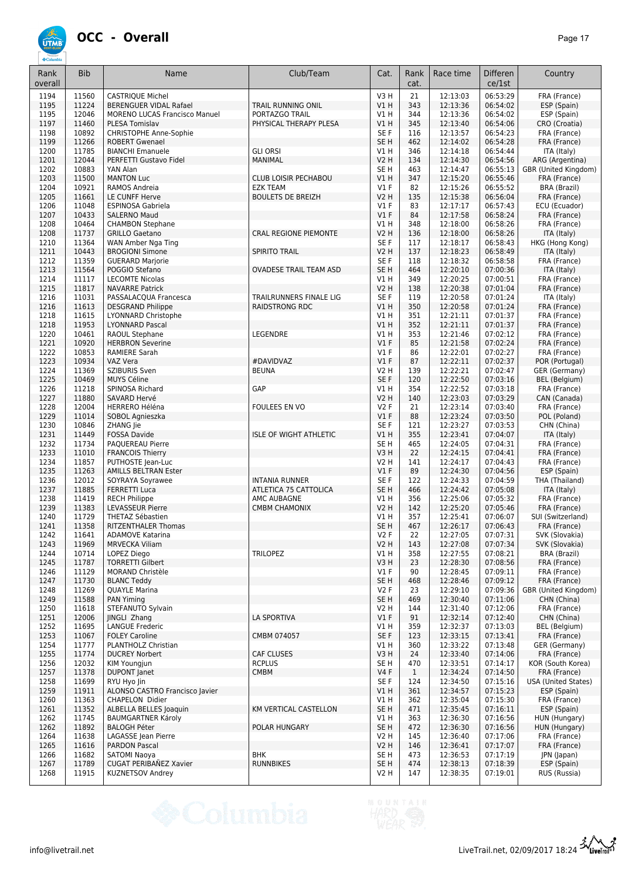# OCC - Overall

| Rank overall | Bib | Name | Club/Team | Cat. | Rank cat. | Race time | Differen ce/1st | Country |
|---|---|---|---|---|---|---|---|---|
| 1194 | 11560 | CASTRIQUE Michel | | V3 H | 21 | 12:13:03 | 06:53:29 | FRA (France) |
| 1195 | 11224 | BERENGUER VIDAL Rafael | TRAIL RUNNING ONIL | V1 H | 343 | 12:13:36 | 06:54:02 | ESP (Spain) |
| 1195 | 12046 | MORENO LUCAS Francisco Manuel | PORTAZGO TRAIL | V1 H | 344 | 12:13:36 | 06:54:02 | ESP (Spain) |
| 1197 | 11460 | PLESA Tomislav | PHYSICAL THERAPY PLESA | V1 H | 345 | 12:13:40 | 06:54:06 | CRO (Croatia) |
| 1198 | 10892 | CHRISTOPHE Anne-Sophie | | SE F | 116 | 12:13:57 | 06:54:23 | FRA (France) |
| 1199 | 11266 | ROBERT Gwenael | | SE H | 462 | 12:14:02 | 06:54:28 | FRA (France) |
| 1200 | 11785 | BIANCHI Emanuele | GLI ORSI | V1 H | 346 | 12:14:18 | 06:54:44 | ITA (Italy) |
| 1201 | 12044 | PERFETTI Gustavo Fidel | MANIMAL | V2 H | 134 | 12:14:30 | 06:54:56 | ARG (Argentina) |
| 1202 | 10883 | YAN Alan | | SE H | 463 | 12:14:47 | 06:55:13 | GBR (United Kingdom) |
| 1203 | 11500 | MANTON Luc | CLUB LOISIR PECHABOU | V1 H | 347 | 12:15:20 | 06:55:46 | FRA (France) |
| 1204 | 10921 | RAMOS Andreia | EZK TEAM | V1 F | 82 | 12:15:26 | 06:55:52 | BRA (Brazil) |
| 1205 | 11661 | LE CUNFF Herve | BOULETS DE BREIZH | V2 H | 135 | 12:15:38 | 06:56:04 | FRA (France) |
| 1206 | 11048 | ESPINOSA Gabriela | | V1 F | 83 | 12:17:17 | 06:57:43 | ECU (Ecuador) |
| 1207 | 10433 | SALERNO Maud | | V1 F | 84 | 12:17:58 | 06:58:24 | FRA (France) |
| 1208 | 10464 | CHAMBON Stephane | | V1 H | 348 | 12:18:00 | 06:58:26 | FRA (France) |
| 1208 | 11737 | GRILLO Gaetano | CRAL REGIONE PIEMONTE | V2 H | 136 | 12:18:00 | 06:58:26 | ITA (Italy) |
| 1210 | 11364 | WAN Amber Nga Ting | | SE F | 117 | 12:18:17 | 06:58:43 | HKG (Hong Kong) |
| 1211 | 10443 | BROGIONI Simone | SPIRITO TRAIL | V2 H | 137 | 12:18:23 | 06:58:49 | ITA (Italy) |
| 1212 | 11359 | GUERARD Marjorie | | SE F | 118 | 12:18:32 | 06:58:58 | FRA (France) |
| 1213 | 11564 | POGGIO Stefano | OVADESE TRAIL TEAM ASD | SE H | 464 | 12:20:10 | 07:00:36 | ITA (Italy) |
| 1214 | 11117 | LECOMTE Nicolas | | V1 H | 349 | 12:20:25 | 07:00:51 | FRA (France) |
| 1215 | 11817 | NAVARRE Patrick | | V2 H | 138 | 12:20:38 | 07:01:04 | FRA (France) |
| 1216 | 11031 | PASSALACQUA Francesca | TRAILRUNNERS FINALE LIG | SE F | 119 | 12:20:58 | 07:01:24 | ITA (Italy) |
| 1216 | 11613 | DESGRAND Philippe | RAIDSTRONG RDC | V1 H | 350 | 12:20:58 | 07:01:24 | FRA (France) |
| 1218 | 11615 | LYONNARD Christophe | | V1 H | 351 | 12:21:11 | 07:01:37 | FRA (France) |
| 1218 | 11953 | LYONNARD Pascal | | V1 H | 352 | 12:21:11 | 07:01:37 | FRA (France) |
| 1220 | 10461 | RAOUL Stephane | LEGENDRE | V1 H | 353 | 12:21:46 | 07:02:12 | FRA (France) |
| 1221 | 10920 | HERBRON Severine | | V1 F | 85 | 12:21:58 | 07:02:24 | FRA (France) |
| 1222 | 10853 | RAMIERE Sarah | | V1 F | 86 | 12:22:01 | 07:02:27 | FRA (France) |
| 1223 | 10934 | VAZ Vera | #DAVIDVAZ | V1 F | 87 | 12:22:11 | 07:02:37 | POR (Portugal) |
| 1224 | 11369 | SZIBURIS Sven | BEUNA | V2 H | 139 | 12:22:21 | 07:02:47 | GER (Germany) |
| 1225 | 10469 | MUYS Céline | | SE F | 120 | 12:22:50 | 07:03:16 | BEL (Belgium) |
| 1226 | 11218 | SPINOSA Richard | GAP | V1 H | 354 | 12:22:52 | 07:03:18 | FRA (France) |
| 1227 | 11880 | SAVARD Hervé | | V2 H | 140 | 12:23:03 | 07:03:29 | CAN (Canada) |
| 1228 | 12004 | HERRERO Héléna | FOULEES EN VO | V2 F | 21 | 12:23:14 | 07:03:40 | FRA (France) |
| 1229 | 11014 | SOBOL Agnieszka | | V1 F | 88 | 12:23:24 | 07:03:50 | POL (Poland) |
| 1230 | 10846 | ZHANG Jie | | SE F | 121 | 12:23:27 | 07:03:53 | CHN (China) |
| 1231 | 11449 | FOSSA Davide | ISLE OF WIGHT ATHLETIC | V1 H | 355 | 12:23:41 | 07:04:07 | ITA (Italy) |
| 1232 | 11734 | PAQUEREAU Pierre | | SE H | 465 | 12:24:05 | 07:04:31 | FRA (France) |
| 1233 | 11010 | FRANCOIS Thierry | | V3 H | 22 | 12:24:15 | 07:04:41 | FRA (France) |
| 1234 | 11857 | PUTHOSTE Jean-Luc | | V2 H | 141 | 12:24:17 | 07:04:43 | FRA (France) |
| 1235 | 11263 | AMILLS BELTRAN Ester | | V1 F | 89 | 12:24:30 | 07:04:56 | ESP (Spain) |
| 1236 | 12012 | SOYRAYA Soyrawee | INTANIA RUNNER | SE F | 122 | 12:24:33 | 07:04:59 | THA (Thailand) |
| 1237 | 11885 | FERRETTI Luca | ATLETICA 75 CATTOLICA | SE H | 466 | 12:24:42 | 07:05:08 | ITA (Italy) |
| 1238 | 11419 | RECH Philippe | AMC AUBAGNE | V1 H | 356 | 12:25:06 | 07:05:32 | FRA (France) |
| 1239 | 11383 | LEVASSEUR Pierre | CMBM CHAMONIX | V2 H | 142 | 12:25:20 | 07:05:46 | FRA (France) |
| 1240 | 11729 | THETAZ Sébastien | | V1 H | 357 | 12:25:41 | 07:06:07 | SUI (Switzerland) |
| 1241 | 11358 | RITZENTHALER Thomas | | SE H | 467 | 12:26:17 | 07:06:43 | FRA (France) |
| 1242 | 11641 | ADAMOVE Katarina | | V2 F | 22 | 12:27:05 | 07:07:31 | SVK (Slovakia) |
| 1243 | 11969 | MRVECKA Viliam | | V2 H | 143 | 12:27:08 | 07:07:34 | SVK (Slovakia) |
| 1244 | 10714 | LOPEZ Diego | TRILOPEZ | V1 H | 358 | 12:27:55 | 07:08:21 | BRA (Brazil) |
| 1245 | 11787 | TORRETTI Gilbert | | V3 H | 23 | 12:28:30 | 07:08:56 | FRA (France) |
| 1246 | 11129 | MORAND Christèle | | V1 F | 90 | 12:28:45 | 07:09:11 | FRA (France) |
| 1247 | 11730 | BLANC Teddy | | SE H | 468 | 12:28:46 | 07:09:12 | FRA (France) |
| 1248 | 11269 | QUAYLE Marina | | V2 F | 23 | 12:29:10 | 07:09:36 | GBR (United Kingdom) |
| 1249 | 11588 | PAN Yiming | | SE H | 469 | 12:30:40 | 07:11:06 | CHN (China) |
| 1250 | 11618 | STEFANUTO Sylvain | | V2 H | 144 | 12:31:40 | 07:12:06 | FRA (France) |
| 1251 | 12006 | JINGLI Zhang | LA SPORTIVA | V1 F | 91 | 12:32:14 | 07:12:40 | CHN (China) |
| 1252 | 11695 | LANGUE Frederic | | V1 H | 359 | 12:32:37 | 07:13:03 | BEL (Belgium) |
| 1253 | 11067 | FOLEY Caroline | CMBM 074057 | SE F | 123 | 12:33:15 | 07:13:41 | FRA (France) |
| 1254 | 11777 | PLANTHOLZ Christian | | V1 H | 360 | 12:33:22 | 07:13:48 | GER (Germany) |
| 1255 | 11774 | DUCREY Norbert | CAF CLUSES | V3 H | 24 | 12:33:40 | 07:14:06 | FRA (France) |
| 1256 | 12032 | KIM Youngjun | RCPLUS | SE H | 470 | 12:33:51 | 07:14:17 | KOR (South Korea) |
| 1257 | 11378 | DUPONT Janet | CMBM | V4 F | 1 | 12:34:24 | 07:14:50 | FRA (France) |
| 1258 | 11699 | RYU Hyo Jin | | SE F | 124 | 12:34:50 | 07:15:16 | USA (United States) |
| 1259 | 11911 | ALONSO CASTRO Francisco Javier | | V1 H | 361 | 12:34:57 | 07:15:23 | ESP (Spain) |
| 1260 | 11363 | CHAPELON Didier | | V1 H | 362 | 12:35:04 | 07:15:30 | FRA (France) |
| 1261 | 11352 | ALBELLA BELLES Joaquin | KM VERTICAL CASTELLON | SE H | 471 | 12:35:45 | 07:16:11 | ESP (Spain) |
| 1262 | 11745 | BAUMGARTNER Károly | | V1 H | 363 | 12:36:30 | 07:16:56 | HUN (Hungary) |
| 1262 | 11892 | BALOGH Péter | POLAR HUNGARY | SE H | 472 | 12:36:30 | 07:16:56 | HUN (Hungary) |
| 1264 | 11638 | LAGASSE Jean Pierre | | V2 H | 145 | 12:36:40 | 07:17:06 | FRA (France) |
| 1265 | 11616 | PARDON Pascal | | V2 H | 146 | 12:36:41 | 07:17:07 | FRA (France) |
| 1266 | 11682 | SATOMI Naoya | BHK | SE H | 473 | 12:36:53 | 07:17:19 | JPN (Japan) |
| 1267 | 11789 | CUGAT PERIBAÑEZ Xavier | RUNNBIKES | SE H | 474 | 12:38:13 | 07:18:39 | ESP (Spain) |
| 1268 | 11915 | KUZNETSOV Andrey | | V2 H | 147 | 12:38:35 | 07:19:01 | RUS (Russia) |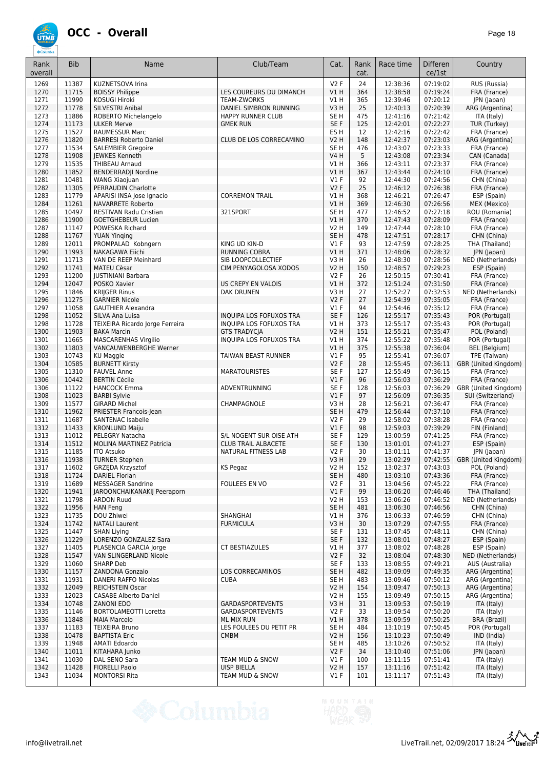# OCC - Overall

| Rank overall | Bib | Name | Club/Team | Cat. | Rank cat. | Race time | Differen ce/1st | Country |
|---|---|---|---|---|---|---|---|---|
| 1269 | 11387 | KUZNETSOVA Irina | | V2 F | 24 | 12:38:36 | 07:19:02 | RUS (Russia) |
| 1270 | 11715 | BOISSY Philippe | LES COUREURS DU DIMANCH | V1 H | 364 | 12:38:58 | 07:19:24 | FRA (France) |
| 1271 | 11990 | KOSUGI Hiroki | TEAM-ZWORKS | V1 H | 365 | 12:39:46 | 07:20:12 | JPN (Japan) |
| 1272 | 11778 | SILVESTRI Anibal | DANIEL SIMBRON RUNNING | V3 H | 25 | 12:40:13 | 07:20:39 | ARG (Argentina) |
| 1273 | 11886 | ROBERTO Michelangelo | HAPPY RUNNER CLUB | SE H | 475 | 12:41:16 | 07:21:42 | ITA (Italy) |
| 1274 | 11173 | ULKER Merve | GMEK RUN | SE F | 125 | 12:42:01 | 07:22:27 | TUR (Turkey) |
| 1275 | 11527 | RAUMESSUR Marc | | ES H | 12 | 12:42:16 | 07:22:42 | FRA (France) |
| 1276 | 11820 | BARRESI Roberto Daniel | CLUB DE LOS CORRECAMINO | V2 H | 148 | 12:42:37 | 07:23:03 | ARG (Argentina) |
| 1277 | 11534 | SALEMBIER Gregoire | | SE H | 476 | 12:43:07 | 07:23:33 | FRA (France) |
| 1278 | 11908 | JEWKES Kenneth | | V4 H | 5 | 12:43:08 | 07:23:34 | CAN (Canada) |
| 1279 | 11535 | THIBEAU Arnaud | | V1 H | 366 | 12:43:11 | 07:23:37 | FRA (France) |
| 1280 | 11852 | BENDERRADJI Nordine | | V1 H | 367 | 12:43:44 | 07:24:10 | FRA (France) |
| 1281 | 10481 | WANG Xiaojuan | | V1 F | 92 | 12:44:30 | 07:24:56 | CHN (China) |
| 1282 | 11305 | PERRAUDIN Charlotte | | V2 F | 25 | 12:46:12 | 07:26:38 | FRA (France) |
| 1283 | 11779 | APARISI INSA Jose Ignacio | CORREMON TRAIL | V1 H | 368 | 12:46:21 | 07:26:47 | ESP (Spain) |
| 1284 | 11261 | NAVARRETE Roberto | | V1 H | 369 | 12:46:30 | 07:26:56 | MEX (Mexico) |
| 1285 | 10497 | RESTIVAN Radu Cristian | 321SPORT | SE H | 477 | 12:46:52 | 07:27:18 | ROU (Romania) |
| 1286 | 11900 | GOETGHEBEUR Lucien | | V1 H | 370 | 12:47:43 | 07:28:09 | FRA (France) |
| 1287 | 11147 | POWESKA Richard | | V2 H | 149 | 12:47:44 | 07:28:10 | FRA (France) |
| 1288 | 11767 | YUAN Yinqing | | SE H | 478 | 12:47:51 | 07:28:17 | CHN (China) |
| 1289 | 12011 | PROMPALAD Kobngern | KING UD KIN-D | V1 F | 93 | 12:47:59 | 07:28:25 | THA (Thailand) |
| 1290 | 11993 | NAKAGAWA Eiichi | RUNNING COBRA | V1 H | 371 | 12:48:06 | 07:28:32 | JPN (Japan) |
| 1291 | 11713 | VAN DE REEP Meinhard | SIB LOOPCOLLECTIEF | V3 H | 26 | 12:48:30 | 07:28:56 | NED (Netherlands) |
| 1292 | 11741 | MATEU Cèsar | CIM PENYAGOLOSA XODOS | V2 H | 150 | 12:48:57 | 07:29:23 | ESP (Spain) |
| 1293 | 11200 | JUSTINIANI Barbara | | V2 F | 26 | 12:50:15 | 07:30:41 | FRA (France) |
| 1294 | 12047 | POSKO Xavier | US CREPY EN VALOIS | V1 H | 372 | 12:51:24 | 07:31:50 | FRA (France) |
| 1295 | 11846 | KRIJGER Rinus | DAK DRUNEN | V3 H | 27 | 12:52:27 | 07:32:53 | NED (Netherlands) |
| 1296 | 11275 | GARNIER Nicole | | V2 F | 27 | 12:54:39 | 07:35:05 | FRA (France) |
| 1297 | 11058 | GAUTHIER Alexandra | | V1 F | 94 | 12:54:46 | 07:35:12 | FRA (France) |
| 1298 | 11052 | SILVA Ana Luisa | INQUIPA LOS FOFUXOS TRA | SE F | 126 | 12:55:17 | 07:35:43 | POR (Portugal) |
| 1298 | 11728 | TEIXEIRA Ricardo Jorge Ferreira | INQUIPA LOS FOFUXOS TRA | V1 H | 373 | 12:55:17 | 07:35:43 | POR (Portugal) |
| 1300 | 11903 | BAKA Marcin | GTS TRADYCJA | V2 H | 151 | 12:55:21 | 07:35:47 | POL (Poland) |
| 1301 | 11665 | MASCARENHAS Virgilio | INQUIPA LOS FOFUXOS TRA | V1 H | 374 | 12:55:22 | 07:35:48 | POR (Portugal) |
| 1302 | 11803 | VANCAUWENBERGHE Werner | | V1 H | 375 | 12:55:38 | 07:36:04 | BEL (Belgium) |
| 1303 | 10743 | KU Maggie | TAIWAN BEAST RUNNER | V1 F | 95 | 12:55:41 | 07:36:07 | TPE (Taiwan) |
| 1304 | 10585 | BURNETT Kirsty | | V2 F | 28 | 12:55:45 | 07:36:11 | GBR (United Kingdom) |
| 1305 | 11310 | FAUVEL Anne | MARATOURISTES | SE F | 127 | 12:55:49 | 07:36:15 | FRA (France) |
| 1306 | 10442 | BERTIN Cécile | | V1 F | 96 | 12:56:03 | 07:36:29 | FRA (France) |
| 1306 | 11122 | HANCOCK Emma | ADVENTRUNNING | SE F | 128 | 12:56:03 | 07:36:29 | GBR (United Kingdom) |
| 1308 | 11023 | BARBI Sylvie | | V1 F | 97 | 12:56:09 | 07:36:35 | SUI (Switzerland) |
| 1309 | 11577 | GIRARD Michel | CHAMPAGNOLE | V3 H | 28 | 12:56:21 | 07:36:47 | FRA (France) |
| 1310 | 11962 | PRIESTER Francois-Jean | | SE H | 479 | 12:56:44 | 07:37:10 | FRA (France) |
| 1311 | 11687 | SANTENAC Isabelle | | V2 F | 29 | 12:58:02 | 07:38:28 | FRA (France) |
| 1312 | 11433 | KRONLUND Maiju | | V1 F | 98 | 12:59:03 | 07:39:29 | FIN (Finland) |
| 1313 | 11012 | PELEGRY Natacha | S/L NOGENT SUR OISE ATH | SE F | 129 | 13:00:59 | 07:41:25 | FRA (France) |
| 1314 | 11512 | MOLINA MARTINEZ Patricia | CLUB TRAIL ALBACETE | SE F | 130 | 13:01:01 | 07:41:27 | ESP (Spain) |
| 1315 | 11185 | ITO Atsuko | NATURAL FITNESS LAB | V2 F | 30 | 13:01:11 | 07:41:37 | JPN (Japan) |
| 1316 | 11938 | TURNER Stephen | | V3 H | 29 | 13:02:29 | 07:42:55 | GBR (United Kingdom) |
| 1317 | 11602 | GRZĘDA Krzysztof | KS Pegaz | V2 H | 152 | 13:02:37 | 07:43:03 | POL (Poland) |
| 1318 | 11724 | DARIEL Florian | | SE H | 480 | 13:03:10 | 07:43:36 | FRA (France) |
| 1319 | 11689 | MESSAGER Sandrine | FOULEES EN VO | V2 F | 31 | 13:04:56 | 07:45:22 | FRA (France) |
| 1320 | 11941 | JAROONCHAIKANAKIJ Peeraporn | | V1 F | 99 | 13:06:20 | 07:46:46 | THA (Thailand) |
| 1321 | 11798 | ARDON Ruud | | V2 H | 153 | 13:06:26 | 07:46:52 | NED (Netherlands) |
| 1322 | 11956 | HAN Feng | | SE H | 481 | 13:06:30 | 07:46:56 | CHN (China) |
| 1323 | 11735 | DOU Zhiwei | SHANGHAI | V1 H | 376 | 13:06:33 | 07:46:59 | CHN (China) |
| 1324 | 11742 | NATALI Laurent | FURMICULA | V3 H | 30 | 13:07:29 | 07:47:55 | FRA (France) |
| 1325 | 11447 | SHAN Liying | | SE F | 131 | 13:07:45 | 07:48:11 | CHN (China) |
| 1326 | 11229 | LORENZO GONZALEZ Sara | | SE F | 132 | 13:08:01 | 07:48:27 | ESP (Spain) |
| 1327 | 11405 | PLASENCIA GARCIA Jorge | CT BESTIAZULES | V1 H | 377 | 13:08:02 | 07:48:28 | ESP (Spain) |
| 1328 | 11547 | VAN SLINGERLAND Nicole | | V2 F | 32 | 13:08:04 | 07:48:30 | NED (Netherlands) |
| 1329 | 11060 | SHARP Deb | | SE F | 133 | 13:08:55 | 07:49:21 | AUS (Australia) |
| 1330 | 11157 | ZANDONA Gonzalo | LOS CORRECAMINOS | SE H | 482 | 13:09:09 | 07:49:35 | ARG (Argentina) |
| 1331 | 11931 | DANERI RAFFO Nicolas | CUBA | SE H | 483 | 13:09:46 | 07:50:12 | ARG (Argentina) |
| 1332 | 12049 | REICHSTEIN Oscar | | V2 H | 154 | 13:09:47 | 07:50:13 | ARG (Argentina) |
| 1333 | 12023 | CASABE Alberto Daniel | | V2 H | 155 | 13:09:49 | 07:50:15 | ARG (Argentina) |
| 1334 | 10748 | ZANONI EDO | GARDASPORTEVENTS | V3 H | 31 | 13:09:53 | 07:50:19 | ITA (Italy) |
| 1335 | 11146 | BORTOLAMEOTTI Loretta | GARDASPORTEVENTS | V2 F | 33 | 13:09:54 | 07:50:20 | ITA (Italy) |
| 1336 | 11848 | MAIA Marcelo | ML MIX RUN | V1 H | 378 | 13:09:59 | 07:50:25 | BRA (Brazil) |
| 1337 | 11183 | TEIXEIRA Bruno | LES FOULEES DU PETIT PR | SE H | 484 | 13:10:19 | 07:50:45 | POR (Portugal) |
| 1338 | 10478 | BAPTISTA Eric | CMBM | V2 H | 156 | 13:10:23 | 07:50:49 | IND (India) |
| 1339 | 11948 | AMATI Edoardo | | SE H | 485 | 13:10:26 | 07:50:52 | ITA (Italy) |
| 1340 | 11011 | KITAHARA Junko | | V2 F | 34 | 13:10:40 | 07:51:06 | JPN (Japan) |
| 1341 | 11030 | DAL SENO Sara | TEAM MUD & SNOW | V1 F | 100 | 13:11:15 | 07:51:41 | ITA (Italy) |
| 1342 | 11428 | FIORELLI Paolo | UISP BIELLA | V2 H | 157 | 13:11:16 | 07:51:42 | ITA (Italy) |
| 1343 | 11034 | MONTORSI Rita | TEAM MUD & SNOW | V1 F | 101 | 13:11:17 | 07:51:43 | ITA (Italy) |

info@livetrail.net

LiveTrail.net, 02/09/2017 18:24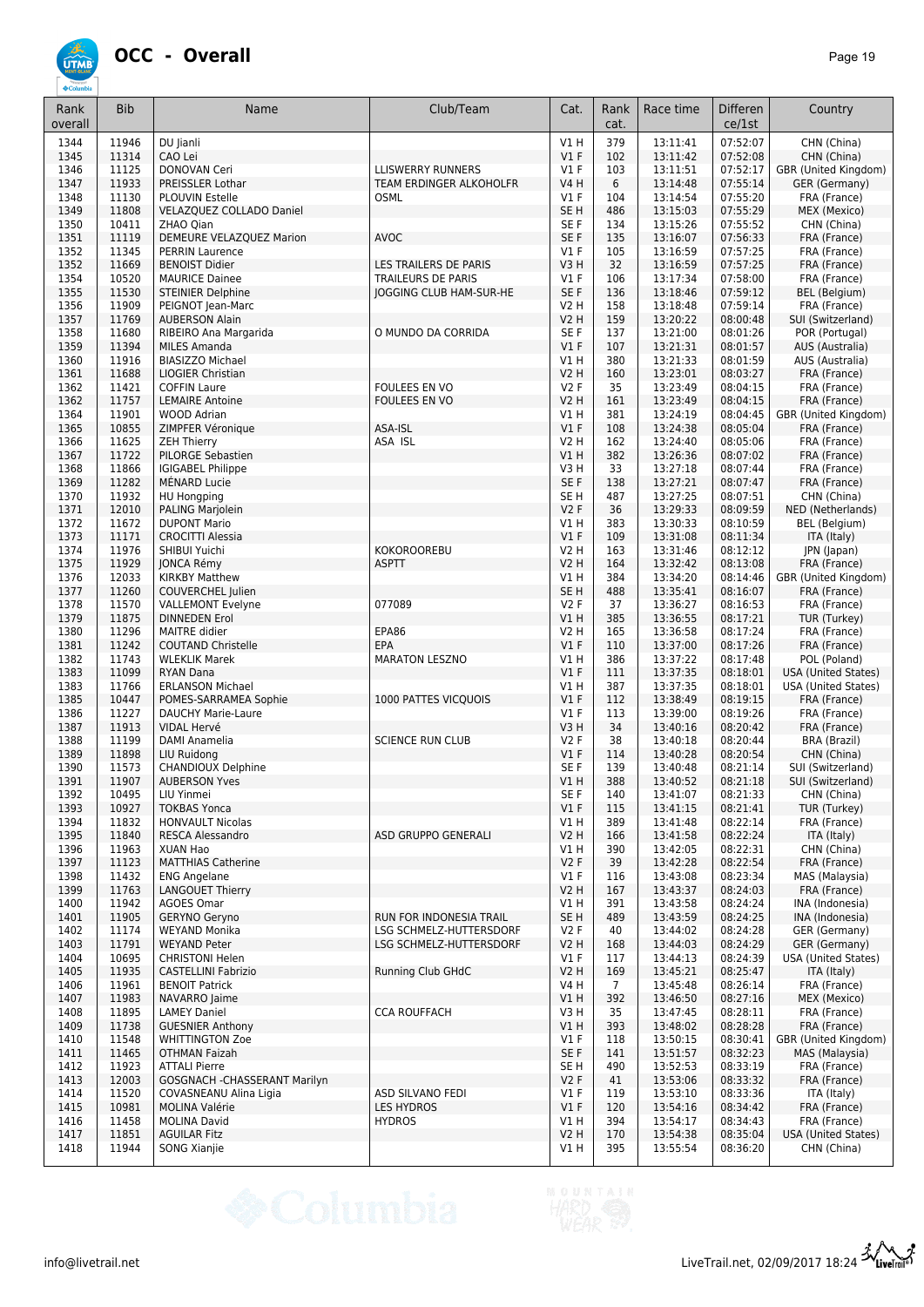# OCC - Overall

| Rank overall | Bib | Name | Club/Team | Cat. | Rank cat. | Race time | Difference/1st | Country |
|---|---|---|---|---|---|---|---|---|
| 1344 | 11946 | DU Jianli | | V1 H | 379 | 13:11:41 | 07:52:07 | CHN (China) |
| 1345 | 11314 | CAO Lei | | V1 F | 102 | 13:11:42 | 07:52:08 | CHN (China) |
| 1346 | 11125 | DONOVAN Ceri | LLISWERRY RUNNERS | V1 F | 103 | 13:11:51 | 07:52:17 | GBR (United Kingdom) |
| 1347 | 11933 | PREISSLER Lothar | TEAM ERDINGER ALKOHOLFR | V4 H | 6 | 13:14:48 | 07:55:14 | GER (Germany) |
| 1348 | 11130 | PLOUVIN Estelle | OSML | V1 F | 104 | 13:14:54 | 07:55:20 | FRA (France) |
| 1349 | 11808 | VELAZQUEZ COLLADO Daniel | | SE H | 486 | 13:15:03 | 07:55:29 | MEX (Mexico) |
| 1350 | 10411 | ZHAO Qian | | SE F | 134 | 13:15:26 | 07:55:52 | CHN (China) |
| 1351 | 11119 | DEMEURE VELAZQUEZ Marion | AVOC | SE F | 135 | 13:16:07 | 07:56:33 | FRA (France) |
| 1352 | 11345 | PERRIN Laurence | | V1 F | 105 | 13:16:59 | 07:57:25 | FRA (France) |
| 1352 | 11669 | BENOIST Didier | LES TRAILERS DE PARIS | V3 H | 32 | 13:16:59 | 07:57:25 | FRA (France) |
| 1354 | 10520 | MAURICE Dainee | TRAILEURS DE PARIS | V1 F | 106 | 13:17:34 | 07:58:00 | FRA (France) |
| 1355 | 11530 | STEINIER Delphine | JOGGING CLUB HAM-SUR-HE | SE F | 136 | 13:18:46 | 07:59:12 | BEL (Belgium) |
| 1356 | 11909 | PEIGNOT Jean-Marc | | V2 H | 158 | 13:18:48 | 07:59:14 | FRA (France) |
| 1357 | 11769 | AUBERSON Alain | | V2 H | 159 | 13:20:22 | 08:00:48 | SUI (Switzerland) |
| 1358 | 11680 | RIBEIRO Ana Margarida | O MUNDO DA CORRIDA | SE F | 137 | 13:21:00 | 08:01:26 | POR (Portugal) |
| 1359 | 11394 | MILES Amanda | | V1 F | 107 | 13:21:31 | 08:01:57 | AUS (Australia) |
| 1360 | 11916 | BIASIZZO Michael | | V1 H | 380 | 13:21:33 | 08:01:59 | AUS (Australia) |
| 1361 | 11688 | LIOGIER Christian | | V2 H | 160 | 13:23:01 | 08:03:27 | FRA (France) |
| 1362 | 11421 | COFFIN Laure | FOULEES EN VO | V2 F | 35 | 13:23:49 | 08:04:15 | FRA (France) |
| 1362 | 11757 | LEMAIRE Antoine | FOULEES EN VO | V2 H | 161 | 13:23:49 | 08:04:15 | FRA (France) |
| 1364 | 11901 | WOOD Adrian | | V1 H | 381 | 13:24:19 | 08:04:45 | GBR (United Kingdom) |
| 1365 | 10855 | ZIMPFER Véronique | ASA-ISL | V1 F | 108 | 13:24:38 | 08:05:04 | FRA (France) |
| 1366 | 11625 | ZEH Thierry | ASA ISL | V2 H | 162 | 13:24:40 | 08:05:06 | FRA (France) |
| 1367 | 11722 | PILORGE Sebastien | | V1 H | 382 | 13:26:36 | 08:07:02 | FRA (France) |
| 1368 | 11866 | IGIGABEL Philippe | | V3 H | 33 | 13:27:18 | 08:07:44 | FRA (France) |
| 1369 | 11282 | MÉNARD Lucie | | SE F | 138 | 13:27:21 | 08:07:47 | FRA (France) |
| 1370 | 11932 | HU Hongping | | SE H | 487 | 13:27:25 | 08:07:51 | CHN (China) |
| 1371 | 12010 | PALING Marjolein | | V2 F | 36 | 13:29:33 | 08:09:59 | NED (Netherlands) |
| 1372 | 11672 | DUPONT Mario | | V1 H | 383 | 13:30:33 | 08:10:59 | BEL (Belgium) |
| 1373 | 11171 | CROCITTI Alessia | | V1 F | 109 | 13:31:08 | 08:11:34 | ITA (Italy) |
| 1374 | 11976 | SHIBUI Yuichi | KOKOROOREBU | V2 H | 163 | 13:31:46 | 08:12:12 | JPN (Japan) |
| 1375 | 11929 | JONCA Rémy | ASPTT | V2 H | 164 | 13:32:42 | 08:13:08 | FRA (France) |
| 1376 | 12033 | KIRKBY Matthew | | V1 H | 384 | 13:34:20 | 08:14:46 | GBR (United Kingdom) |
| 1377 | 11260 | COUVERCHEL Julien | | SE H | 488 | 13:35:41 | 08:16:07 | FRA (France) |
| 1378 | 11570 | VALLEMONT Evelyne | 077089 | V2 F | 37 | 13:36:27 | 08:16:53 | FRA (France) |
| 1379 | 11875 | DINNEDEN Erol | | V1 H | 385 | 13:36:55 | 08:17:21 | TUR (Turkey) |
| 1380 | 11296 | MAITRE didier | EPA86 | V2 H | 165 | 13:36:58 | 08:17:24 | FRA (France) |
| 1381 | 11242 | COUTAND Christelle | EPA | V1 F | 110 | 13:37:00 | 08:17:26 | FRA (France) |
| 1382 | 11743 | WLEKLIK Marek | MARATON LESZNO | V1 H | 386 | 13:37:22 | 08:17:48 | POL (Poland) |
| 1383 | 11099 | RYAN Dana | | V1 F | 111 | 13:37:35 | 08:18:01 | USA (United States) |
| 1383 | 11766 | ERLANSON Michael | | V1 H | 387 | 13:37:35 | 08:18:01 | USA (United States) |
| 1385 | 10447 | POMES-SARRAMEA Sophie | 1000 PATTES VICQUOIS | V1 F | 112 | 13:38:49 | 08:19:15 | FRA (France) |
| 1386 | 11227 | DAUCHY Marie-Laure | | V1 F | 113 | 13:39:00 | 08:19:26 | FRA (France) |
| 1387 | 11913 | VIDAL Hervé | | V3 H | 34 | 13:40:16 | 08:20:42 | FRA (France) |
| 1388 | 11199 | DAMI Anamelia | SCIENCE RUN CLUB | V2 F | 38 | 13:40:18 | 08:20:44 | BRA (Brazil) |
| 1389 | 11898 | LIU Ruidong | | V1 F | 114 | 13:40:28 | 08:20:54 | CHN (China) |
| 1390 | 11573 | CHANDIOUX Delphine | | SE F | 139 | 13:40:48 | 08:21:14 | SUI (Switzerland) |
| 1391 | 11907 | AUBERSON Yves | | V1 H | 388 | 13:40:52 | 08:21:18 | SUI (Switzerland) |
| 1392 | 10495 | LIU Yinmei | | SE F | 140 | 13:41:07 | 08:21:33 | CHN (China) |
| 1393 | 10927 | TOKBAS Yonca | | V1 F | 115 | 13:41:15 | 08:21:41 | TUR (Turkey) |
| 1394 | 11832 | HONVAULT Nicolas | | V1 H | 389 | 13:41:48 | 08:22:14 | FRA (France) |
| 1395 | 11840 | RESCA Alessandro | ASD GRUPPO GENERALI | V2 H | 166 | 13:41:58 | 08:22:24 | ITA (Italy) |
| 1396 | 11963 | XUAN Hao | | V1 H | 390 | 13:42:05 | 08:22:31 | CHN (China) |
| 1397 | 11123 | MATTHIAS Catherine | | V2 F | 39 | 13:42:28 | 08:22:54 | FRA (France) |
| 1398 | 11432 | ENG Angelane | | V1 F | 116 | 13:43:08 | 08:23:34 | MAS (Malaysia) |
| 1399 | 11763 | LANGOUET Thierry | | V2 H | 167 | 13:43:37 | 08:24:03 | FRA (France) |
| 1400 | 11942 | AGOES Omar | | V1 H | 391 | 13:43:58 | 08:24:24 | INA (Indonesia) |
| 1401 | 11905 | GERYNO Geryno | RUN FOR INDONESIA TRAIL | SE H | 489 | 13:43:59 | 08:24:25 | INA (Indonesia) |
| 1402 | 11174 | WEYAND Monika | LSG SCHMELZ-HUTTERSDORF | V2 F | 40 | 13:44:02 | 08:24:28 | GER (Germany) |
| 1403 | 11791 | WEYAND Peter | LSG SCHMELZ-HUTTERSDORF | V2 H | 168 | 13:44:03 | 08:24:29 | GER (Germany) |
| 1404 | 10695 | CHRISTONI Helen | | V1 F | 117 | 13:44:13 | 08:24:39 | USA (United States) |
| 1405 | 11935 | CASTELLINI Fabrizio | Running Club GHdC | V2 H | 169 | 13:45:21 | 08:25:47 | ITA (Italy) |
| 1406 | 11961 | BENOIT Patrick | | V4 H | 7 | 13:45:48 | 08:26:14 | FRA (France) |
| 1407 | 11983 | NAVARRO Jaime | | V1 H | 392 | 13:46:50 | 08:27:16 | MEX (Mexico) |
| 1408 | 11895 | LAMEY Daniel | CCA ROUFFACH | V3 H | 35 | 13:47:45 | 08:28:11 | FRA (France) |
| 1409 | 11738 | GUESNIER Anthony | | V1 H | 393 | 13:48:02 | 08:28:28 | FRA (France) |
| 1410 | 11548 | WHITTINGTON Zoe | | V1 F | 118 | 13:50:15 | 08:30:41 | GBR (United Kingdom) |
| 1411 | 11465 | OTHMAN Faizah | | SE F | 141 | 13:51:57 | 08:32:23 | MAS (Malaysia) |
| 1412 | 11923 | ATTALI Pierre | | SE H | 490 | 13:52:53 | 08:33:19 | FRA (France) |
| 1413 | 12003 | GOSGNACH -CHASSERANT Marilyn | | V2 F | 41 | 13:53:06 | 08:33:32 | FRA (France) |
| 1414 | 11520 | COVASNEANU Alina Ligia | ASD SILVANO FEDI | V1 F | 119 | 13:53:10 | 08:33:36 | ITA (Italy) |
| 1415 | 10981 | MOLINA Valérie | LES HYDROS | V1 F | 120 | 13:54:16 | 08:34:42 | FRA (France) |
| 1416 | 11458 | MOLINA David | HYDROS | V1 H | 394 | 13:54:17 | 08:34:43 | FRA (France) |
| 1417 | 11851 | AGUILAR Fitz | | V2 H | 170 | 13:54:38 | 08:35:04 | USA (United States) |
| 1418 | 11944 | SONG Xianjie | | V1 H | 395 | 13:55:54 | 08:36:20 | CHN (China) |

info@livetrail.net

LiveTrail.net, 02/09/2017 18:24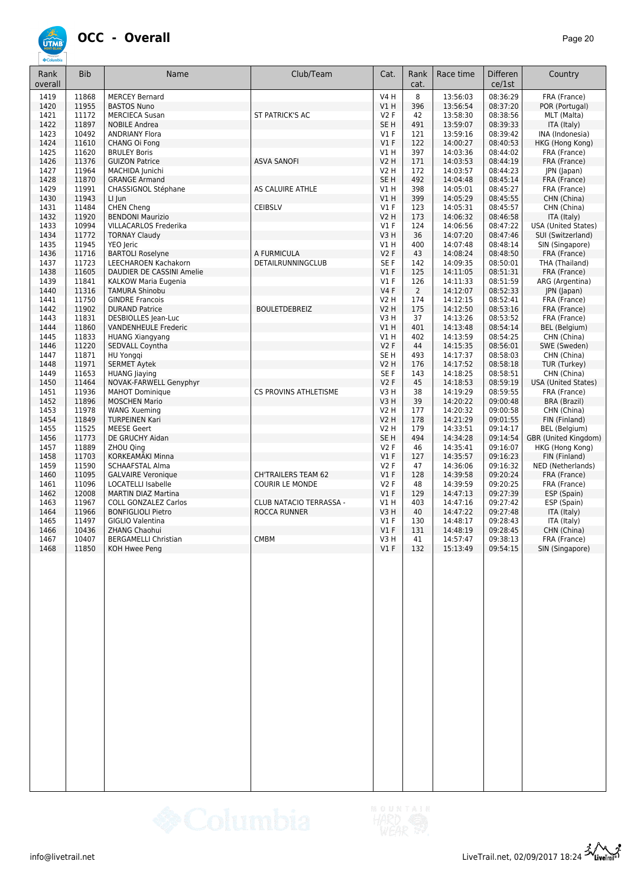# OCC - Overall

| Rank overall | Bib | Name | Club/Team | Cat. | Rank cat. | Race time | Differen ce/1st | Country |
|---|---|---|---|---|---|---|---|---|
| 1419 | 11868 | MERCEY Bernard | | V4 H | 8 | 13:56:03 | 08:36:29 | FRA (France) |
| 1420 | 11955 | BASTOS Nuno | | V1 H | 396 | 13:56:54 | 08:37:20 | POR (Portugal) |
| 1421 | 11172 | MERCIECA Susan | ST PATRICK'S AC | V2 F | 42 | 13:58:30 | 08:38:56 | MLT (Malta) |
| 1422 | 11897 | NOBILE Andrea | | SE H | 491 | 13:59:07 | 08:39:33 | ITA (Italy) |
| 1423 | 10492 | ANDRIANY Flora | | V1 F | 121 | 13:59:16 | 08:39:42 | INA (Indonesia) |
| 1424 | 11610 | CHANG Oi Fong | | V1 F | 122 | 14:00:27 | 08:40:53 | HKG (Hong Kong) |
| 1425 | 11620 | BRULEY Boris | | V1 H | 397 | 14:03:36 | 08:44:02 | FRA (France) |
| 1426 | 11376 | GUIZON Patrice | ASVA SANOFI | V2 H | 171 | 14:03:53 | 08:44:19 | FRA (France) |
| 1427 | 11964 | MACHIDA Junichi | | V2 H | 172 | 14:03:57 | 08:44:23 | JPN (Japan) |
| 1428 | 11870 | GRANGE Armand | | SE H | 492 | 14:04:48 | 08:45:14 | FRA (France) |
| 1429 | 11991 | CHASSIGNOL Stéphane | AS CALUIRE ATHLE | V1 H | 398 | 14:05:01 | 08:45:27 | FRA (France) |
| 1430 | 11943 | LI Jun | | V1 H | 399 | 14:05:29 | 08:45:55 | CHN (China) |
| 1431 | 11484 | CHEN Cheng | CEIBSLV | V1 F | 123 | 14:05:31 | 08:45:57 | CHN (China) |
| 1432 | 11920 | BENDONI Maurizio | | V2 H | 173 | 14:06:32 | 08:46:58 | ITA (Italy) |
| 1433 | 10994 | VILLACARLOS Frederika | | V1 F | 124 | 14:06:56 | 08:47:22 | USA (United States) |
| 1434 | 11772 | TORNAY Claudy | | V3 H | 36 | 14:07:20 | 08:47:46 | SUI (Switzerland) |
| 1435 | 11945 | YEO Jeric | | V1 H | 400 | 14:07:48 | 08:48:14 | SIN (Singapore) |
| 1436 | 11716 | BARTOLI Roselyne | A FURMICULA | V2 F | 43 | 14:08:24 | 08:48:50 | FRA (France) |
| 1437 | 11723 | LEECHAROEN Kachakorn | DETAILRUNNINGCLUB | SE F | 142 | 14:09:35 | 08:50:01 | THA (Thailand) |
| 1438 | 11605 | DAUDIER DE CASSINI Amelie | | V1 F | 125 | 14:11:05 | 08:51:31 | FRA (France) |
| 1439 | 11841 | KALKOW Maria Eugenia | | V1 F | 126 | 14:11:33 | 08:51:59 | ARG (Argentina) |
| 1440 | 11316 | TAMURA Shinobu | | V4 F | 2 | 14:12:07 | 08:52:33 | JPN (Japan) |
| 1441 | 11750 | GINDRE Francois | | V2 H | 174 | 14:12:15 | 08:52:41 | FRA (France) |
| 1442 | 11902 | DURAND Patrice | BOULETDEBREIZ | V2 H | 175 | 14:12:50 | 08:53:16 | FRA (France) |
| 1443 | 11831 | DESBIOLLES Jean-Luc | | V3 H | 37 | 14:13:26 | 08:53:52 | FRA (France) |
| 1444 | 11860 | VANDENHEULE Frederic | | V1 H | 401 | 14:13:48 | 08:54:14 | BEL (Belgium) |
| 1445 | 11833 | HUANG Xiangyang | | V1 H | 402 | 14:13:59 | 08:54:25 | CHN (China) |
| 1446 | 11220 | SEDVALL Coyntha | | V2 F | 44 | 14:15:35 | 08:56:01 | SWE (Sweden) |
| 1447 | 11871 | HU Yongqi | | SE H | 493 | 14:17:37 | 08:58:03 | CHN (China) |
| 1448 | 11971 | SERMET Aytek | | V2 H | 176 | 14:17:52 | 08:58:18 | TUR (Turkey) |
| 1449 | 11653 | HUANG Jiaying | | SE F | 143 | 14:18:25 | 08:58:51 | CHN (China) |
| 1450 | 11464 | NOVAK-FARWELL Genyphyr | | V2 F | 45 | 14:18:53 | 08:59:19 | USA (United States) |
| 1451 | 11936 | MAHOT Dominique | CS PROVINS ATHLETISME | V3 H | 38 | 14:19:29 | 08:59:55 | FRA (France) |
| 1452 | 11896 | MOSCHEN Mario | | V3 H | 39 | 14:20:22 | 09:00:48 | BRA (Brazil) |
| 1453 | 11978 | WANG Xueming | | V2 H | 177 | 14:20:32 | 09:00:58 | CHN (China) |
| 1454 | 11849 | TURPEINEN Kari | | V2 H | 178 | 14:21:29 | 09:01:55 | FIN (Finland) |
| 1455 | 11525 | MEESE Geert | | V2 H | 179 | 14:33:51 | 09:14:17 | BEL (Belgium) |
| 1456 | 11773 | DE GRUCHY Aidan | | SE H | 494 | 14:34:28 | 09:14:54 | GBR (United Kingdom) |
| 1457 | 11889 | ZHOU Qing | | V2 F | 46 | 14:35:41 | 09:16:07 | HKG (Hong Kong) |
| 1458 | 11703 | KORKEAMÄKI Minna | | V1 F | 127 | 14:35:57 | 09:16:23 | FIN (Finland) |
| 1459 | 11590 | SCHAAFSTAL Alma | | V2 F | 47 | 14:36:06 | 09:16:32 | NED (Netherlands) |
| 1460 | 11095 | GALVAIRE Veronique | CH'TRAILERS TEAM 62 | V1 F | 128 | 14:39:58 | 09:20:24 | FRA (France) |
| 1461 | 11096 | LOCATELLI Isabelle | COURIR LE MONDE | V2 F | 48 | 14:39:59 | 09:20:25 | FRA (France) |
| 1462 | 12008 | MARTIN DIAZ Martina | | V1 F | 129 | 14:47:13 | 09:27:39 | ESP (Spain) |
| 1463 | 11967 | COLL GONZALEZ Carlos | CLUB NATACIO TERRASSA - | V1 H | 403 | 14:47:16 | 09:27:42 | ESP (Spain) |
| 1464 | 11966 | BONFIGLIOLI Pietro | ROCCA RUNNER | V3 H | 40 | 14:47:22 | 09:27:48 | ITA (Italy) |
| 1465 | 11497 | GIGLIO Valentina | | V1 F | 130 | 14:48:17 | 09:28:43 | ITA (Italy) |
| 1466 | 10436 | ZHANG Chaohui | | V1 F | 131 | 14:48:19 | 09:28:45 | CHN (China) |
| 1467 | 10407 | BERGAMELLI Christian | CMBM | V3 H | 41 | 14:57:47 | 09:38:13 | FRA (France) |
| 1468 | 11850 | KOH Hwee Peng | | V1 F | 132 | 15:13:49 | 09:54:15 | SIN (Singapore) |

info@livetrail.net

LiveTrail.net, 02/09/2017 18:24